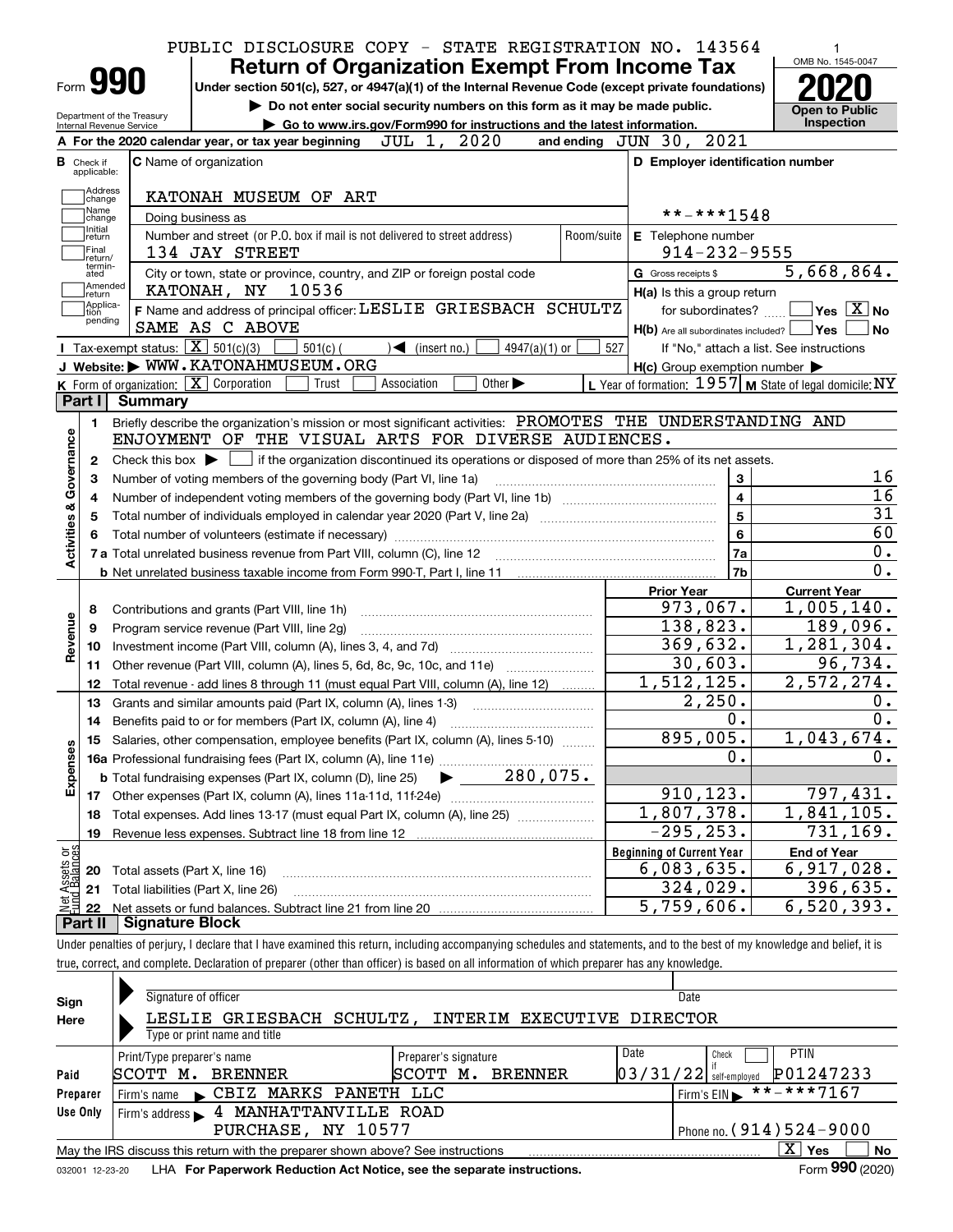PUBLIC DISCLOSURE COPY - STATE REGISTRATION NO. 143564

# Form 990 — Return of Organization Exempt From Income Tax (2020)

Under section 501(c), 527, or 4947(a)(1) of the Internal Revenue Code (except private foundations)

▶ Do not enter social security numbers on this form as it may be made public.

▶ Go to www.irs.gov/Form990 for instructions and the latest information.

Department of the Treasury, Internal Revenue Service

OMB No. 1545-0047 — Open to Public Inspection

**A** For the 2020 calendar year, or tax year beginning JUL 1, 2020 and ending JUN 30, 2021

**B** Check if applicable: Address change, Name change, Initial return, Final return/terminated, Amended return, Application pending

**C** Name of organization: KATONAH MUSEUM OF ART

Doing business as

Number and street (or P.O. box if mail is not delivered to street address): 134 JAY STREET — Room/suite

City or town, state or province, country, and ZIP or foreign postal code: KATONAH, NY 10536

**D** Employer identification number: **-***1548

**E** Telephone number: 914-232-9555

**G** Gross receipts $ 5,668,864.

**F** Name and address of principal officer: LESLIE GRIESBACH SCHULTZ, SAME AS C ABOVE

**H(a)** Is this a group return for subordinates? ☐ Yes ☒ No

**H(b)** Are all subordinates included? ☐ Yes ☐ No — If "No," attach a list. See instructions

**H(c)** Group exemption number ▶

**I** Tax-exempt status: ☒ 501(c)(3) ☐ 501(c) ( ) ◀ (insert no.) ☐ 4947(a)(1) or ☐ 527

**J** Website: ▶ WWW.KATONAHMUSEUM.ORG

**K** Form of organization: ☒ Corporation ☐ Trust ☐ Association ☐ Other ▶

**L** Year of formation: 1957 **M** State of legal domicile: NY

## Part I Summary

**Activities & Governance**

1. Briefly describe the organization's mission or most significant activities: PROMOTES THE UNDERSTANDING AND ENJOYMENT OF THE VISUAL ARTS FOR DIVERSE AUDIENCES.
2. Check this box ▶ ☐ if the organization discontinued its operations or disposed of more than 25% of its net assets.

| Line | Description | | Value |
|---|---|---|---|
| 3 | Number of voting members of the governing body (Part VI, line 1a) | 3 | 16 |
| 4 | Number of independent voting members of the governing body (Part VI, line 1b) | 4 | 16 |
| 5 | Total number of individuals employed in calendar year 2020 (Part V, line 2a) | 5 | 31 |
| 6 | Total number of volunteers (estimate if necessary) | 6 | 60 |
| 7a | Total unrelated business revenue from Part VIII, column (C), line 12 | 7a | 0. |
| 7b | Net unrelated business taxable income from Form 990-T, Part I, line 11 | 7b | 0. |

| Line | Description | Prior Year | Current Year |
|---|---|---|---|
| | **Revenue** | | |
| 8 | Contributions and grants (Part VIII, line 1h) | 973,067. | 1,005,140. |
| 9 | Program service revenue (Part VIII, line 2g) | 138,823. | 189,096. |
| 10 | Investment income (Part VIII, column (A), lines 3, 4, and 7d) | 369,632. | 1,281,304. |
| 11 | Other revenue (Part VIII, column (A), lines 5, 6d, 8c, 9c, 10c, and 11e) | 30,603. | 96,734. |
| 12 | Total revenue - add lines 8 through 11 (must equal Part VIII, column (A), line 12) | 1,512,125. | 2,572,274. |
| | **Expenses** | | |
| 13 | Grants and similar amounts paid (Part IX, column (A), lines 1-3) | 2,250. | 0. |
| 14 | Benefits paid to or for members (Part IX, column (A), line 4) | 0. | 0. |
| 15 | Salaries, other compensation, employee benefits (Part IX, column (A), lines 5-10) | 895,005. | 1,043,674. |
| 16a | Professional fundraising fees (Part IX, column (A), line 11e) | 0. | 0. |
| b | Total fundraising expenses (Part IX, column (D), line 25) ▶ 280,075. | | |
| 17 | Other expenses (Part IX, column (A), lines 11a-11d, 11f-24e) | 910,123. | 797,431. |
| 18 | Total expenses. Add lines 13-17 (must equal Part IX, column (A), line 25) | 1,807,378. | 1,841,105. |
| 19 | Revenue less expenses. Subtract line 18 from line 12 | -295,253. | 731,169. |
| | **Net Assets or Fund Balances** | **Beginning of Current Year** | **End of Year** |
| 20 | Total assets (Part X, line 16) | 6,083,635. | 6,917,028. |
| 21 | Total liabilities (Part X, line 26) | 324,029. | 396,635. |
| 22 | Net assets or fund balances. Subtract line 21 from line 20 | 5,759,606. | 6,520,393. |

## Part II Signature Block

Under penalties of perjury, I declare that I have examined this return, including accompanying schedules and statements, and to the best of my knowledge and belief, it is true, correct, and complete. Declaration of preparer (other than officer) is based on all information of which preparer has any knowledge.

**Sign Here**

Signature of officer — Date

LESLIE GRIESBACH SCHULTZ, INTERIM EXECUTIVE DIRECTOR

Type or print name and title

**Paid Preparer Use Only**

| Print/Type preparer's name | Preparer's signature | Date | Check if self-employed | PTIN |
|---|---|---|---|---|
| SCOTT M. BRENNER | SCOTT M. BRENNER | 03/31/22 | ☐ | P01247233 |

Firm's name ▶ CBIZ MARKS PANETH LLC — Firm's EIN ▶ **-***7167

Firm's address ▶ 4 MANHATTANVILLE ROAD, PURCHASE, NY 10577 — Phone no. (914)524-9000

May the IRS discuss this return with the preparer shown above? See instructions ☒ Yes ☐ No

032001 12-23-20 LHA For Paperwork Reduction Act Notice, see the separate instructions. Form 990 (2020)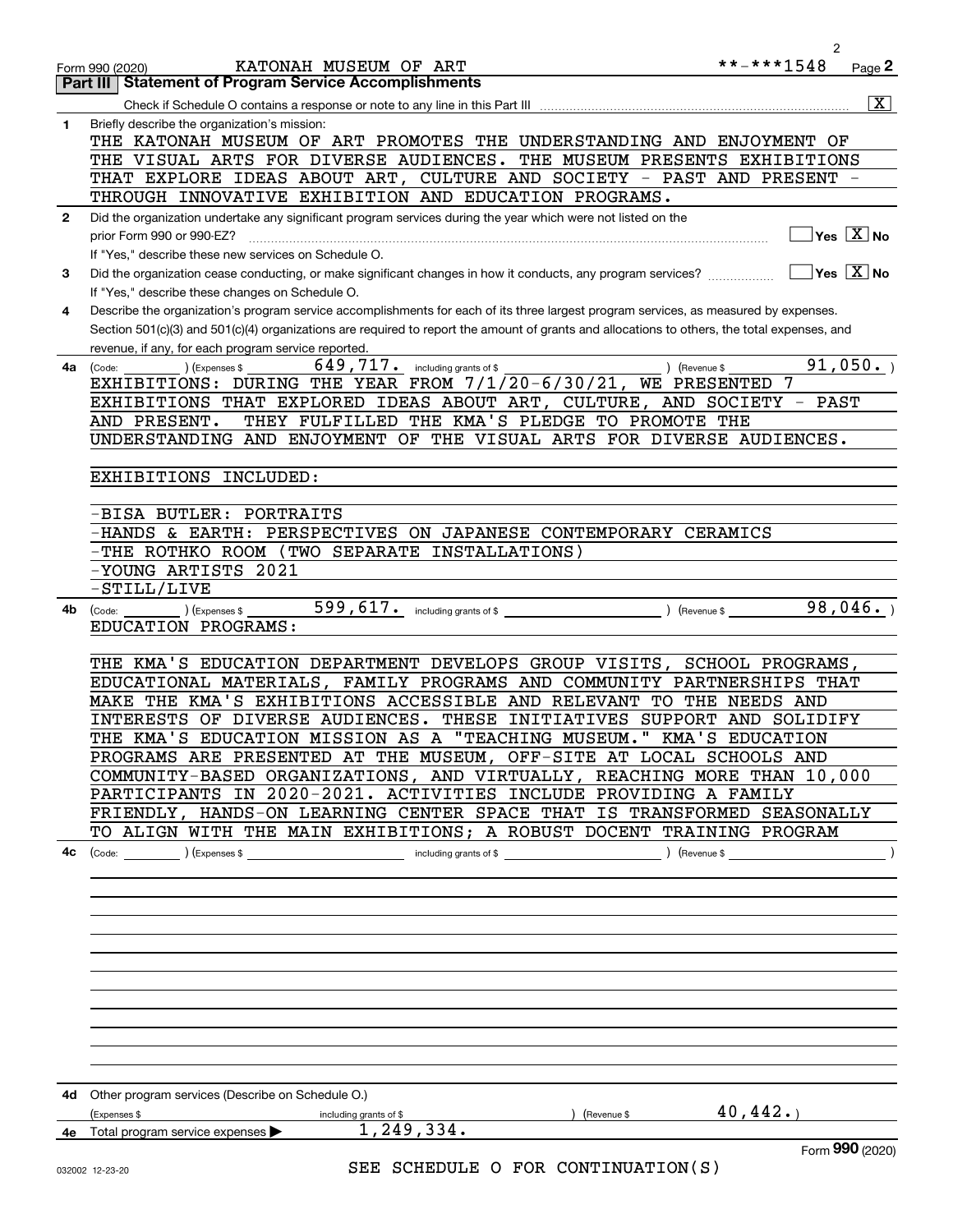Form 990 (2020) KATONAH MUSEUM OF ART **-***1548 Page 2

## Part III Statement of Program Service Accomplishments

Check if Schedule O contains a response or note to any line in this Part III [X]

**1** Briefly describe the organization's mission:

THE KATONAH MUSEUM OF ART PROMOTES THE UNDERSTANDING AND ENJOYMENT OF THE VISUAL ARTS FOR DIVERSE AUDIENCES. THE MUSEUM PRESENTS EXHIBITIONS THAT EXPLORE IDEAS ABOUT ART, CULTURE AND SOCIETY - PAST AND PRESENT - THROUGH INNOVATIVE EXHIBITION AND EDUCATION PROGRAMS.

**2** Did the organization undertake any significant program services during the year which were not listed on the prior Form 990 or 990-EZ? [ ] Yes [X] No

If "Yes," describe these new services on Schedule O.

**3** Did the organization cease conducting, or make significant changes in how it conducts, any program services? [ ] Yes [X] No

If "Yes," describe these changes on Schedule O.

**4** Describe the organization's program service accomplishments for each of its three largest program services, as measured by expenses. Section 501(c)(3) and 501(c)(4) organizations are required to report the amount of grants and allocations to others, the total expenses, and revenue, if any, for each program service reported.

**4a** (Code: ) (Expenses $ 649,717. including grants of $ ) (Revenue $ 91,050. )

EXHIBITIONS: DURING THE YEAR FROM 7/1/20-6/30/21, WE PRESENTED 7 EXHIBITIONS THAT EXPLORED IDEAS ABOUT ART, CULTURE, AND SOCIETY - PAST AND PRESENT. THEY FULFILLED THE KMA'S PLEDGE TO PROMOTE THE UNDERSTANDING AND ENJOYMENT OF THE VISUAL ARTS FOR DIVERSE AUDIENCES.

EXHIBITIONS INCLUDED:

-BISA BUTLER: PORTRAITS
-HANDS & EARTH: PERSPECTIVES ON JAPANESE CONTEMPORARY CERAMICS
-THE ROTHKO ROOM (TWO SEPARATE INSTALLATIONS)
-YOUNG ARTISTS 2021
-STILL/LIVE

**4b** (Code: ) (Expenses $ 599,617. including grants of $ ) (Revenue $ 98,046. )

EDUCATION PROGRAMS:

THE KMA'S EDUCATION DEPARTMENT DEVELOPS GROUP VISITS, SCHOOL PROGRAMS, EDUCATIONAL MATERIALS, FAMILY PROGRAMS AND COMMUNITY PARTNERSHIPS THAT MAKE THE KMA'S EXHIBITIONS ACCESSIBLE AND RELEVANT TO THE NEEDS AND INTERESTS OF DIVERSE AUDIENCES. THESE INITIATIVES SUPPORT AND SOLIDIFY THE KMA'S EDUCATION MISSION AS A "TEACHING MUSEUM." KMA'S EDUCATION PROGRAMS ARE PRESENTED AT THE MUSEUM, OFF-SITE AT LOCAL SCHOOLS AND COMMUNITY-BASED ORGANIZATIONS, AND VIRTUALLY, REACHING MORE THAN 10,000 PARTICIPANTS IN 2020-2021. ACTIVITIES INCLUDE PROVIDING A FAMILY FRIENDLY, HANDS-ON LEARNING CENTER SPACE THAT IS TRANSFORMED SEASONALLY TO ALIGN WITH THE MAIN EXHIBITIONS; A ROBUST DOCENT TRAINING PROGRAM

**4c** (Code: ) (Expenses $ including grants of $ ) (Revenue $ )

**4d** Other program services (Describe on Schedule O.)

(Expenses $ including grants of $ ) (Revenue $ 40,442.)

**4e** Total program service expenses ▶ 1,249,334.

SEE SCHEDULE O FOR CONTINUATION(S)

Form 990 (2020)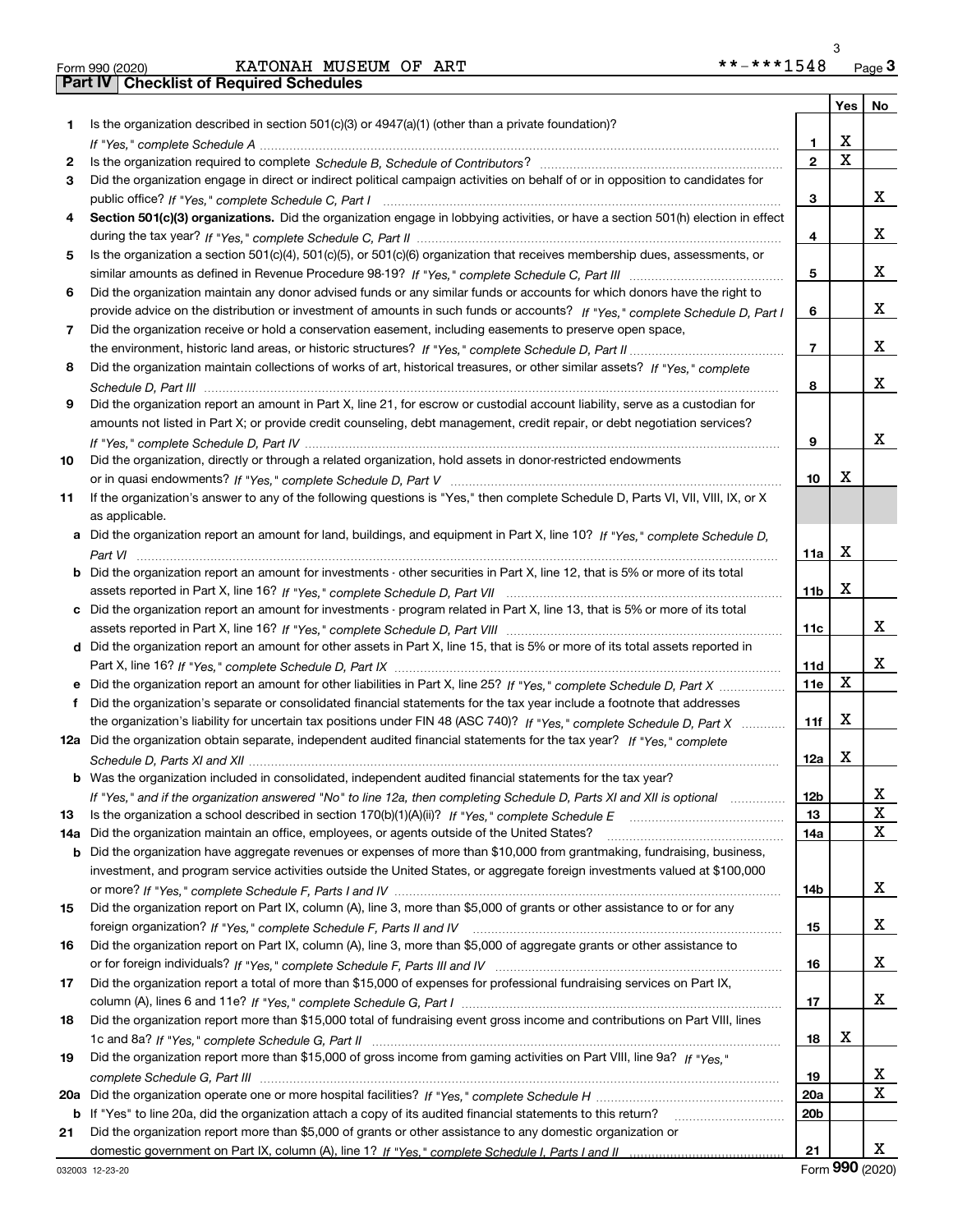Form 990 (2020) KATONAH MUSEUM OF ART **-***1548 Page 3

## Part IV Checklist of Required Schedules

| | | | Yes | No |
|---|---|---|---|---|
| 1 | Is the organization described in section 501(c)(3) or 4947(a)(1) (other than a private foundation)? *If "Yes," complete Schedule A* | 1 | X | |
| 2 | Is the organization required to complete *Schedule B, Schedule of Contributors*? | 2 | X | |
| 3 | Did the organization engage in direct or indirect political campaign activities on behalf of or in opposition to candidates for public office? *If "Yes," complete Schedule C, Part I* | 3 | | X |
| 4 | **Section 501(c)(3) organizations.** Did the organization engage in lobbying activities, or have a section 501(h) election in effect during the tax year? *If "Yes," complete Schedule C, Part II* | 4 | | X |
| 5 | Is the organization a section 501(c)(4), 501(c)(5), or 501(c)(6) organization that receives membership dues, assessments, or similar amounts as defined in Revenue Procedure 98-19? *If "Yes," complete Schedule C, Part III* | 5 | | X |
| 6 | Did the organization maintain any donor advised funds or any similar funds or accounts for which donors have the right to provide advice on the distribution or investment of amounts in such funds or accounts? *If "Yes," complete Schedule D, Part I* | 6 | | X |
| 7 | Did the organization receive or hold a conservation easement, including easements to preserve open space, the environment, historic land areas, or historic structures? *If "Yes," complete Schedule D, Part II* | 7 | | X |
| 8 | Did the organization maintain collections of works of art, historical treasures, or other similar assets? *If "Yes," complete Schedule D, Part III* | 8 | | X |
| 9 | Did the organization report an amount in Part X, line 21, for escrow or custodial account liability, serve as a custodian for amounts not listed in Part X; or provide credit counseling, debt management, credit repair, or debt negotiation services? *If "Yes," complete Schedule D, Part IV* | 9 | | X |
| 10 | Did the organization, directly or through a related organization, hold assets in donor-restricted endowments or in quasi endowments? *If "Yes," complete Schedule D, Part V* | 10 | X | |
| 11 | If the organization's answer to any of the following questions is "Yes," then complete Schedule D, Parts VI, VII, VIII, IX, or X as applicable. | | | |
| a | Did the organization report an amount for land, buildings, and equipment in Part X, line 10? *If "Yes," complete Schedule D, Part VI* | 11a | X | |
| b | Did the organization report an amount for investments - other securities in Part X, line 12, that is 5% or more of its total assets reported in Part X, line 16? *If "Yes," complete Schedule D, Part VII* | 11b | X | |
| c | Did the organization report an amount for investments - program related in Part X, line 13, that is 5% or more of its total assets reported in Part X, line 16? *If "Yes," complete Schedule D, Part VIII* | 11c | | X |
| d | Did the organization report an amount for other assets in Part X, line 15, that is 5% or more of its total assets reported in Part X, line 16? *If "Yes," complete Schedule D, Part IX* | 11d | | X |
| e | Did the organization report an amount for other liabilities in Part X, line 25? *If "Yes," complete Schedule D, Part X* | 11e | X | |
| f | Did the organization's separate or consolidated financial statements for the tax year include a footnote that addresses the organization's liability for uncertain tax positions under FIN 48 (ASC 740)? *If "Yes," complete Schedule D, Part X* | 11f | X | |
| 12a | Did the organization obtain separate, independent audited financial statements for the tax year? *If "Yes," complete Schedule D, Parts XI and XII* | 12a | X | |
| b | Was the organization included in consolidated, independent audited financial statements for the tax year? *If "Yes," and if the organization answered "No" to line 12a, then completing Schedule D, Parts XI and XII is optional* | 12b | | X |
| 13 | Is the organization a school described in section 170(b)(1)(A)(ii)? *If "Yes," complete Schedule E* | 13 | | X |
| 14a | Did the organization maintain an office, employees, or agents outside of the United States? | 14a | | X |
| b | Did the organization have aggregate revenues or expenses of more than $10,000 from grantmaking, fundraising, business, investment, and program service activities outside the United States, or aggregate foreign investments valued at $100,000 or more? *If "Yes," complete Schedule F, Parts I and IV* | 14b | | X |
| 15 | Did the organization report on Part IX, column (A), line 3, more than $5,000 of grants or other assistance to or for any foreign organization? *If "Yes," complete Schedule F, Parts II and IV* | 15 | | X |
| 16 | Did the organization report on Part IX, column (A), line 3, more than $5,000 of aggregate grants or other assistance to or for foreign individuals? *If "Yes," complete Schedule F, Parts III and IV* | 16 | | X |
| 17 | Did the organization report a total of more than $15,000 of expenses for professional fundraising services on Part IX, column (A), lines 6 and 11e? *If "Yes," complete Schedule G, Part I* | 17 | | X |
| 18 | Did the organization report more than $15,000 total of fundraising event gross income and contributions on Part VIII, lines 1c and 8a? *If "Yes," complete Schedule G, Part II* | 18 | X | |
| 19 | Did the organization report more than $15,000 of gross income from gaming activities on Part VIII, line 9a? *If "Yes," complete Schedule G, Part III* | 19 | | X |
| 20a | Did the organization operate one or more hospital facilities? *If "Yes," complete Schedule H* | 20a | | X |
| b | If "Yes" to line 20a, did the organization attach a copy of its audited financial statements to this return? | 20b | | |
| 21 | Did the organization report more than $5,000 of grants or other assistance to any domestic organization or domestic government on Part IX, column (A), line 1? *If "Yes," complete Schedule I, Parts I and II* | 21 | | X |

032003 12-23-20 Form 990 (2020)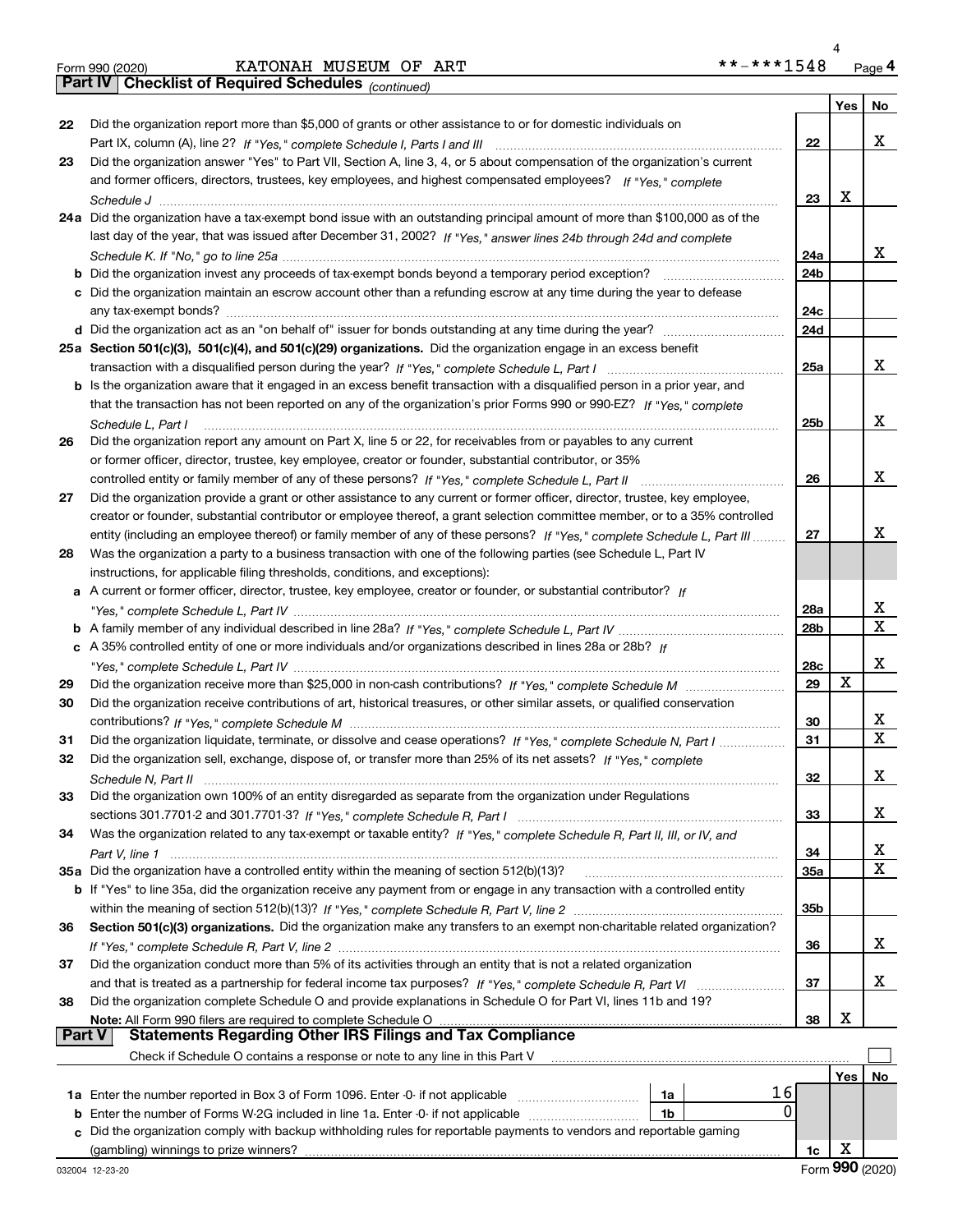Form 990 (2020) KATONAH MUSEUM OF ART **-***1548 Page 4

**Part IV Checklist of Required Schedules** *(continued)*

| | | | Yes | No |
|---|---|---|---|---|
| 22 | Did the organization report more than $5,000 of grants or other assistance to or for domestic individuals on Part IX, column (A), line 2? *If "Yes," complete Schedule I, Parts I and III* | 22 | | X |
| 23 | Did the organization answer "Yes" to Part VII, Section A, line 3, 4, or 5 about compensation of the organization's current and former officers, directors, trustees, key employees, and highest compensated employees? *If "Yes," complete Schedule J* | 23 | X | |
| 24a | Did the organization have a tax-exempt bond issue with an outstanding principal amount of more than $100,000 as of the last day of the year, that was issued after December 31, 2002? *If "Yes," answer lines 24b through 24d and complete Schedule K. If "No," go to line 25a* | 24a | | X |
| b | Did the organization invest any proceeds of tax-exempt bonds beyond a temporary period exception? | 24b | | |
| c | Did the organization maintain an escrow account other than a refunding escrow at any time during the year to defease any tax-exempt bonds? | 24c | | |
| d | Did the organization act as an "on behalf of" issuer for bonds outstanding at any time during the year? | 24d | | |
| 25a | **Section 501(c)(3), 501(c)(4), and 501(c)(29) organizations.** Did the organization engage in an excess benefit transaction with a disqualified person during the year? *If "Yes," complete Schedule L, Part I* | 25a | | X |
| b | Is the organization aware that it engaged in an excess benefit transaction with a disqualified person in a prior year, and that the transaction has not been reported on any of the organization's prior Forms 990 or 990-EZ? *If "Yes," complete Schedule L, Part I* | 25b | | X |
| 26 | Did the organization report any amount on Part X, line 5 or 22, for receivables from or payables to any current or former officer, director, trustee, key employee, creator or founder, substantial contributor, or 35% controlled entity or family member of any of these persons? *If "Yes," complete Schedule L, Part II* | 26 | | X |
| 27 | Did the organization provide a grant or other assistance to any current or former officer, director, trustee, key employee, creator or founder, substantial contributor or employee thereof, a grant selection committee member, or to a 35% controlled entity (including an employee thereof) or family member of any of these persons? *If "Yes," complete Schedule L, Part III* | 27 | | X |
| 28 | Was the organization a party to a business transaction with one of the following parties (see Schedule L, Part IV instructions, for applicable filing thresholds, conditions, and exceptions): | | | |
| a | A current or former officer, director, trustee, key employee, creator or founder, or substantial contributor? *If "Yes," complete Schedule L, Part IV* | 28a | | X |
| b | A family member of any individual described in line 28a? *If "Yes," complete Schedule L, Part IV* | 28b | | X |
| c | A 35% controlled entity of one or more individuals and/or organizations described in lines 28a or 28b? *If "Yes," complete Schedule L, Part IV* | 28c | | X |
| 29 | Did the organization receive more than $25,000 in non-cash contributions? *If "Yes," complete Schedule M* | 29 | X | |
| 30 | Did the organization receive contributions of art, historical treasures, or other similar assets, or qualified conservation contributions? *If "Yes," complete Schedule M* | 30 | | X |
| 31 | Did the organization liquidate, terminate, or dissolve and cease operations? *If "Yes," complete Schedule N, Part I* | 31 | | X |
| 32 | Did the organization sell, exchange, dispose of, or transfer more than 25% of its net assets? *If "Yes," complete Schedule N, Part II* | 32 | | X |
| 33 | Did the organization own 100% of an entity disregarded as separate from the organization under Regulations sections 301.7701-2 and 301.7701-3? *If "Yes," complete Schedule R, Part I* | 33 | | X |
| 34 | Was the organization related to any tax-exempt or taxable entity? *If "Yes," complete Schedule R, Part II, III, or IV, and Part V, line 1* | 34 | | X |
| 35a | Did the organization have a controlled entity within the meaning of section 512(b)(13)? | 35a | | X |
| b | If "Yes" to line 35a, did the organization receive any payment from or engage in any transaction with a controlled entity within the meaning of section 512(b)(13)? *If "Yes," complete Schedule R, Part V, line 2* | 35b | | |
| 36 | **Section 501(c)(3) organizations.** Did the organization make any transfers to an exempt non-charitable related organization? *If "Yes," complete Schedule R, Part V, line 2* | 36 | | X |
| 37 | Did the organization conduct more than 5% of its activities through an entity that is not a related organization and that is treated as a partnership for federal income tax purposes? *If "Yes," complete Schedule R, Part VI* | 37 | | X |
| 38 | Did the organization complete Schedule O and provide explanations in Schedule O for Part VI, lines 11b and 19? **Note:** All Form 990 filers are required to complete Schedule O | 38 | X | |

**Part V Statements Regarding Other IRS Filings and Tax Compliance**

Check if Schedule O contains a response or note to any line in this Part V ☐

| | | | | | Yes | No |
|---|---|---|---|---|---|---|
| 1a | Enter the number reported in Box 3 of Form 1096. Enter -0- if not applicable | 1a | 16 | | | |
| b | Enter the number of Forms W-2G included in line 1a. Enter -0- if not applicable | 1b | 0 | | | |
| c | Did the organization comply with backup withholding rules for reportable payments to vendors and reportable gaming (gambling) winnings to prize winners? | | | 1c | X | |

Form **990** (2020)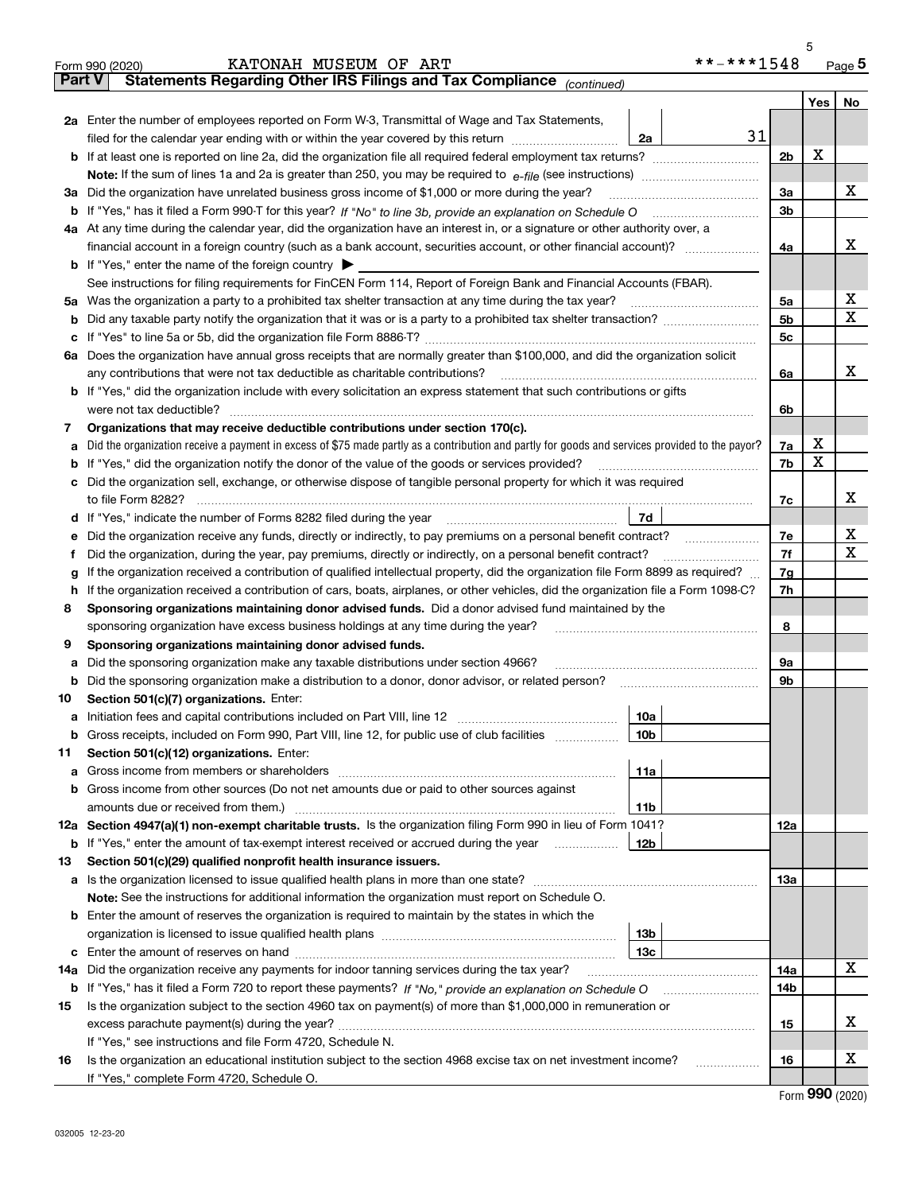Form 990 (2020) KATONAH MUSEUM OF ART **-***1548 Page 5

**Part V Statements Regarding Other IRS Filings and Tax Compliance** *(continued)*

| | | | | Yes | No |
|---|---|---|---|---|---|
| **2a** | Enter the number of employees reported on Form W-3, Transmittal of Wage and Tax Statements, filed for the calendar year ending with or within the year covered by this return | 2a | 31 | | |
| **b** | If at least one is reported on line 2a, did the organization file all required federal employment tax returns? | | 2b | X | |
| | **Note:** If the sum of lines 1a and 2a is greater than 250, you may be required to *e-file* (see instructions) | | | | |
| **3a** | Did the organization have unrelated business gross income of $1,000 or more during the year? | | 3a | | X |
| **b** | If "Yes," has it filed a Form 990-T for this year? *If "No" to line 3b, provide an explanation on Schedule O* | | 3b | | |
| **4a** | At any time during the calendar year, did the organization have an interest in, or a signature or other authority over, a financial account in a foreign country (such as a bank account, securities account, or other financial account)? | | 4a | | X |
| **b** | If "Yes," enter the name of the foreign country ▶ | | | | |
| | See instructions for filing requirements for FinCEN Form 114, Report of Foreign Bank and Financial Accounts (FBAR). | | | | |
| **5a** | Was the organization a party to a prohibited tax shelter transaction at any time during the tax year? | | 5a | | X |
| **b** | Did any taxable party notify the organization that it was or is a party to a prohibited tax shelter transaction? | | 5b | | X |
| **c** | If "Yes" to line 5a or 5b, did the organization file Form 8886-T? | | 5c | | |
| **6a** | Does the organization have annual gross receipts that are normally greater than $100,000, and did the organization solicit any contributions that were not tax deductible as charitable contributions? | | 6a | | X |
| **b** | If "Yes," did the organization include with every solicitation an express statement that such contributions or gifts were not tax deductible? | | 6b | | |
| **7** | **Organizations that may receive deductible contributions under section 170(c).** | | | | |
| **a** | Did the organization receive a payment in excess of $75 made partly as a contribution and partly for goods and services provided to the payor? | | 7a | X | |
| **b** | If "Yes," did the organization notify the donor of the value of the goods or services provided? | | 7b | X | |
| **c** | Did the organization sell, exchange, or otherwise dispose of tangible personal property for which it was required to file Form 8282? | | 7c | | X |
| **d** | If "Yes," indicate the number of Forms 8282 filed during the year | 7d | | | |
| **e** | Did the organization receive any funds, directly or indirectly, to pay premiums on a personal benefit contract? | | 7e | | X |
| **f** | Did the organization, during the year, pay premiums, directly or indirectly, on a personal benefit contract? | | 7f | | X |
| **g** | If the organization received a contribution of qualified intellectual property, did the organization file Form 8899 as required? | | 7g | | |
| **h** | If the organization received a contribution of cars, boats, airplanes, or other vehicles, did the organization file a Form 1098-C? | | 7h | | |
| **8** | **Sponsoring organizations maintaining donor advised funds.** Did a donor advised fund maintained by the sponsoring organization have excess business holdings at any time during the year? | | 8 | | |
| **9** | **Sponsoring organizations maintaining donor advised funds.** | | | | |
| **a** | Did the sponsoring organization make any taxable distributions under section 4966? | | 9a | | |
| **b** | Did the sponsoring organization make a distribution to a donor, donor advisor, or related person? | | 9b | | |
| **10** | **Section 501(c)(7) organizations.** Enter: | | | | |
| **a** | Initiation fees and capital contributions included on Part VIII, line 12 | 10a | | | |
| **b** | Gross receipts, included on Form 990, Part VIII, line 12, for public use of club facilities | 10b | | | |
| **11** | **Section 501(c)(12) organizations.** Enter: | | | | |
| **a** | Gross income from members or shareholders | 11a | | | |
| **b** | Gross income from other sources (Do not net amounts due or paid to other sources against amounts due or received from them.) | 11b | | | |
| **12a** | **Section 4947(a)(1) non-exempt charitable trusts.** Is the organization filing Form 990 in lieu of Form 1041? | | 12a | | |
| **b** | If "Yes," enter the amount of tax-exempt interest received or accrued during the year | 12b | | | |
| **13** | **Section 501(c)(29) qualified nonprofit health insurance issuers.** | | | | |
| **a** | Is the organization licensed to issue qualified health plans in more than one state? | | 13a | | |
| | **Note:** See the instructions for additional information the organization must report on Schedule O. | | | | |
| **b** | Enter the amount of reserves the organization is required to maintain by the states in which the organization is licensed to issue qualified health plans | 13b | | | |
| **c** | Enter the amount of reserves on hand | 13c | | | |
| **14a** | Did the organization receive any payments for indoor tanning services during the tax year? | | 14a | | X |
| **b** | If "Yes," has it filed a Form 720 to report these payments? *If "No," provide an explanation on Schedule O* | | 14b | | |
| **15** | Is the organization subject to the section 4960 tax on payment(s) of more than $1,000,000 in remuneration or excess parachute payment(s) during the year? | | 15 | | X |
| | If "Yes," see instructions and file Form 4720, Schedule N. | | | | |
| **16** | Is the organization an educational institution subject to the section 4968 excise tax on net investment income? | | 16 | | X |
| | If "Yes," complete Form 4720, Schedule O. | | | | |

Form **990** (2020)

032005 12-23-20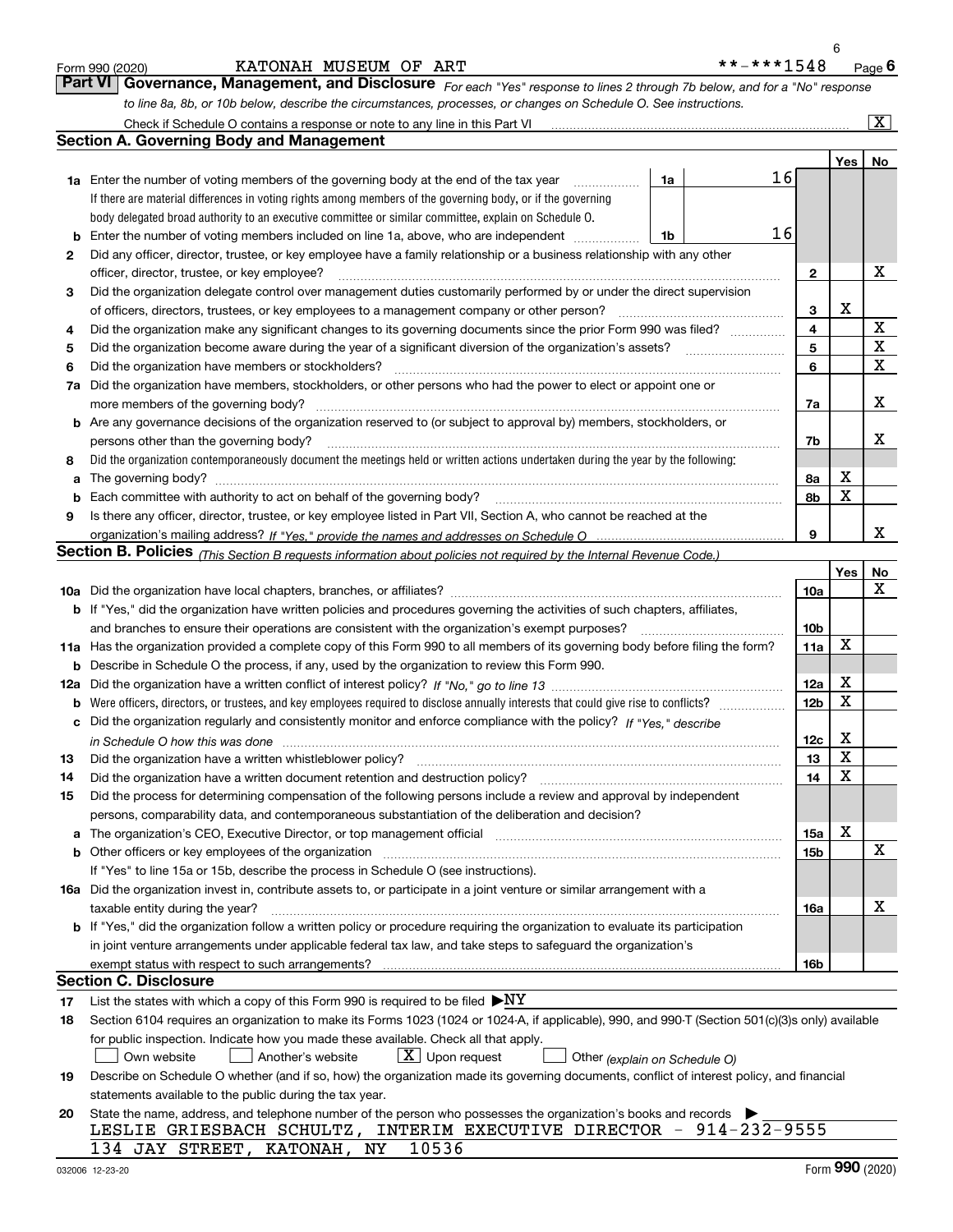Form 990 (2020) KATONAH MUSEUM OF ART **-***1548 Page 6

**Part VI Governance, Management, and Disclosure** *For each "Yes" response to lines 2 through 7b below, and for a "No" response to line 8a, 8b, or 10b below, describe the circumstances, processes, or changes on Schedule O. See instructions.*

Check if Schedule O contains a response or note to any line in this Part VI .... [X]

## Section A. Governing Body and Management

| | | | | Yes | No |
|---|---|---|---|---|---|
| **1a** | Enter the number of voting members of the governing body at the end of the tax year .... **1a** 16 | | | | |
| | If there are material differences in voting rights among members of the governing body, or if the governing body delegated broad authority to an executive committee or similar committee, explain on Schedule O. | | | | |
| **b** | Enter the number of voting members included on line 1a, above, who are independent .... **1b** 16 | | | | |
| **2** | Did any officer, director, trustee, or key employee have a family relationship or a business relationship with any other officer, director, trustee, or key employee? | | **2** | | X |
| **3** | Did the organization delegate control over management duties customarily performed by or under the direct supervision of officers, directors, trustees, or key employees to a management company or other person? | | **3** | X | |
| **4** | Did the organization make any significant changes to its governing documents since the prior Form 990 was filed? | | **4** | | X |
| **5** | Did the organization become aware during the year of a significant diversion of the organization's assets? | | **5** | | X |
| **6** | Did the organization have members or stockholders? | | **6** | | X |
| **7a** | Did the organization have members, stockholders, or other persons who had the power to elect or appoint one or more members of the governing body? | | **7a** | | X |
| **b** | Are any governance decisions of the organization reserved to (or subject to approval by) members, stockholders, or persons other than the governing body? | | **7b** | | X |
| **8** | Did the organization contemporaneously document the meetings held or written actions undertaken during the year by the following: | | | | |
| **a** | The governing body? | | **8a** | X | |
| **b** | Each committee with authority to act on behalf of the governing body? | | **8b** | X | |
| **9** | Is there any officer, director, trustee, or key employee listed in Part VII, Section A, who cannot be reached at the organization's mailing address? *If "Yes," provide the names and addresses on Schedule O* | | **9** | | X |

## Section B. Policies *(This Section B requests information about policies not required by the Internal Revenue Code.)*

| | | | Yes | No |
|---|---|---|---|---|
| **10a** | Did the organization have local chapters, branches, or affiliates? | **10a** | | X |
| **b** | If "Yes," did the organization have written policies and procedures governing the activities of such chapters, affiliates, and branches to ensure their operations are consistent with the organization's exempt purposes? | **10b** | | |
| **11a** | Has the organization provided a complete copy of this Form 990 to all members of its governing body before filing the form? | **11a** | X | |
| **b** | Describe in Schedule O the process, if any, used by the organization to review this Form 990. | | | |
| **12a** | Did the organization have a written conflict of interest policy? *If "No," go to line 13* | **12a** | X | |
| **b** | Were officers, directors, or trustees, and key employees required to disclose annually interests that could give rise to conflicts? | **12b** | X | |
| **c** | Did the organization regularly and consistently monitor and enforce compliance with the policy? *If "Yes," describe in Schedule O how this was done* | **12c** | X | |
| **13** | Did the organization have a written whistleblower policy? | **13** | X | |
| **14** | Did the organization have a written document retention and destruction policy? | **14** | X | |
| **15** | Did the process for determining compensation of the following persons include a review and approval by independent persons, comparability data, and contemporaneous substantiation of the deliberation and decision? | | | |
| **a** | The organization's CEO, Executive Director, or top management official | **15a** | X | |
| **b** | Other officers or key employees of the organization | **15b** | | X |
| | If "Yes" to line 15a or 15b, describe the process in Schedule O (see instructions). | | | |
| **16a** | Did the organization invest in, contribute assets to, or participate in a joint venture or similar arrangement with a taxable entity during the year? | **16a** | | X |
| **b** | If "Yes," did the organization follow a written policy or procedure requiring the organization to evaluate its participation in joint venture arrangements under applicable federal tax law, and take steps to safeguard the organization's exempt status with respect to such arrangements? | **16b** | | |

## Section C. Disclosure

**17** List the states with which a copy of this Form 990 is required to be filed ▶NY

**18** Section 6104 requires an organization to make its Forms 1023 (1024 or 1024-A, if applicable), 990, and 990-T (Section 501(c)(3)s only) available for public inspection. Indicate how you made these available. Check all that apply.

[ ] Own website [ ] Another's website [X] Upon request [ ] Other *(explain on Schedule O)*

**19** Describe on Schedule O whether (and if so, how) the organization made its governing documents, conflict of interest policy, and financial statements available to the public during the tax year.

**20** State the name, address, and telephone number of the person who possesses the organization's books and records ▶

LESLIE GRIESBACH SCHULTZ, INTERIM EXECUTIVE DIRECTOR - 914-232-9555
134 JAY STREET, KATONAH, NY 10536

032006 12-23-20 Form **990** (2020)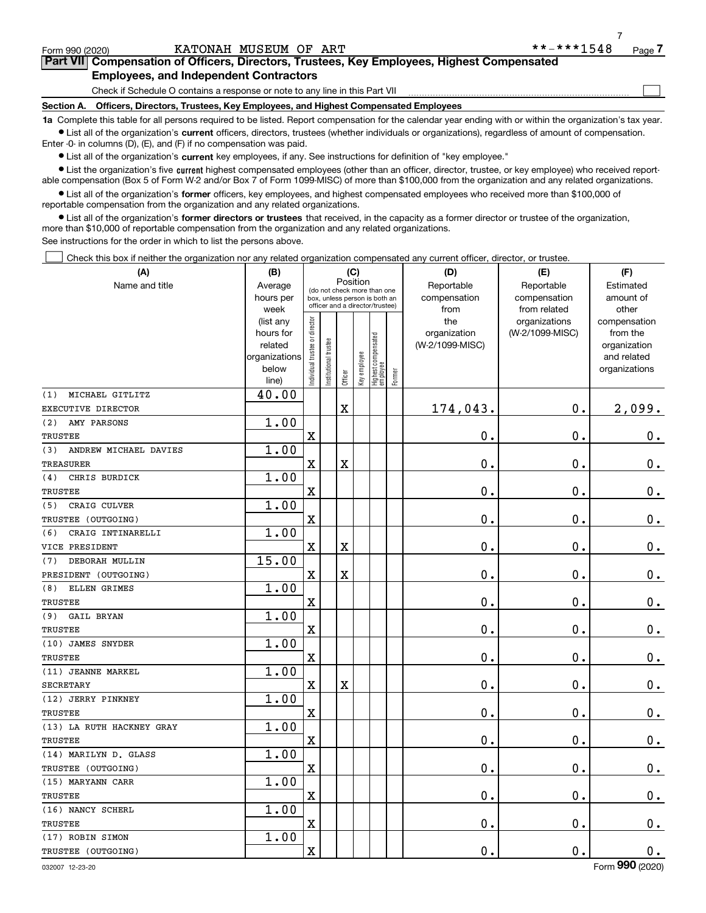Form 990 (2020) KATONAH MUSEUM OF ART **-***1548 Page 7

## Part VII Compensation of Officers, Directors, Trustees, Key Employees, Highest Compensated Employees, and Independent Contractors

Check if Schedule O contains a response or note to any line in this Part VII

### Section A. Officers, Directors, Trustees, Key Employees, and Highest Compensated Employees

**1a** Complete this table for all persons required to be listed. Report compensation for the calendar year ending with or within the organization's tax year.

- List all of the organization's **current** officers, directors, trustees (whether individuals or organizations), regardless of amount of compensation. Enter -0- in columns (D), (E), and (F) if no compensation was paid.
- List all of the organization's **current** key employees, if any. See instructions for definition of "key employee."
- List the organization's five **current** highest compensated employees (other than an officer, director, trustee, or key employee) who received reportable compensation (Box 5 of Form W-2 and/or Box 7 of Form 1099-MISC) of more than $100,000 from the organization and any related organizations.
- List all of the organization's **former** officers, key employees, and highest compensated employees who received more than $100,000 of reportable compensation from the organization and any related organizations.
- List all of the organization's **former directors or trustees** that received, in the capacity as a former director or trustee of the organization, more than $10,000 of reportable compensation from the organization and any related organizations.

See instructions for the order in which to list the persons above.

Check this box if neither the organization nor any related organization compensated any current officer, director, or trustee.

| (A) Name and title | (B) Average hours per week (list any hours for related organizations below line) | (C) Position: Individual trustee or director | Institutional trustee | Officer | Key employee | Highest compensated employee | Former | (D) Reportable compensation from the organization (W-2/1099-MISC) | (E) Reportable compensation from related organizations (W-2/1099-MISC) | (F) Estimated amount of other compensation from the organization and related organizations |
|---|---|---|---|---|---|---|---|---|---|---|
| (1) MICHAEL GITLITZ<br>EXECUTIVE DIRECTOR | 40.00 | | | X | | | | 174,043. | 0. | 2,099. |
| (2) AMY PARSONS<br>TRUSTEE | 1.00 | X | | | | | | 0. | 0. | 0. |
| (3) ANDREW MICHAEL DAVIES<br>TREASURER | 1.00 | X | | X | | | | 0. | 0. | 0. |
| (4) CHRIS BURDICK<br>TRUSTEE | 1.00 | X | | | | | | 0. | 0. | 0. |
| (5) CRAIG CULVER<br>TRUSTEE (OUTGOING) | 1.00 | X | | | | | | 0. | 0. | 0. |
| (6) CRAIG INTINARELLI<br>VICE PRESIDENT | 1.00 | X | | X | | | | 0. | 0. | 0. |
| (7) DEBORAH MULLIN<br>PRESIDENT (OUTGOING) | 15.00 | X | | X | | | | 0. | 0. | 0. |
| (8) ELLEN GRIMES<br>TRUSTEE | 1.00 | X | | | | | | 0. | 0. | 0. |
| (9) GAIL BRYAN<br>TRUSTEE | 1.00 | X | | | | | | 0. | 0. | 0. |
| (10) JAMES SNYDER<br>TRUSTEE | 1.00 | X | | | | | | 0. | 0. | 0. |
| (11) JEANNE MARKEL<br>SECRETARY | 1.00 | X | | X | | | | 0. | 0. | 0. |
| (12) JERRY PINKNEY<br>TRUSTEE | 1.00 | X | | | | | | 0. | 0. | 0. |
| (13) LA RUTH HACKNEY GRAY<br>TRUSTEE | 1.00 | X | | | | | | 0. | 0. | 0. |
| (14) MARILYN D. GLASS<br>TRUSTEE (OUTGOING) | 1.00 | X | | | | | | 0. | 0. | 0. |
| (15) MARYANN CARR<br>TRUSTEE | 1.00 | X | | | | | | 0. | 0. | 0. |
| (16) NANCY SCHERL<br>TRUSTEE | 1.00 | X | | | | | | 0. | 0. | 0. |
| (17) ROBIN SIMON<br>TRUSTEE (OUTGOING) | 1.00 | X | | | | | | 0. | 0. | 0. |

032007 12-23-20 Form 990 (2020)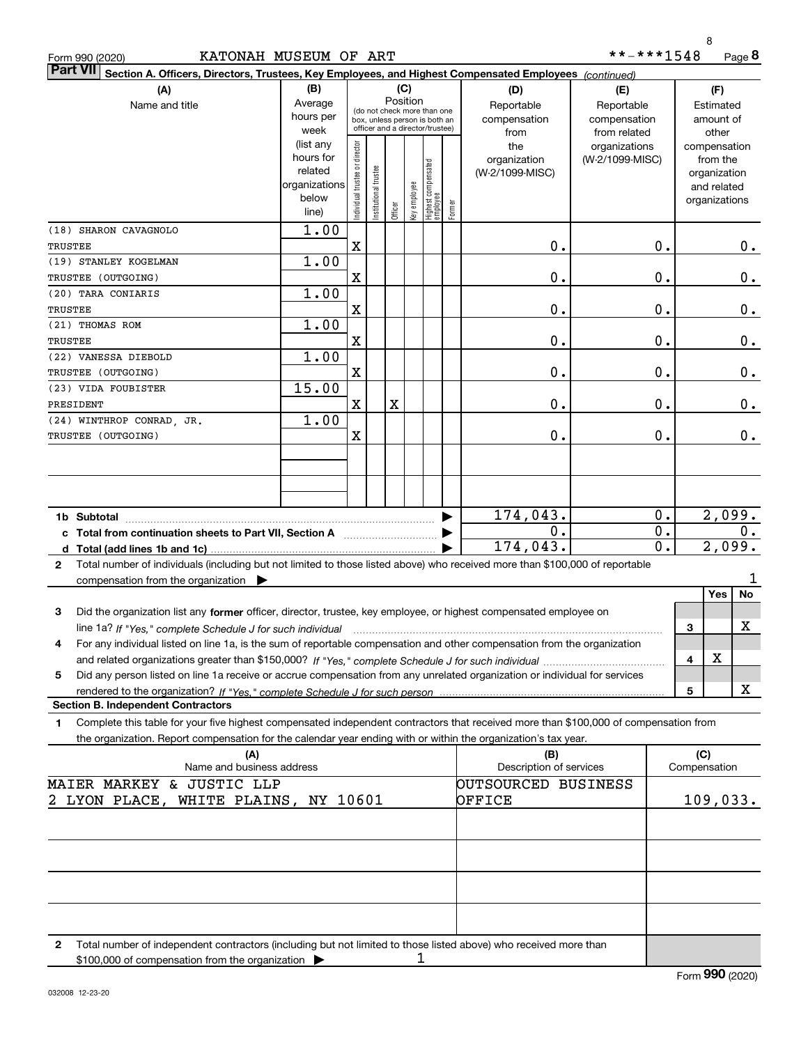Form 990 (2020) KATONAH MUSEUM OF ART **-***1548 Page 8

**Part VII Section A. Officers, Directors, Trustees, Key Employees, and Highest Compensated Employees** *(continued)*

| (A) Name and title | (B) Average hours per week (list any hours for related organizations below line) | (C) Position: Individual trustee or director | Institutional trustee | Officer | Key employee | Highest compensated employee | Former | (D) Reportable compensation from the organization (W-2/1099-MISC) | (E) Reportable compensation from related organizations (W-2/1099-MISC) | (F) Estimated amount of other compensation from the organization and related organizations |
|---|---|---|---|---|---|---|---|---|---|---|
| (18) SHARON CAVAGNOLO<br>TRUSTEE | 1.00 | X | | | | | | 0. | 0. | 0. |
| (19) STANLEY KOGELMAN<br>TRUSTEE (OUTGOING) | 1.00 | X | | | | | | 0. | 0. | 0. |
| (20) TARA CONIARIS<br>TRUSTEE | 1.00 | X | | | | | | 0. | 0. | 0. |
| (21) THOMAS ROM<br>TRUSTEE | 1.00 | X | | | | | | 0. | 0. | 0. |
| (22) VANESSA DIEBOLD<br>TRUSTEE (OUTGOING) | 1.00 | X | | | | | | 0. | 0. | 0. |
| (23) VIDA FOUBISTER<br>PRESIDENT | 15.00 | X | | X | | | | 0. | 0. | 0. |
| (24) WINTHROP CONRAD, JR.<br>TRUSTEE (OUTGOING) | 1.00 | X | | | | | | 0. | 0. | 0. |
| | | | | | | | | | | |
| | | | | | | | | | | |
| **1b Subtotal** | | | | | | | | 174,043. | 0. | 2,099. |
| **c Total from continuation sheets to Part VII, Section A** | | | | | | | | 0. | 0. | 0. |
| **d Total (add lines 1b and 1c)** | | | | | | | | 174,043. | 0. | 2,099. |

**2** Total number of individuals (including but not limited to those listed above) who received more than $100,000 of reportable compensation from the organization ▶ 1

| | | | Yes | No |
|---|---|---|---|---|
| **3** | Did the organization list any **former** officer, director, trustee, key employee, or highest compensated employee on line 1a? *If "Yes," complete Schedule J for such individual* | 3 | | X |
| **4** | For any individual listed on line 1a, is the sum of reportable compensation and other compensation from the organization and related organizations greater than $150,000? *If "Yes," complete Schedule J for such individual* | 4 | X | |
| **5** | Did any person listed on line 1a receive or accrue compensation from any unrelated organization or individual for services rendered to the organization? *If "Yes," complete Schedule J for such person* | 5 | | X |

**Section B. Independent Contractors**

**1** Complete this table for your five highest compensated independent contractors that received more than $100,000 of compensation from the organization. Report compensation for the calendar year ending with or within the organization's tax year.

| (A) Name and business address | (B) Description of services | (C) Compensation |
|---|---|---|
| MAIER MARKEY & JUSTIC LLP<br>2 LYON PLACE, WHITE PLAINS, NY 10601 | OUTSOURCED BUSINESS OFFICE | 109,033. |
| | | |
| | | |
| | | |
| | | |

**2** Total number of independent contractors (including but not limited to those listed above) who received more than $100,000 of compensation from the organization ▶ 1

Form **990** (2020)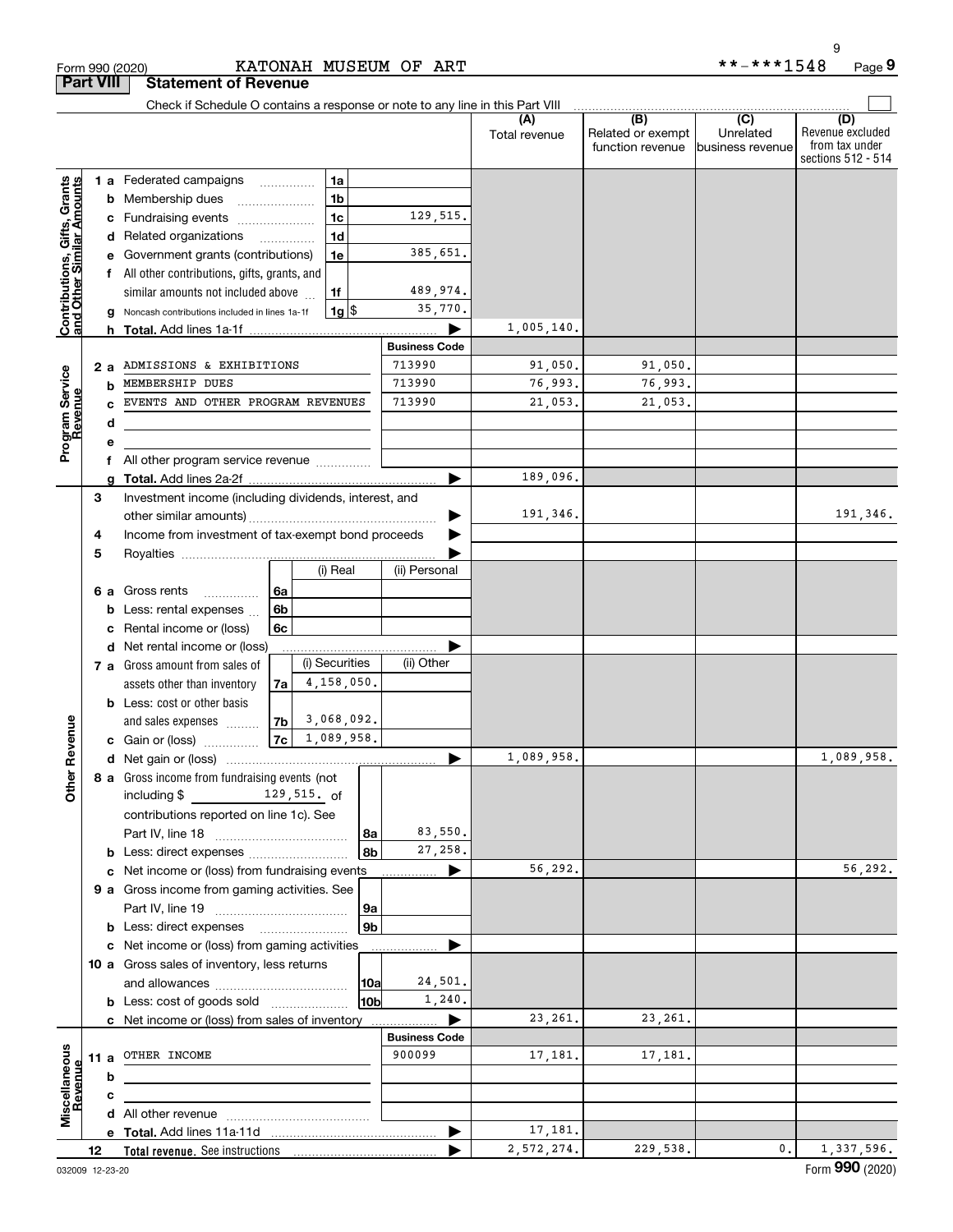Form 990 (2020) KATONAH MUSEUM OF ART **-***1548 Page 9

**Part VIII Statement of Revenue**

Check if Schedule O contains a response or note to any line in this Part VIII

| | | | (A) Total revenue | (B) Related or exempt function revenue | (C) Unrelated business revenue | (D) Revenue excluded from tax under sections 512 - 514 |
|---|---|---|---|---|---|---|
| **Contributions, Gifts, Grants and Other Similar Amounts** | 1 a Federated campaigns | 1a | | | | |
| | b Membership dues | 1b | | | | |
| | c Fundraising events | 1c 129,515. | | | | |
| | d Related organizations | 1d | | | | |
| | e Government grants (contributions) | 1e 385,651. | | | | |
| | f All other contributions, gifts, grants, and similar amounts not included above | 1f 489,974. | | | | |
| | g Noncash contributions included in lines 1a-1f | 1g $ 35,770. | | | | |
| | h **Total.** Add lines 1a-1f | | 1,005,140. | | | |
| | | **Business Code** | | | | |
| **Program Service Revenue** | 2 a ADMISSIONS & EXHIBITIONS | 713990 | 91,050. | 91,050. | | |
| | b MEMBERSHIP DUES | 713990 | 76,993. | 76,993. | | |
| | c EVENTS AND OTHER PROGRAM REVENUES | 713990 | 21,053. | 21,053. | | |
| | d | | | | | |
| | e | | | | | |
| | f All other program service revenue | | | | | |
| | g **Total.** Add lines 2a-2f | | 189,096. | | | |
| **Other Revenue** | 3 Investment income (including dividends, interest, and other similar amounts) | | 191,346. | | | 191,346. |
| | 4 Income from investment of tax-exempt bond proceeds | | | | | |
| | 5 Royalties | | | | | |
| | | (i) Real / (ii) Personal | | | | |
| | 6 a Gross rents | 6a | | | | |
| | b Less: rental expenses | 6b | | | | |
| | c Rental income or (loss) | 6c | | | | |
| | d Net rental income or (loss) | | | | | |
| | | (i) Securities / (ii) Other | | | | |
| | 7 a Gross amount from sales of assets other than inventory | 7a 4,158,050. | | | | |
| | b Less: cost or other basis and sales expenses | 7b 3,068,092. | | | | |
| | c Gain or (loss) | 7c 1,089,958. | | | | |
| | d Net gain or (loss) | | 1,089,958. | | | 1,089,958. |
| | 8 a Gross income from fundraising events (not including $ 129,515. of contributions reported on line 1c). See Part IV, line 18 | 8a 83,550. | | | | |
| | b Less: direct expenses | 8b 27,258. | | | | |
| | c Net income or (loss) from fundraising events | | 56,292. | | | 56,292. |
| | 9 a Gross income from gaming activities. See Part IV, line 19 | 9a | | | | |
| | b Less: direct expenses | 9b | | | | |
| | c Net income or (loss) from gaming activities | | | | | |
| | 10 a Gross sales of inventory, less returns and allowances | 10a 24,501. | | | | |
| | b Less: cost of goods sold | 10b 1,240. | | | | |
| | c Net income or (loss) from sales of inventory | | 23,261. | 23,261. | | |
| | | **Business Code** | | | | |
| **Miscellaneous Revenue** | 11 a OTHER INCOME | 900099 | 17,181. | 17,181. | | |
| | b | | | | | |
| | c | | | | | |
| | d All other revenue | | | | | |
| | e **Total.** Add lines 11a-11d | | 17,181. | | | |
| | 12 **Total revenue.** See instructions | | 2,572,274. | 229,538. | 0. | 1,337,596. |

032009 12-23-20 Form **990** (2020)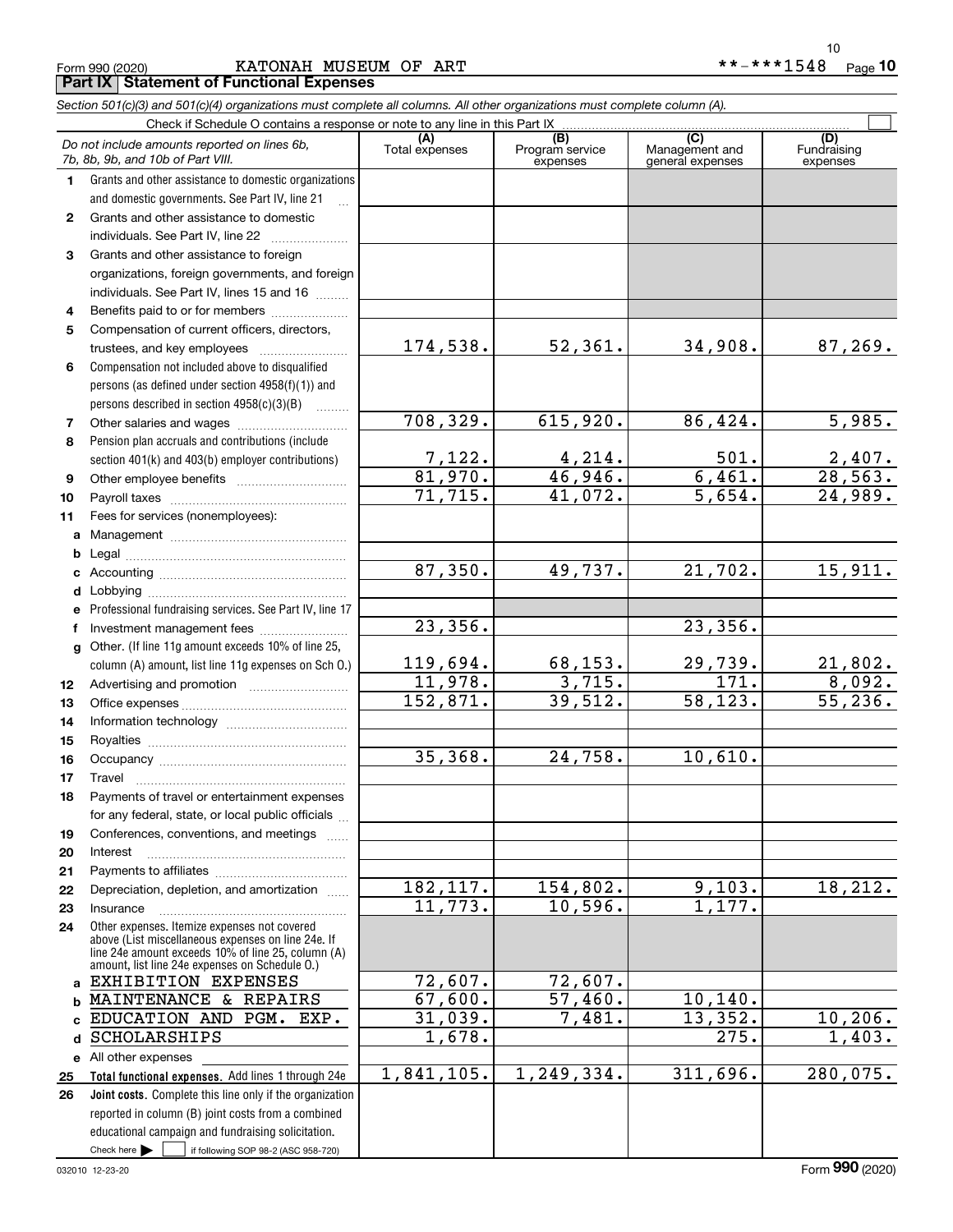Form 990 (2020) KATONAH MUSEUM OF ART **-***1548 Page 10

## Part IX Statement of Functional Expenses

*Section 501(c)(3) and 501(c)(4) organizations must complete all columns. All other organizations must complete column (A).*

Check if Schedule O contains a response or note to any line in this Part IX

| *Do not include amounts reported on lines 6b, 7b, 8b, 9b, and 10b of Part VIII.* | (A) Total expenses | (B) Program service expenses | (C) Management and general expenses | (D) Fundraising expenses |
|---|---|---|---|---|
| **1** Grants and other assistance to domestic organizations and domestic governments. See Part IV, line 21 | | | | |
| **2** Grants and other assistance to domestic individuals. See Part IV, line 22 | | | | |
| **3** Grants and other assistance to foreign organizations, foreign governments, and foreign individuals. See Part IV, lines 15 and 16 | | | | |
| **4** Benefits paid to or for members | | | | |
| **5** Compensation of current officers, directors, trustees, and key employees | 174,538. | 52,361. | 34,908. | 87,269. |
| **6** Compensation not included above to disqualified persons (as defined under section 4958(f)(1)) and persons described in section 4958(c)(3)(B) | | | | |
| **7** Other salaries and wages | 708,329. | 615,920. | 86,424. | 5,985. |
| **8** Pension plan accruals and contributions (include section 401(k) and 403(b) employer contributions) | 7,122. | 4,214. | 501. | 2,407. |
| **9** Other employee benefits | 81,970. | 46,946. | 6,461. | 28,563. |
| **10** Payroll taxes | 71,715. | 41,072. | 5,654. | 24,989. |
| **11** Fees for services (nonemployees): | | | | |
| **a** Management | | | | |
| **b** Legal | | | | |
| **c** Accounting | 87,350. | 49,737. | 21,702. | 15,911. |
| **d** Lobbying | | | | |
| **e** Professional fundraising services. See Part IV, line 17 | | | | |
| **f** Investment management fees | 23,356. | | 23,356. | |
| **g** Other. (If line 11g amount exceeds 10% of line 25, column (A) amount, list line 11g expenses on Sch O.) | 119,694. | 68,153. | 29,739. | 21,802. |
| **12** Advertising and promotion | 11,978. | 3,715. | 171. | 8,092. |
| **13** Office expenses | 152,871. | 39,512. | 58,123. | 55,236. |
| **14** Information technology | | | | |
| **15** Royalties | | | | |
| **16** Occupancy | 35,368. | 24,758. | 10,610. | |
| **17** Travel | | | | |
| **18** Payments of travel or entertainment expenses for any federal, state, or local public officials | | | | |
| **19** Conferences, conventions, and meetings | | | | |
| **20** Interest | | | | |
| **21** Payments to affiliates | | | | |
| **22** Depreciation, depletion, and amortization | 182,117. | 154,802. | 9,103. | 18,212. |
| **23** Insurance | 11,773. | 10,596. | 1,177. | |
| **24** Other expenses. Itemize expenses not covered above (List miscellaneous expenses on line 24e. If line 24e amount exceeds 10% of line 25, column (A) amount, list line 24e expenses on Schedule O.) | | | | |
| **a** EXHIBITION EXPENSES | 72,607. | 72,607. | | |
| **b** MAINTENANCE & REPAIRS | 67,600. | 57,460. | 10,140. | |
| **c** EDUCATION AND PGM. EXP. | 31,039. | 7,481. | 13,352. | 10,206. |
| **d** SCHOLARSHIPS | 1,678. | | 275. | 1,403. |
| **e** All other expenses | | | | |
| **25 Total functional expenses.** Add lines 1 through 24e | 1,841,105. | 1,249,334. | 311,696. | 280,075. |
| **26 Joint costs.** Complete this line only if the organization reported in column (B) joint costs from a combined educational campaign and fundraising solicitation. Check here ☐ if following SOP 98-2 (ASC 958-720) | | | | |

032010 12-23-20 Form **990** (2020)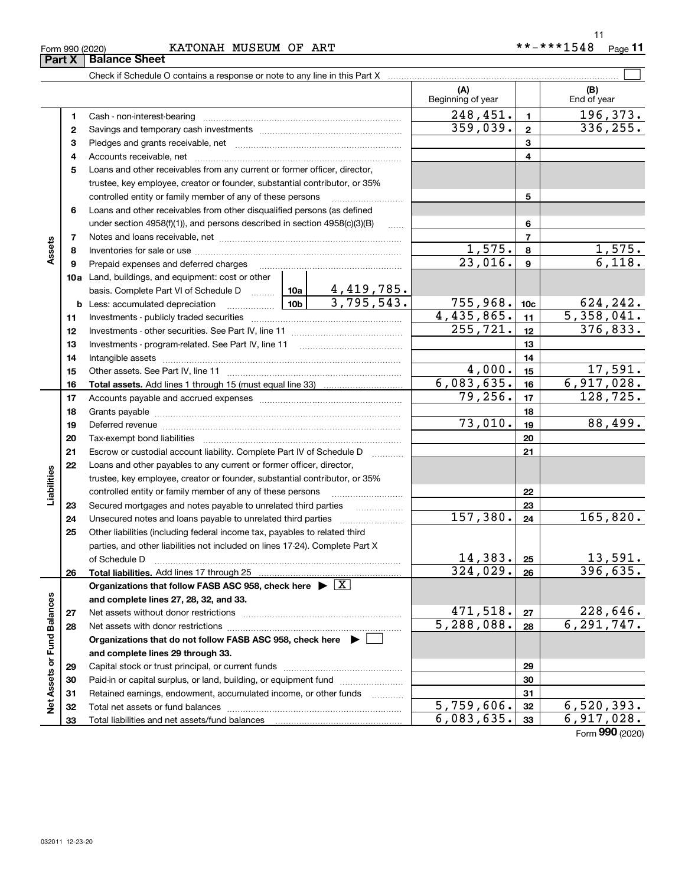Form 990 (2020) KATONAH MUSEUM OF ART **-***1548 Page 11

## Part X Balance Sheet

Check if Schedule O contains a response or note to any line in this Part X

| | | | | (A) Beginning of year | | (B) End of year |
|---|---|---|---|---|---|---|
| Assets | 1 | Cash - non-interest-bearing | | 248,451. | 1 | 196,373. |
| | 2 | Savings and temporary cash investments | | 359,039. | 2 | 336,255. |
| | 3 | Pledges and grants receivable, net | | | 3 | |
| | 4 | Accounts receivable, net | | | 4 | |
| | 5 | Loans and other receivables from any current or former officer, director, trustee, key employee, creator or founder, substantial contributor, or 35% controlled entity or family member of any of these persons | | | 5 | |
| | 6 | Loans and other receivables from other disqualified persons (as defined under section 4958(f)(1)), and persons described in section 4958(c)(3)(B) | | | 6 | |
| | 7 | Notes and loans receivable, net | | | 7 | |
| | 8 | Inventories for sale or use | | 1,575. | 8 | 1,575. |
| | 9 | Prepaid expenses and deferred charges | | 23,016. | 9 | 6,118. |
| | 10a | Land, buildings, and equipment: cost or other basis. Complete Part VI of Schedule D | 10a 4,419,785. | | | |
| | b | Less: accumulated depreciation | 10b 3,795,543. | 755,968. | 10c | 624,242. |
| | 11 | Investments - publicly traded securities | | 4,435,865. | 11 | 5,358,041. |
| | 12 | Investments - other securities. See Part IV, line 11 | | 255,721. | 12 | 376,833. |
| | 13 | Investments - program-related. See Part IV, line 11 | | | 13 | |
| | 14 | Intangible assets | | | 14 | |
| | 15 | Other assets. See Part IV, line 11 | | 4,000. | 15 | 17,591. |
| | 16 | **Total assets.** Add lines 1 through 15 (must equal line 33) | | 6,083,635. | 16 | 6,917,028. |
| Liabilities | 17 | Accounts payable and accrued expenses | | 79,256. | 17 | 128,725. |
| | 18 | Grants payable | | | 18 | |
| | 19 | Deferred revenue | | 73,010. | 19 | 88,499. |
| | 20 | Tax-exempt bond liabilities | | | 20 | |
| | 21 | Escrow or custodial account liability. Complete Part IV of Schedule D | | | 21 | |
| | 22 | Loans and other payables to any current or former officer, director, trustee, key employee, creator or founder, substantial contributor, or 35% controlled entity or family member of any of these persons | | | 22 | |
| | 23 | Secured mortgages and notes payable to unrelated third parties | | | 23 | |
| | 24 | Unsecured notes and loans payable to unrelated third parties | | 157,380. | 24 | 165,820. |
| | 25 | Other liabilities (including federal income tax, payables to related third parties, and other liabilities not included on lines 17-24). Complete Part X of Schedule D | | 14,383. | 25 | 13,591. |
| | 26 | **Total liabilities.** Add lines 17 through 25 | | 324,029. | 26 | 396,635. |
| Net Assets or Fund Balances | | **Organizations that follow FASB ASC 958, check here** ▶ [X] **and complete lines 27, 28, 32, and 33.** | | | | |
| | 27 | Net assets without donor restrictions | | 471,518. | 27 | 228,646. |
| | 28 | Net assets with donor restrictions | | 5,288,088. | 28 | 6,291,747. |
| | | **Organizations that do not follow FASB ASC 958, check here** ▶ [ ] **and complete lines 29 through 33.** | | | | |
| | 29 | Capital stock or trust principal, or current funds | | | 29 | |
| | 30 | Paid-in or capital surplus, or land, building, or equipment fund | | | 30 | |
| | 31 | Retained earnings, endowment, accumulated income, or other funds | | | 31 | |
| | 32 | Total net assets or fund balances | | 5,759,606. | 32 | 6,520,393. |
| | 33 | Total liabilities and net assets/fund balances | | 6,083,635. | 33 | 6,917,028. |

Form **990** (2020)

032011 12-23-20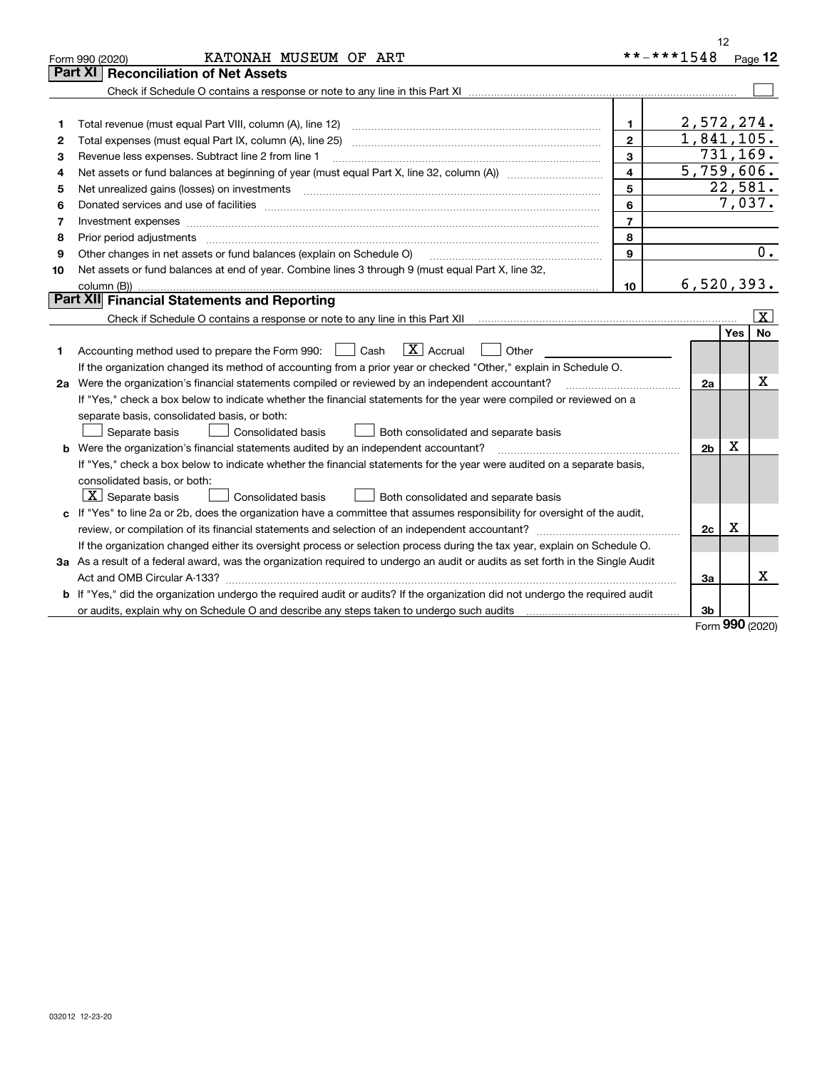Form 990 (2020) KATONAH MUSEUM OF ART **-***1548 Page 12

## Part XI Reconciliation of Net Assets

Check if Schedule O contains a response or note to any line in this Part XI ☐

| | | | |
|---|---|---|---|
| 1 | Total revenue (must equal Part VIII, column (A), line 12) | 1 | 2,572,274. |
| 2 | Total expenses (must equal Part IX, column (A), line 25) | 2 | 1,841,105. |
| 3 | Revenue less expenses. Subtract line 2 from line 1 | 3 | 731,169. |
| 4 | Net assets or fund balances at beginning of year (must equal Part X, line 32, column (A)) | 4 | 5,759,606. |
| 5 | Net unrealized gains (losses) on investments | 5 | 22,581. |
| 6 | Donated services and use of facilities | 6 | 7,037. |
| 7 | Investment expenses | 7 | |
| 8 | Prior period adjustments | 8 | |
| 9 | Other changes in net assets or fund balances (explain on Schedule O) | 9 | 0. |
| 10 | Net assets or fund balances at end of year. Combine lines 3 through 9 (must equal Part X, line 32, column (B)) | 10 | 6,520,393. |

## Part XII Financial Statements and Reporting

Check if Schedule O contains a response or note to any line in this Part XII ☒

| | | | Yes | No |
|---|---|---|---|---|
| 1 | Accounting method used to prepare the Form 990: ☐ Cash ☒ Accrual ☐ Other<br>If the organization changed its method of accounting from a prior year or checked "Other," explain in Schedule O. | | | |
| 2a | Were the organization's financial statements compiled or reviewed by an independent accountant?<br>If "Yes," check a box below to indicate whether the financial statements for the year were compiled or reviewed on a separate basis, consolidated basis, or both:<br>☐ Separate basis ☐ Consolidated basis ☐ Both consolidated and separate basis | 2a | | X |
| b | Were the organization's financial statements audited by an independent accountant?<br>If "Yes," check a box below to indicate whether the financial statements for the year were audited on a separate basis, consolidated basis, or both:<br>☒ Separate basis ☐ Consolidated basis ☐ Both consolidated and separate basis | 2b | X | |
| c | If "Yes" to line 2a or 2b, does the organization have a committee that assumes responsibility for oversight of the audit, review, or compilation of its financial statements and selection of an independent accountant?<br>If the organization changed either its oversight process or selection process during the tax year, explain on Schedule O. | 2c | X | |
| 3a | As a result of a federal award, was the organization required to undergo an audit or audits as set forth in the Single Audit Act and OMB Circular A-133? | 3a | | X |
| b | If "Yes," did the organization undergo the required audit or audits? If the organization did not undergo the required audit or audits, explain why on Schedule O and describe any steps taken to undergo such audits | 3b | | |

Form 990 (2020)

032012 12-23-20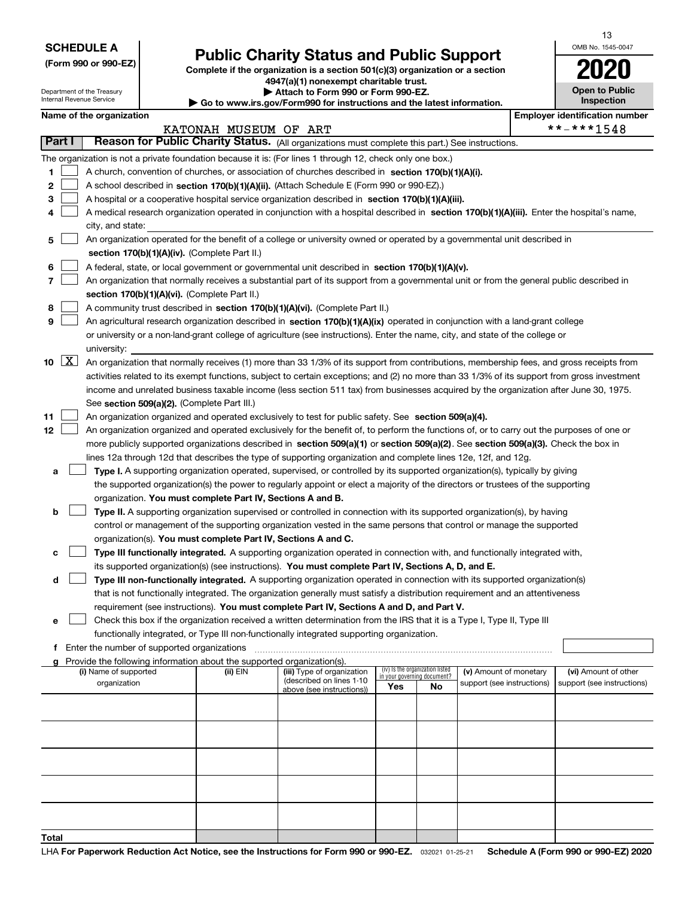**SCHEDULE A**
**(Form 990 or 990-EZ)**

Department of the Treasury
Internal Revenue Service

# Public Charity Status and Public Support

**Complete if the organization is a section 501(c)(3) organization or a section 4947(a)(1) nonexempt charitable trust.**
**▶ Attach to Form 990 or Form 990-EZ.**
**▶ Go to www.irs.gov/Form990 for instructions and the latest information.**

OMB No. 1545-0047

**2020**

**Open to Public Inspection**

**Name of the organization**
KATONAH MUSEUM OF ART

**Employer identification number**
**-***1548

**Part I** **Reason for Public Charity Status.** (All organizations must complete this part.) See instructions.

The organization is not a private foundation because it is: (For lines 1 through 12, check only one box.)

1 [ ] A church, convention of churches, or association of churches described in **section 170(b)(1)(A)(i).**

2 [ ] A school described in **section 170(b)(1)(A)(ii).** (Attach Schedule E (Form 990 or 990-EZ).)

3 [ ] A hospital or a cooperative hospital service organization described in **section 170(b)(1)(A)(iii).**

4 [ ] A medical research organization operated in conjunction with a hospital described in **section 170(b)(1)(A)(iii).** Enter the hospital's name, city, and state:

5 [ ] An organization operated for the benefit of a college or university owned or operated by a governmental unit described in **section 170(b)(1)(A)(iv).** (Complete Part II.)

6 [ ] A federal, state, or local government or governmental unit described in **section 170(b)(1)(A)(v).**

7 [ ] An organization that normally receives a substantial part of its support from a governmental unit or from the general public described in **section 170(b)(1)(A)(vi).** (Complete Part II.)

8 [ ] A community trust described in **section 170(b)(1)(A)(vi).** (Complete Part II.)

9 [ ] An agricultural research organization described in **section 170(b)(1)(A)(ix)** operated in conjunction with a land-grant college or university or a non-land-grant college of agriculture (see instructions). Enter the name, city, and state of the college or university:

10 [X] An organization that normally receives (1) more than 33 1/3% of its support from contributions, membership fees, and gross receipts from activities related to its exempt functions, subject to certain exceptions; and (2) no more than 33 1/3% of its support from gross investment income and unrelated business taxable income (less section 511 tax) from businesses acquired by the organization after June 30, 1975. See **section 509(a)(2).** (Complete Part III.)

11 [ ] An organization organized and operated exclusively to test for public safety. See **section 509(a)(4).**

12 [ ] An organization organized and operated exclusively for the benefit of, to perform the functions of, or to carry out the purposes of one or more publicly supported organizations described in **section 509(a)(1)** or **section 509(a)(2)**. See **section 509(a)(3).** Check the box in lines 12a through 12d that describes the type of supporting organization and complete lines 12e, 12f, and 12g.

a [ ] **Type I.** A supporting organization operated, supervised, or controlled by its supported organization(s), typically by giving the supported organization(s) the power to regularly appoint or elect a majority of the directors or trustees of the supporting organization. **You must complete Part IV, Sections A and B.**

b [ ] **Type II.** A supporting organization supervised or controlled in connection with its supported organization(s), by having control or management of the supporting organization vested in the same persons that control or manage the supported organization(s). **You must complete Part IV, Sections A and C.**

c [ ] **Type III functionally integrated.** A supporting organization operated in connection with, and functionally integrated with, its supported organization(s) (see instructions). **You must complete Part IV, Sections A, D, and E.**

d [ ] **Type III non-functionally integrated.** A supporting organization operated in connection with its supported organization(s) that is not functionally integrated. The organization generally must satisfy a distribution requirement and an attentiveness requirement (see instructions). **You must complete Part IV, Sections A and D, and Part V.**

e [ ] Check this box if the organization received a written determination from the IRS that it is a Type I, Type II, Type III functionally integrated, or Type III non-functionally integrated supporting organization.

f Enter the number of supported organizations

g Provide the following information about the supported organization(s).

| (i) Name of supported organization | (ii) EIN | (iii) Type of organization (described on lines 1-10 above (see instructions)) | (iv) Is the organization listed in your governing document? Yes | No | (v) Amount of monetary support (see instructions) | (vi) Amount of other support (see instructions) |
|---|---|---|---|---|---|---|
| | | | | | | |
| | | | | | | |
| | | | | | | |
| | | | | | | |
| | | | | | | |
| **Total** | | | | | | |

LHA **For Paperwork Reduction Act Notice, see the Instructions for Form 990 or 990-EZ.** 032021 01-25-21 **Schedule A (Form 990 or 990-EZ) 2020**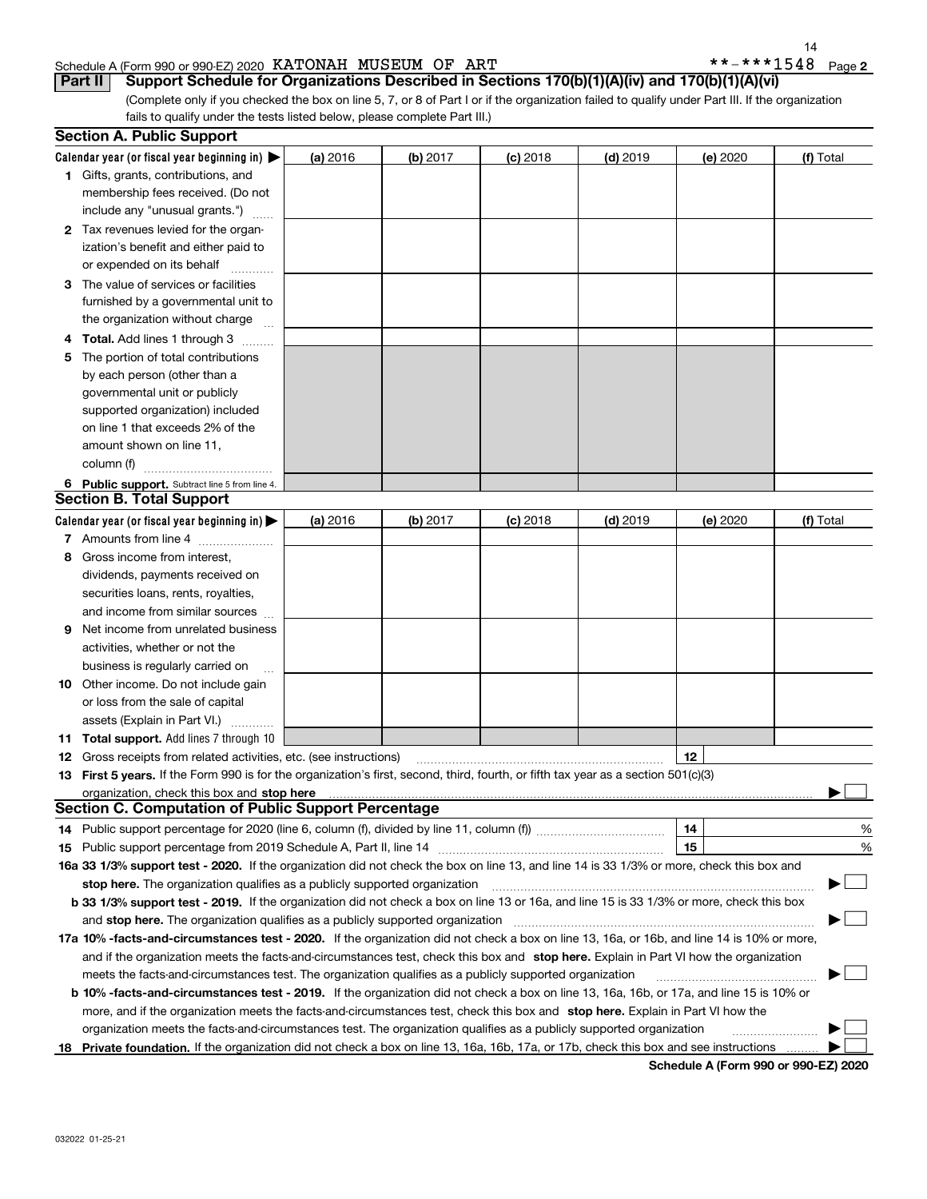Schedule A (Form 990 or 990-EZ) 2020 KATONAH MUSEUM OF ART **-***1548 Page 2

## Part II Support Schedule for Organizations Described in Sections 170(b)(1)(A)(iv) and 170(b)(1)(A)(vi)

(Complete only if you checked the box on line 5, 7, or 8 of Part I or if the organization failed to qualify under Part III. If the organization fails to qualify under the tests listed below, please complete Part III.)

### Section A. Public Support

| Calendar year (or fiscal year beginning in) ▶ | (a) 2016 | (b) 2017 | (c) 2018 | (d) 2019 | (e) 2020 | (f) Total |
|---|---|---|---|---|---|---|
| 1 Gifts, grants, contributions, and membership fees received. (Do not include any "unusual grants.") | | | | | | |
| 2 Tax revenues levied for the organization's benefit and either paid to or expended on its behalf | | | | | | |
| 3 The value of services or facilities furnished by a governmental unit to the organization without charge | | | | | | |
| 4 Total. Add lines 1 through 3 | | | | | | |
| 5 The portion of total contributions by each person (other than a governmental unit or publicly supported organization) included on line 1 that exceeds 2% of the amount shown on line 11, column (f) | | | | | | |
| 6 Public support. Subtract line 5 from line 4. | | | | | | |

### Section B. Total Support

| Calendar year (or fiscal year beginning in) ▶ | (a) 2016 | (b) 2017 | (c) 2018 | (d) 2019 | (e) 2020 | (f) Total |
|---|---|---|---|---|---|---|
| 7 Amounts from line 4 | | | | | | |
| 8 Gross income from interest, dividends, payments received on securities loans, rents, royalties, and income from similar sources | | | | | | |
| 9 Net income from unrelated business activities, whether or not the business is regularly carried on | | | | | | |
| 10 Other income. Do not include gain or loss from the sale of capital assets (Explain in Part VI.) | | | | | | |
| 11 Total support. Add lines 7 through 10 | | | | | | |

12 Gross receipts from related activities, etc. (see instructions) | 12 |

13 First 5 years. If the Form 990 is for the organization's first, second, third, fourth, or fifth tax year as a section 501(c)(3) organization, check this box and stop here ▶ ☐

### Section C. Computation of Public Support Percentage

14 Public support percentage for 2020 (line 6, column (f), divided by line 11, column (f)) | 14 | %

15 Public support percentage from 2019 Schedule A, Part II, line 14 | 15 | %

16a 33 1/3% support test - 2020. If the organization did not check the box on line 13, and line 14 is 33 1/3% or more, check this box and stop here. The organization qualifies as a publicly supported organization ▶ ☐

b 33 1/3% support test - 2019. If the organization did not check a box on line 13 or 16a, and line 15 is 33 1/3% or more, check this box and stop here. The organization qualifies as a publicly supported organization ▶ ☐

17a 10% -facts-and-circumstances test - 2020. If the organization did not check a box on line 13, 16a, or 16b, and line 14 is 10% or more, and if the organization meets the facts-and-circumstances test, check this box and stop here. Explain in Part VI how the organization meets the facts-and-circumstances test. The organization qualifies as a publicly supported organization ▶ ☐

b 10% -facts-and-circumstances test - 2019. If the organization did not check a box on line 13, 16a, 16b, or 17a, and line 15 is 10% or more, and if the organization meets the facts-and-circumstances test, check this box and stop here. Explain in Part VI how the organization meets the facts-and-circumstances test. The organization qualifies as a publicly supported organization ▶ ☐

18 Private foundation. If the organization did not check a box on line 13, 16a, 16b, 17a, or 17b, check this box and see instructions ▶ ☐

Schedule A (Form 990 or 990-EZ) 2020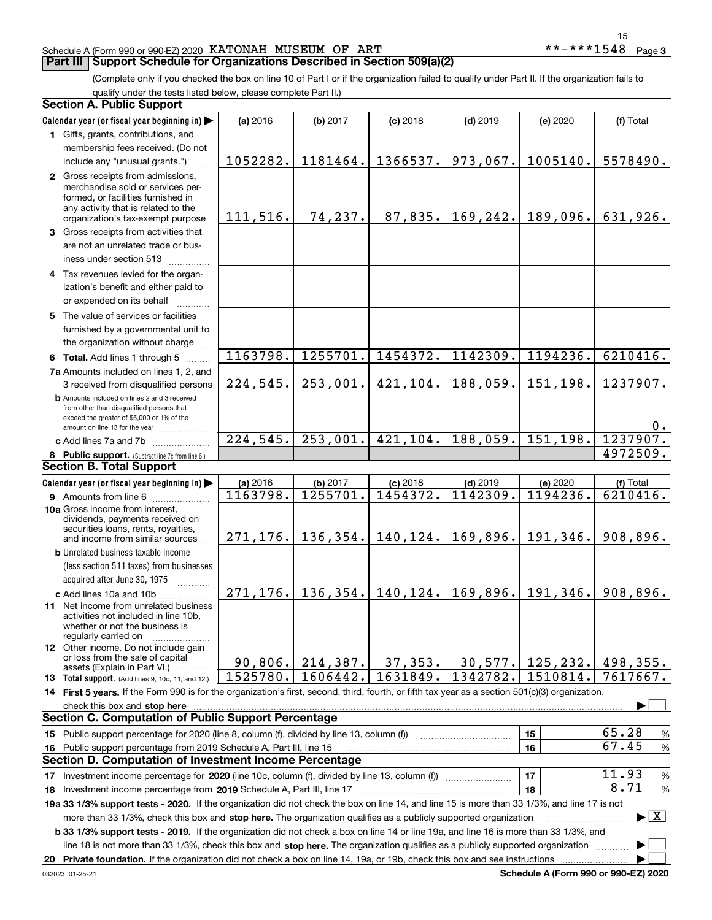Schedule A (Form 990 or 990-EZ) 2020 KATONAH MUSEUM OF ART **-***1548 Page 3

## Part III Support Schedule for Organizations Described in Section 509(a)(2)

(Complete only if you checked the box on line 10 of Part I or if the organization failed to qualify under Part II. If the organization fails to qualify under the tests listed below, please complete Part II.)

### Section A. Public Support

| Calendar year (or fiscal year beginning in) ▶ | (a) 2016 | (b) 2017 | (c) 2018 | (d) 2019 | (e) 2020 | (f) Total |
|---|---|---|---|---|---|---|
| 1 Gifts, grants, contributions, and membership fees received. (Do not include any "unusual grants.") | 1052282. | 1181464. | 1366537. | 973,067. | 1005140. | 5578490. |
| 2 Gross receipts from admissions, merchandise sold or services performed, or facilities furnished in any activity that is related to the organization's tax-exempt purpose | 111,516. | 74,237. | 87,835. | 169,242. | 189,096. | 631,926. |
| 3 Gross receipts from activities that are not an unrelated trade or business under section 513 | | | | | | |
| 4 Tax revenues levied for the organization's benefit and either paid to or expended on its behalf | | | | | | |
| 5 The value of services or facilities furnished by a governmental unit to the organization without charge | | | | | | |
| 6 Total. Add lines 1 through 5 | 1163798. | 1255701. | 1454372. | 1142309. | 1194236. | 6210416. |
| 7a Amounts included on lines 1, 2, and 3 received from disqualified persons | 224,545. | 253,001. | 421,104. | 188,059. | 151,198. | 1237907. |
| b Amounts included on lines 2 and 3 received from other than disqualified persons that exceed the greater of $5,000 or 1% of the amount on line 13 for the year | | | | | | 0. |
| c Add lines 7a and 7b | 224,545. | 253,001. | 421,104. | 188,059. | 151,198. | 1237907. |
| 8 Public support. (Subtract line 7c from line 6.) | | | | | | 4972509. |

### Section B. Total Support

| Calendar year (or fiscal year beginning in) ▶ | (a) 2016 | (b) 2017 | (c) 2018 | (d) 2019 | (e) 2020 | (f) Total |
|---|---|---|---|---|---|---|
| 9 Amounts from line 6 | 1163798. | 1255701. | 1454372. | 1142309. | 1194236. | 6210416. |
| 10a Gross income from interest, dividends, payments received on securities loans, rents, royalties, and income from similar sources | 271,176. | 136,354. | 140,124. | 169,896. | 191,346. | 908,896. |
| b Unrelated business taxable income (less section 511 taxes) from businesses acquired after June 30, 1975 | | | | | | |
| c Add lines 10a and 10b | 271,176. | 136,354. | 140,124. | 169,896. | 191,346. | 908,896. |
| 11 Net income from unrelated business activities not included in line 10b, whether or not the business is regularly carried on | | | | | | |
| 12 Other income. Do not include gain or loss from the sale of capital assets (Explain in Part VI.) | 90,806. | 214,387. | 37,353. | 30,577. | 125,232. | 498,355. |
| 13 Total support. (Add lines 9, 10c, 11, and 12.) | 1525780. | 1606442. | 1631849. | 1342782. | 1510814. | 7617667. |

14 First 5 years. If the Form 990 is for the organization's first, second, third, fourth, or fifth tax year as a section 501(c)(3) organization, check this box and stop here ▶ ☐

### Section C. Computation of Public Support Percentage

| | | |
|---|---|---|
| 15 Public support percentage for 2020 (line 8, column (f), divided by line 13, column (f)) | 15 | 65.28 % |
| 16 Public support percentage from 2019 Schedule A, Part III, line 15 | 16 | 67.45 % |

### Section D. Computation of Investment Income Percentage

| | | |
|---|---|---|
| 17 Investment income percentage for 2020 (line 10c, column (f), divided by line 13, column (f)) | 17 | 11.93 % |
| 18 Investment income percentage from 2019 Schedule A, Part III, line 17 | 18 | 8.71 % |

19a 33 1/3% support tests - 2020. If the organization did not check the box on line 14, and line 15 is more than 33 1/3%, and line 17 is not more than 33 1/3%, check this box and stop here. The organization qualifies as a publicly supported organization ▶ ☒

b 33 1/3% support tests - 2019. If the organization did not check a box on line 14 or line 19a, and line 16 is more than 33 1/3%, and line 18 is not more than 33 1/3%, check this box and stop here. The organization qualifies as a publicly supported organization ▶ ☐

20 Private foundation. If the organization did not check a box on line 14, 19a, or 19b, check this box and see instructions ▶ ☐

032023 01-25-21 Schedule A (Form 990 or 990-EZ) 2020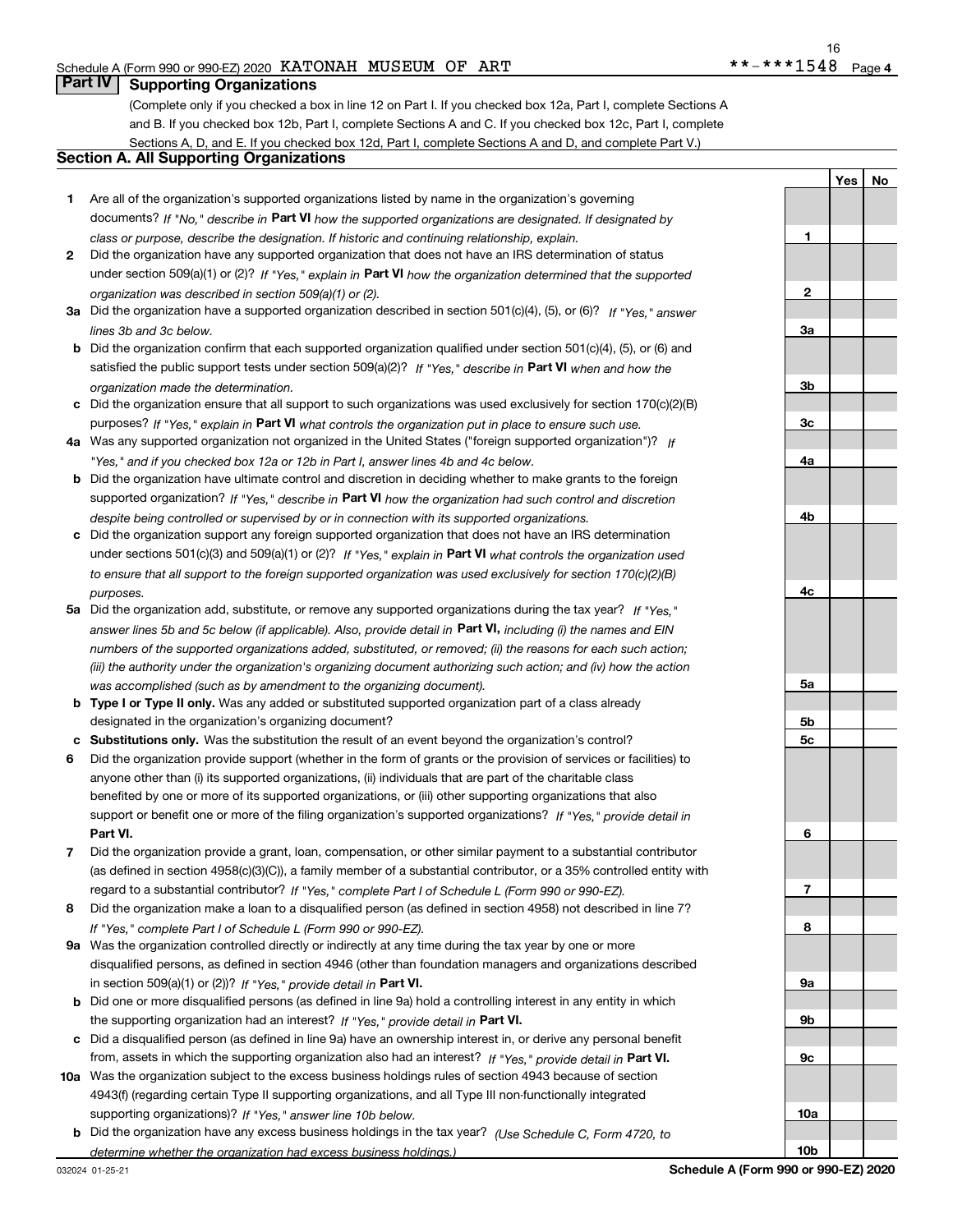Schedule A (Form 990 or 990-EZ) 2020 KATONAH MUSEUM OF ART **-***1548 Page 4

## Part IV Supporting Organizations

(Complete only if you checked a box in line 12 on Part I. If you checked box 12a, Part I, complete Sections A and B. If you checked box 12b, Part I, complete Sections A and C. If you checked box 12c, Part I, complete Sections A, D, and E. If you checked box 12d, Part I, complete Sections A and D, and complete Part V.)

### Section A. All Supporting Organizations

| | | | Yes | No |
|---|---|---|---|---|
| **1** | Are all of the organization's supported organizations listed by name in the organization's governing documents? *If "No," describe in* **Part VI** *how the supported organizations are designated. If designated by class or purpose, describe the designation. If historic and continuing relationship, explain.* | 1 | | |
| **2** | Did the organization have any supported organization that does not have an IRS determination of status under section 509(a)(1) or (2)? *If "Yes," explain in* **Part VI** *how the organization determined that the supported organization was described in section 509(a)(1) or (2).* | 2 | | |
| **3a** | Did the organization have a supported organization described in section 501(c)(4), (5), or (6)? *If "Yes," answer lines 3b and 3c below.* | 3a | | |
| **b** | Did the organization confirm that each supported organization qualified under section 501(c)(4), (5), or (6) and satisfied the public support tests under section 509(a)(2)? *If "Yes," describe in* **Part VI** *when and how the organization made the determination.* | 3b | | |
| **c** | Did the organization ensure that all support to such organizations was used exclusively for section 170(c)(2)(B) purposes? *If "Yes," explain in* **Part VI** *what controls the organization put in place to ensure such use.* | 3c | | |
| **4a** | Was any supported organization not organized in the United States ("foreign supported organization")? *If "Yes," and if you checked box 12a or 12b in Part I, answer lines 4b and 4c below.* | 4a | | |
| **b** | Did the organization have ultimate control and discretion in deciding whether to make grants to the foreign supported organization? *If "Yes," describe in* **Part VI** *how the organization had such control and discretion despite being controlled or supervised by or in connection with its supported organizations.* | 4b | | |
| **c** | Did the organization support any foreign supported organization that does not have an IRS determination under sections 501(c)(3) and 509(a)(1) or (2)? *If "Yes," explain in* **Part VI** *what controls the organization used to ensure that all support to the foreign supported organization was used exclusively for section 170(c)(2)(B) purposes.* | 4c | | |
| **5a** | Did the organization add, substitute, or remove any supported organizations during the tax year? *If "Yes," answer lines 5b and 5c below (if applicable). Also, provide detail in* **Part VI,** *including (i) the names and EIN numbers of the supported organizations added, substituted, or removed; (ii) the reasons for each such action; (iii) the authority under the organization's organizing document authorizing such action; and (iv) how the action was accomplished (such as by amendment to the organizing document).* | 5a | | |
| **b** | **Type I or Type II only.** Was any added or substituted supported organization part of a class already designated in the organization's organizing document? | 5b | | |
| **c** | **Substitutions only.** Was the substitution the result of an event beyond the organization's control? | 5c | | |
| **6** | Did the organization provide support (whether in the form of grants or the provision of services or facilities) to anyone other than (i) its supported organizations, (ii) individuals that are part of the charitable class benefited by one or more of its supported organizations, or (iii) other supporting organizations that also support or benefit one or more of the filing organization's supported organizations? *If "Yes," provide detail in* **Part VI.** | 6 | | |
| **7** | Did the organization provide a grant, loan, compensation, or other similar payment to a substantial contributor (as defined in section 4958(c)(3)(C)), a family member of a substantial contributor, or a 35% controlled entity with regard to a substantial contributor? *If "Yes," complete Part I of Schedule L (Form 990 or 990-EZ).* | 7 | | |
| **8** | Did the organization make a loan to a disqualified person (as defined in section 4958) not described in line 7? *If "Yes," complete Part I of Schedule L (Form 990 or 990-EZ).* | 8 | | |
| **9a** | Was the organization controlled directly or indirectly at any time during the tax year by one or more disqualified persons, as defined in section 4946 (other than foundation managers and organizations described in section 509(a)(1) or (2))? *If "Yes," provide detail in* **Part VI.** | 9a | | |
| **b** | Did one or more disqualified persons (as defined in line 9a) hold a controlling interest in any entity in which the supporting organization had an interest? *If "Yes," provide detail in* **Part VI.** | 9b | | |
| **c** | Did a disqualified person (as defined in line 9a) have an ownership interest in, or derive any personal benefit from, assets in which the supporting organization also had an interest? *If "Yes," provide detail in* **Part VI.** | 9c | | |
| **10a** | Was the organization subject to the excess business holdings rules of section 4943 because of section 4943(f) (regarding certain Type II supporting organizations, and all Type III non-functionally integrated supporting organizations)? *If "Yes," answer line 10b below.* | 10a | | |
| **b** | Did the organization have any excess business holdings in the tax year? *(Use Schedule C, Form 4720, to determine whether the organization had excess business holdings.)* | 10b | | |

032024 01-25-21 **Schedule A (Form 990 or 990-EZ) 2020**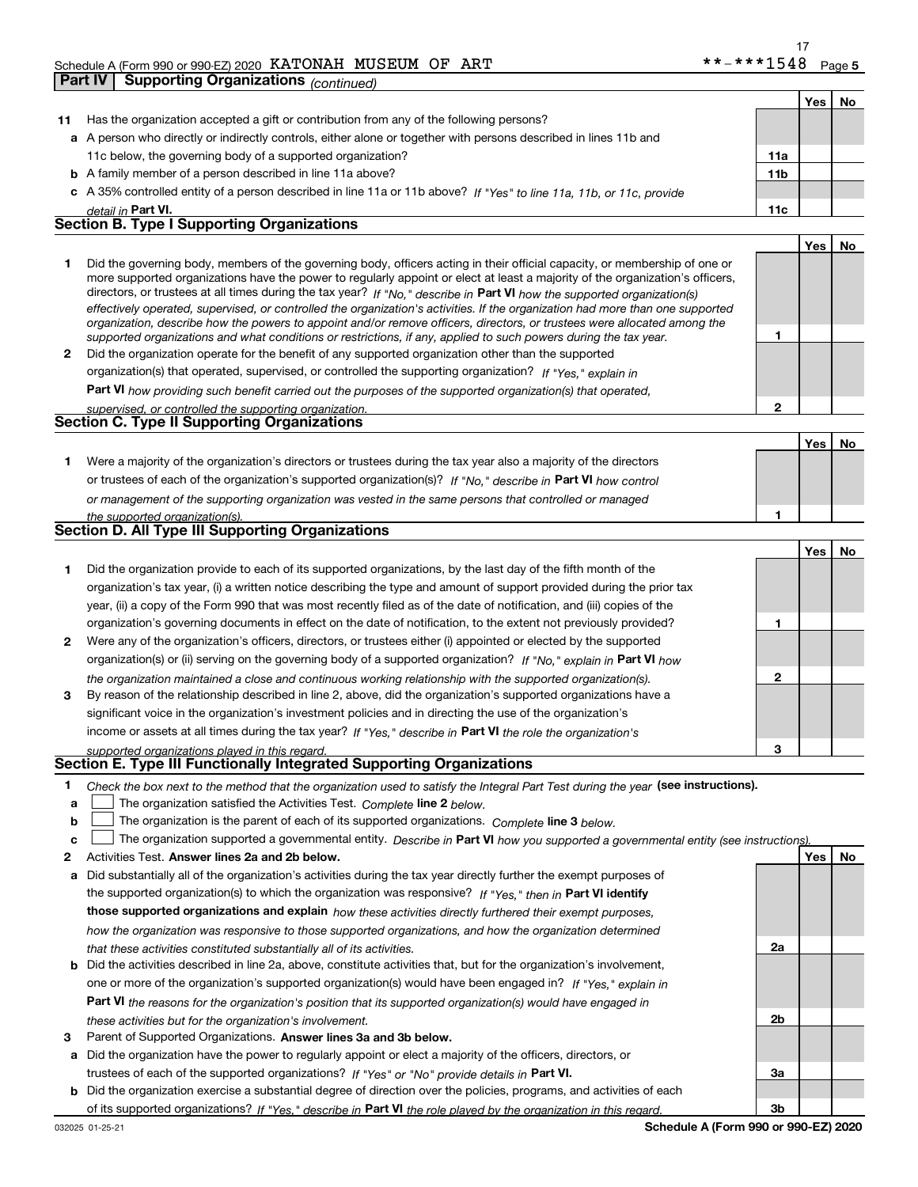Schedule A (Form 990 or 990-EZ) 2020 KATONAH MUSEUM OF ART **-***1548 Page 5

**Part IV Supporting Organizations** *(continued)*

| | | | Yes | No |
|---|---|---|---|---|
| **11** | Has the organization accepted a gift or contribution from any of the following persons? | | | |
| **a** | A person who directly or indirectly controls, either alone or together with persons described in lines 11b and 11c below, the governing body of a supported organization? | **11a** | | |
| **b** | A family member of a person described in line 11a above? | **11b** | | |
| **c** | A 35% controlled entity of a person described in line 11a or 11b above? *If "Yes" to line 11a, 11b, or 11c, provide detail in* **Part VI.** | **11c** | | |

**Section B. Type I Supporting Organizations**

| | | | Yes | No |
|---|---|---|---|---|
| **1** | Did the governing body, members of the governing body, officers acting in their official capacity, or membership of one or more supported organizations have the power to regularly appoint or elect at least a majority of the organization's officers, directors, or trustees at all times during the tax year? *If "No," describe in* **Part VI** *how the supported organization(s) effectively operated, supervised, or controlled the organization's activities. If the organization had more than one supported organization, describe how the powers to appoint and/or remove officers, directors, or trustees were allocated among the supported organizations and what conditions or restrictions, if any, applied to such powers during the tax year.* | **1** | | |
| **2** | Did the organization operate for the benefit of any supported organization other than the supported organization(s) that operated, supervised, or controlled the supporting organization? *If "Yes," explain in* **Part VI** *how providing such benefit carried out the purposes of the supported organization(s) that operated, supervised, or controlled the supporting organization.* | **2** | | |

**Section C. Type II Supporting Organizations**

| | | | Yes | No |
|---|---|---|---|---|
| **1** | Were a majority of the organization's directors or trustees during the tax year also a majority of the directors or trustees of each of the organization's supported organization(s)? *If "No," describe in* **Part VI** *how control or management of the supporting organization was vested in the same persons that controlled or managed the supported organization(s).* | **1** | | |

**Section D. All Type III Supporting Organizations**

| | | | Yes | No |
|---|---|---|---|---|
| **1** | Did the organization provide to each of its supported organizations, by the last day of the fifth month of the organization's tax year, (i) a written notice describing the type and amount of support provided during the prior tax year, (ii) a copy of the Form 990 that was most recently filed as of the date of notification, and (iii) copies of the organization's governing documents in effect on the date of notification, to the extent not previously provided? | **1** | | |
| **2** | Were any of the organization's officers, directors, or trustees either (i) appointed or elected by the supported organization(s) or (ii) serving on the governing body of a supported organization? *If "No," explain in* **Part VI** *how the organization maintained a close and continuous working relationship with the supported organization(s).* | **2** | | |
| **3** | By reason of the relationship described in line 2, above, did the organization's supported organizations have a significant voice in the organization's investment policies and in directing the use of the organization's income or assets at all times during the tax year? *If "Yes," describe in* **Part VI** *the role the organization's supported organizations played in this regard.* | **3** | | |

**Section E. Type III Functionally Integrated Supporting Organizations**

**1** *Check the box next to the method that the organization used to satisfy the Integral Part Test during the year* **(see instructions).**

- **a** ☐ The organization satisfied the Activities Test. *Complete* **line 2** *below.*
- **b** ☐ The organization is the parent of each of its supported organizations. *Complete* **line 3** *below.*
- **c** ☐ The organization supported a governmental entity. *Describe in* **Part VI** *how you supported a governmental entity (see instructions).*

| | | | Yes | No |
|---|---|---|---|---|
| **2** | Activities Test. **Answer lines 2a and 2b below.** | | | |
| **a** | Did substantially all of the organization's activities during the tax year directly further the exempt purposes of the supported organization(s) to which the organization was responsive? *If "Yes," then in* **Part VI identify those supported organizations and explain** *how these activities directly furthered their exempt purposes, how the organization was responsive to those supported organizations, and how the organization determined that these activities constituted substantially all of its activities.* | **2a** | | |
| **b** | Did the activities described in line 2a, above, constitute activities that, but for the organization's involvement, one or more of the organization's supported organization(s) would have been engaged in? *If "Yes," explain in* **Part VI** *the reasons for the organization's position that its supported organization(s) would have engaged in these activities but for the organization's involvement.* | **2b** | | |
| **3** | Parent of Supported Organizations. **Answer lines 3a and 3b below.** | | | |
| **a** | Did the organization have the power to regularly appoint or elect a majority of the officers, directors, or trustees of each of the supported organizations? *If "Yes" or "No" provide details in* **Part VI.** | **3a** | | |
| **b** | Did the organization exercise a substantial degree of direction over the policies, programs, and activities of each of its supported organizations? *If "Yes," describe in* **Part VI** *the role played by the organization in this regard.* | **3b** | | |

032025 01-25-21 **Schedule A (Form 990 or 990-EZ) 2020**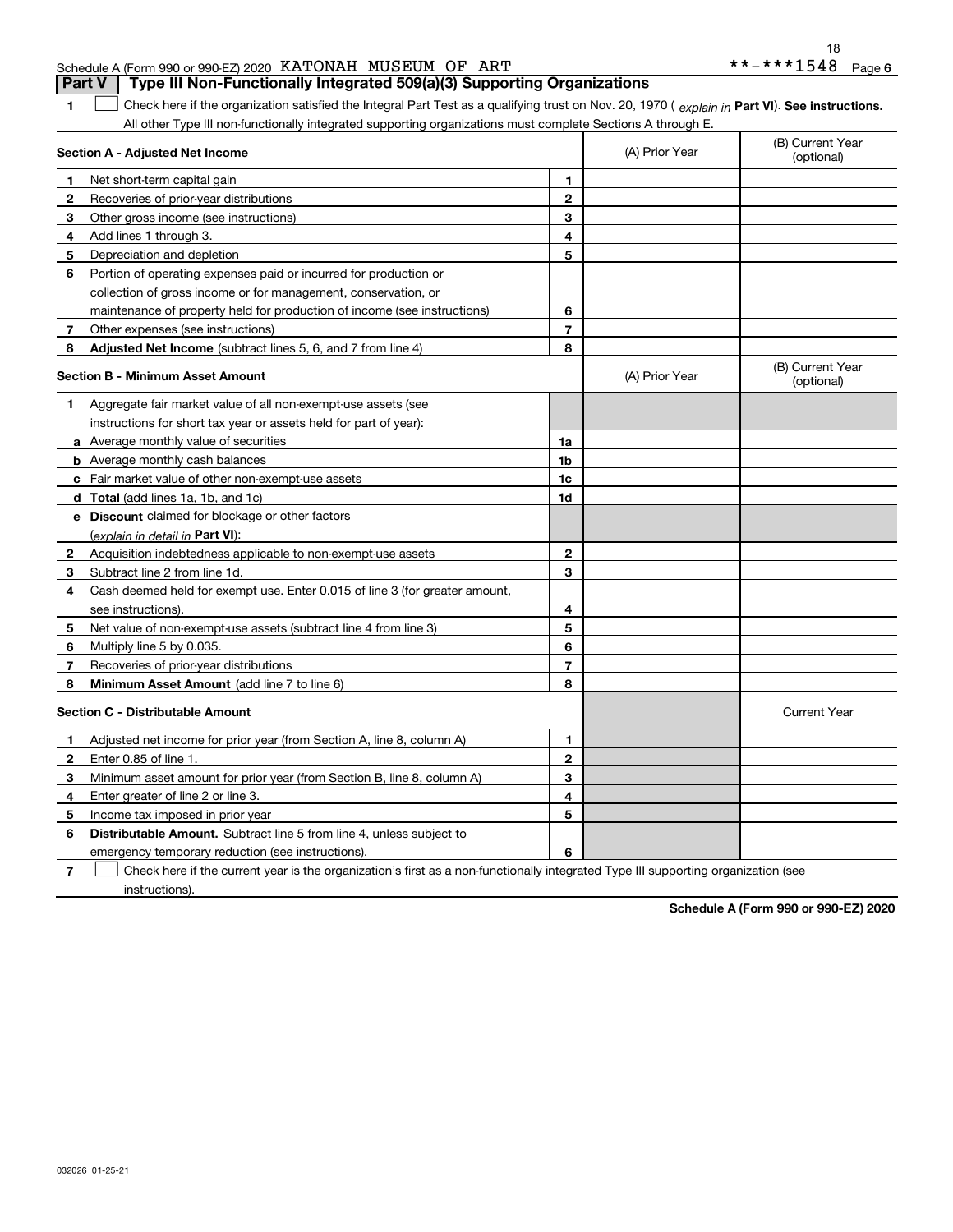Schedule A (Form 990 or 990-EZ) 2020 KATONAH MUSEUM OF ART **-***1548 Page 6

**Part V | Type III Non-Functionally Integrated 509(a)(3) Supporting Organizations**

1 ☐ Check here if the organization satisfied the Integral Part Test as a qualifying trust on Nov. 20, 1970 ( *explain in* **Part VI**). **See instructions.** All other Type III non-functionally integrated supporting organizations must complete Sections A through E.

| **Section A - Adjusted Net Income** | | | (A) Prior Year | (B) Current Year (optional) |
|---|---|---|---|---|
| **1** | Net short-term capital gain | **1** | | |
| **2** | Recoveries of prior-year distributions | **2** | | |
| **3** | Other gross income (see instructions) | **3** | | |
| **4** | Add lines 1 through 3. | **4** | | |
| **5** | Depreciation and depletion | **5** | | |
| **6** | Portion of operating expenses paid or incurred for production or collection of gross income or for management, conservation, or maintenance of property held for production of income (see instructions) | **6** | | |
| **7** | Other expenses (see instructions) | **7** | | |
| **8** | **Adjusted Net Income** (subtract lines 5, 6, and 7 from line 4) | **8** | | |

| **Section B - Minimum Asset Amount** | | | (A) Prior Year | (B) Current Year (optional) |
|---|---|---|---|---|
| **1** | Aggregate fair market value of all non-exempt-use assets (see instructions for short tax year or assets held for part of year): | | | |
| **a** | Average monthly value of securities | **1a** | | |
| **b** | Average monthly cash balances | **1b** | | |
| **c** | Fair market value of other non-exempt-use assets | **1c** | | |
| **d** | **Total** (add lines 1a, 1b, and 1c) | **1d** | | |
| **e** | **Discount** claimed for blockage or other factors (*explain in detail in* **Part VI**): | | | |
| **2** | Acquisition indebtedness applicable to non-exempt-use assets | **2** | | |
| **3** | Subtract line 2 from line 1d. | **3** | | |
| **4** | Cash deemed held for exempt use. Enter 0.015 of line 3 (for greater amount, see instructions). | **4** | | |
| **5** | Net value of non-exempt-use assets (subtract line 4 from line 3) | **5** | | |
| **6** | Multiply line 5 by 0.035. | **6** | | |
| **7** | Recoveries of prior-year distributions | **7** | | |
| **8** | **Minimum Asset Amount** (add line 7 to line 6) | **8** | | |

| **Section C - Distributable Amount** | | | | Current Year |
|---|---|---|---|---|
| **1** | Adjusted net income for prior year (from Section A, line 8, column A) | **1** | | |
| **2** | Enter 0.85 of line 1. | **2** | | |
| **3** | Minimum asset amount for prior year (from Section B, line 8, column A) | **3** | | |
| **4** | Enter greater of line 2 or line 3. | **4** | | |
| **5** | Income tax imposed in prior year | **5** | | |
| **6** | **Distributable Amount.** Subtract line 5 from line 4, unless subject to emergency temporary reduction (see instructions). | **6** | | |

**7** ☐ Check here if the current year is the organization's first as a non-functionally integrated Type III supporting organization (see instructions).

**Schedule A (Form 990 or 990-EZ) 2020**

032026 01-25-21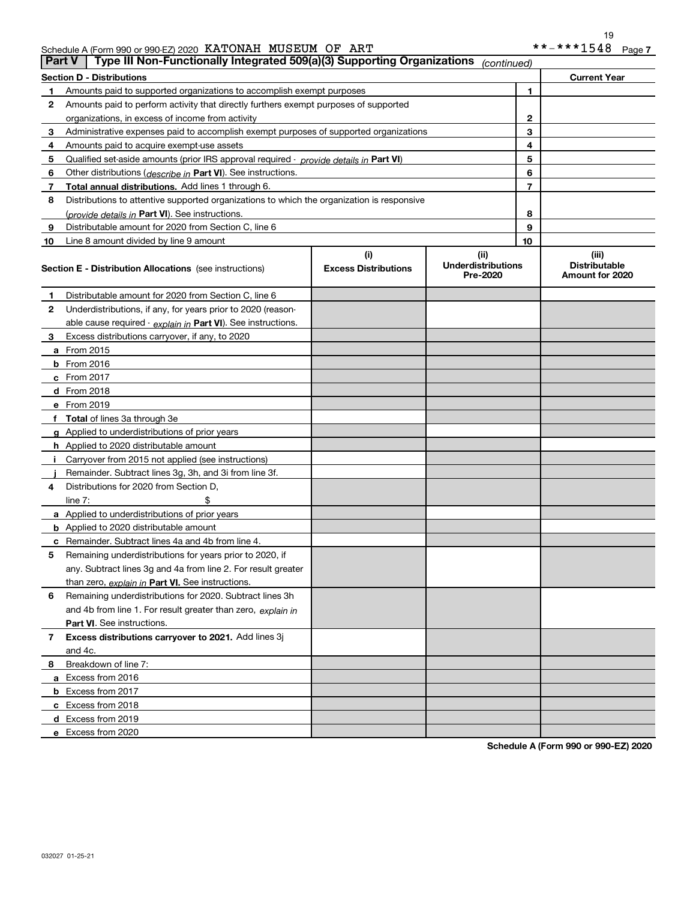Schedule A (Form 990 or 990-EZ) 2020 KATONAH MUSEUM OF ART **-***1548 Page 7

## Part V | Type III Non-Functionally Integrated 509(a)(3) Supporting Organizations *(continued)*

| Section D - Distributions | | Current Year |
|---|---|---|
| **1** Amounts paid to supported organizations to accomplish exempt purposes | 1 | |
| **2** Amounts paid to perform activity that directly furthers exempt purposes of supported organizations, in excess of income from activity | 2 | |
| **3** Administrative expenses paid to accomplish exempt purposes of supported organizations | 3 | |
| **4** Amounts paid to acquire exempt-use assets | 4 | |
| **5** Qualified set-aside amounts (prior IRS approval required - *provide details in* **Part VI**) | 5 | |
| **6** Other distributions (*describe in* **Part VI**). See instructions. | 6 | |
| **7** **Total annual distributions.** Add lines 1 through 6. | 7 | |
| **8** Distributions to attentive supported organizations to which the organization is responsive (*provide details in* **Part VI**). See instructions. | 8 | |
| **9** Distributable amount for 2020 from Section C, line 6 | 9 | |
| **10** Line 8 amount divided by line 9 amount | 10 | |

| Section E - Distribution Allocations (see instructions) | (i) Excess Distributions | (ii) Underdistributions Pre-2020 | (iii) Distributable Amount for 2020 |
|---|---|---|---|
| **1** Distributable amount for 2020 from Section C, line 6 | | | |
| **2** Underdistributions, if any, for years prior to 2020 (reasonable cause required - *explain in* **Part VI**). See instructions. | | | |
| **3** Excess distributions carryover, if any, to 2020 | | | |
| **a** From 2015 | | | |
| **b** From 2016 | | | |
| **c** From 2017 | | | |
| **d** From 2018 | | | |
| **e** From 2019 | | | |
| **f** **Total** of lines 3a through 3e | | | |
| **g** Applied to underdistributions of prior years | | | |
| **h** Applied to 2020 distributable amount | | | |
| **i** Carryover from 2015 not applied (see instructions) | | | |
| **j** Remainder. Subtract lines 3g, 3h, and 3i from line 3f. | | | |
| **4** Distributions for 2020 from Section D, line 7: $ | | | |
| **a** Applied to underdistributions of prior years | | | |
| **b** Applied to 2020 distributable amount | | | |
| **c** Remainder. Subtract lines 4a and 4b from line 4. | | | |
| **5** Remaining underdistributions for years prior to 2020, if any. Subtract lines 3g and 4a from line 2. For result greater than zero, *explain in* **Part VI.** See instructions. | | | |
| **6** Remaining underdistributions for 2020. Subtract lines 3h and 4b from line 1. For result greater than zero, *explain in* **Part VI**. See instructions. | | | |
| **7** **Excess distributions carryover to 2021.** Add lines 3j and 4c. | | | |
| **8** Breakdown of line 7: | | | |
| **a** Excess from 2016 | | | |
| **b** Excess from 2017 | | | |
| **c** Excess from 2018 | | | |
| **d** Excess from 2019 | | | |
| **e** Excess from 2020 | | | |

**Schedule A (Form 990 or 990-EZ) 2020**

032027 01-25-21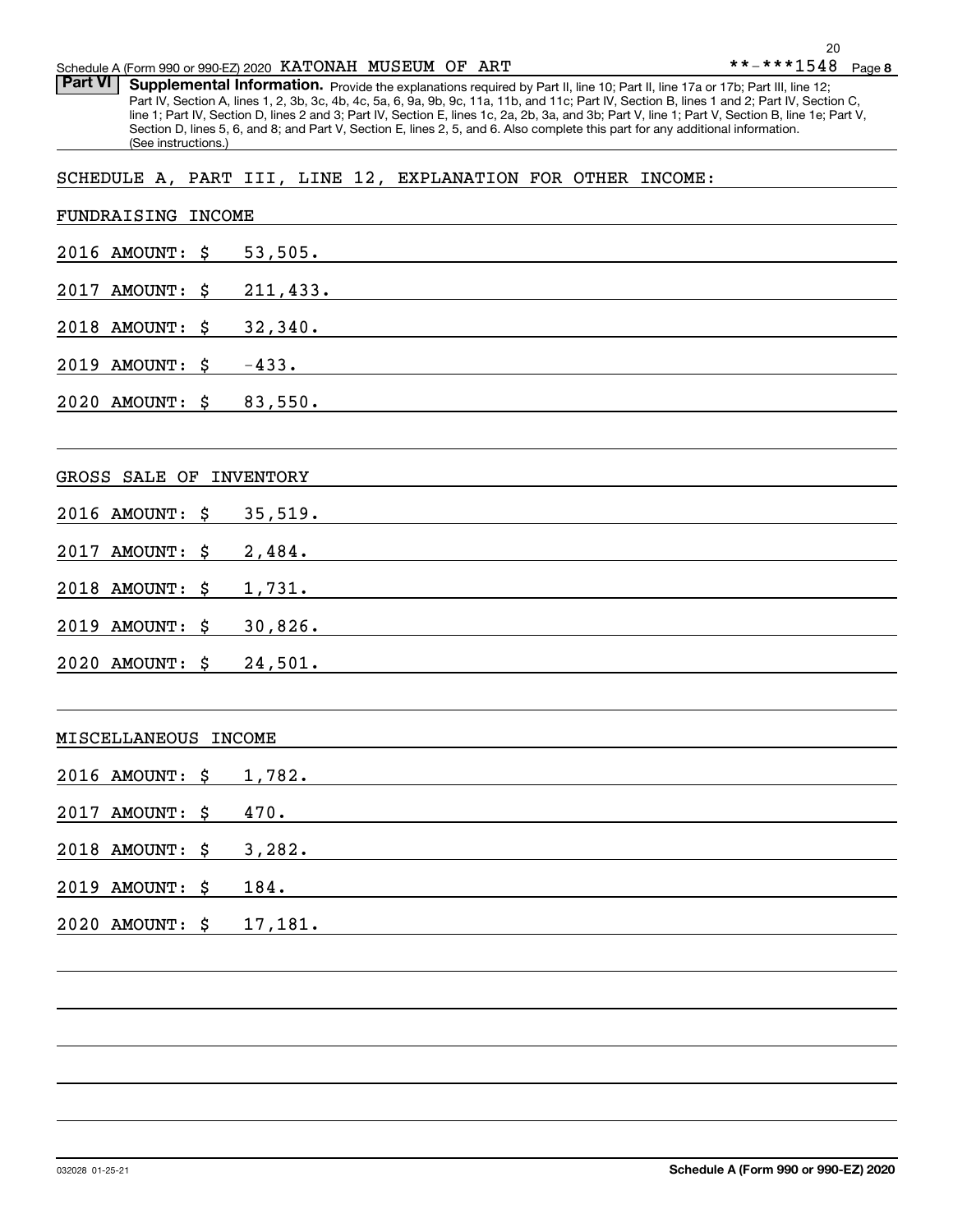Schedule A (Form 990 or 990-EZ) 2020 KATONAH MUSEUM OF ART **-***1548 Page 8

**Part VI** **Supplemental Information.** Provide the explanations required by Part II, line 10; Part II, line 17a or 17b; Part III, line 12; Part IV, Section A, lines 1, 2, 3b, 3c, 4b, 4c, 5a, 6, 9a, 9b, 9c, 11a, 11b, and 11c; Part IV, Section B, lines 1 and 2; Part IV, Section C, line 1; Part IV, Section D, lines 2 and 3; Part IV, Section E, lines 1c, 2a, 2b, 3a, and 3b; Part V, line 1; Part V, Section B, line 1e; Part V, Section D, lines 5, 6, and 8; and Part V, Section E, lines 2, 5, and 6. Also complete this part for any additional information. (See instructions.)

SCHEDULE A, PART III, LINE 12, EXPLANATION FOR OTHER INCOME:

FUNDRAISING INCOME

2016 AMOUNT: $ 53,505.

2017 AMOUNT: $ 211,433.

2018 AMOUNT: $ 32,340.

2019 AMOUNT: $ -433.

2020 AMOUNT: $ 83,550.

GROSS SALE OF INVENTORY

2016 AMOUNT: $ 35,519.

2017 AMOUNT: $ 2,484.

2018 AMOUNT: $ 1,731.

2019 AMOUNT: $ 30,826.

2020 AMOUNT: $ 24,501.

MISCELLANEOUS INCOME

2016 AMOUNT: $ 1,782.

2017 AMOUNT: $ 470.

2018 AMOUNT: $ 3,282.

2019 AMOUNT: $ 184.

2020 AMOUNT: $ 17,181.

032028 01-25-21 **Schedule A (Form 990 or 990-EZ) 2020**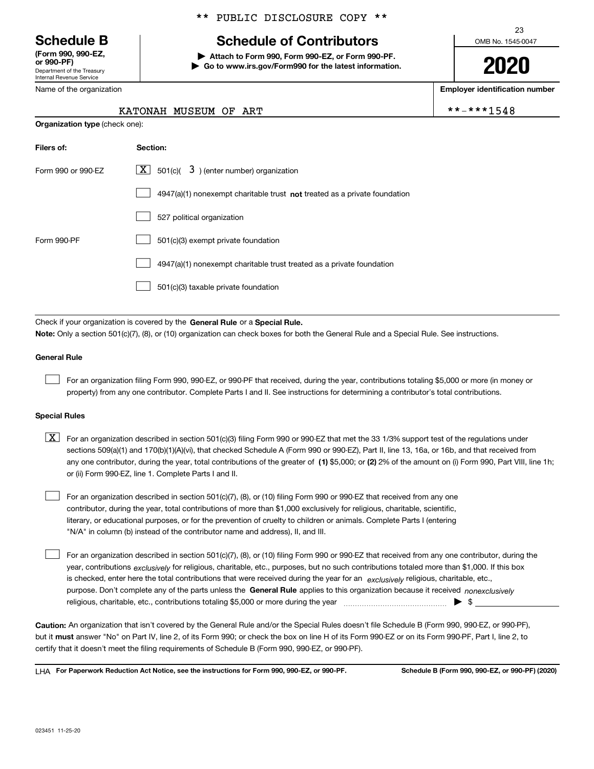\*\* PUBLIC DISCLOSURE COPY \*\*

# Schedule B

**(Form 990, 990-EZ, or 990-PF)**
Department of the Treasury
Internal Revenue Service

## Schedule of Contributors

▶ **Attach to Form 990, Form 990-EZ, or Form 990-PF.**
▶ **Go to www.irs.gov/Form990 for the latest information.**

OMB No. 1545-0047

**2020**

Name of the organization: KATONAH MUSEUM OF ART

**Employer identification number**: **-***1548

**Organization type** (check one):

| Filers of: | Section: |
|---|---|
| Form 990 or 990-EZ | [X] 501(c)( 3 ) (enter number) organization |
| | [ ] 4947(a)(1) nonexempt charitable trust **not** treated as a private foundation |
| | [ ] 527 political organization |
| Form 990-PF | [ ] 501(c)(3) exempt private foundation |
| | [ ] 4947(a)(1) nonexempt charitable trust treated as a private foundation |
| | [ ] 501(c)(3) taxable private foundation |

Check if your organization is covered by the **General Rule** or a **Special Rule.**
**Note:** Only a section 501(c)(7), (8), or (10) organization can check boxes for both the General Rule and a Special Rule. See instructions.

### General Rule

[ ] For an organization filing Form 990, 990-EZ, or 990-PF that received, during the year, contributions totaling $5,000 or more (in money or property) from any one contributor. Complete Parts I and II. See instructions for determining a contributor's total contributions.

### Special Rules

[X] For an organization described in section 501(c)(3) filing Form 990 or 990-EZ that met the 33 1/3% support test of the regulations under sections 509(a)(1) and 170(b)(1)(A)(vi), that checked Schedule A (Form 990 or 990-EZ), Part II, line 13, 16a, or 16b, and that received from any one contributor, during the year, total contributions of the greater of **(1)** $5,000; or **(2)** 2% of the amount on (i) Form 990, Part VIII, line 1h; or (ii) Form 990-EZ, line 1. Complete Parts I and II.

[ ] For an organization described in section 501(c)(7), (8), or (10) filing Form 990 or 990-EZ that received from any one contributor, during the year, total contributions of more than $1,000 exclusively for religious, charitable, scientific, literary, or educational purposes, or for the prevention of cruelty to children or animals. Complete Parts I (entering "N/A" in column (b) instead of the contributor name and address), II, and III.

[ ] For an organization described in section 501(c)(7), (8), or (10) filing Form 990 or 990-EZ that received from any one contributor, during the year, contributions *exclusively* for religious, charitable, etc., purposes, but no such contributions totaled more than $1,000. If this box is checked, enter here the total contributions that were received during the year for an *exclusively* religious, charitable, etc., purpose. Don't complete any of the parts unless the **General Rule** applies to this organization because it received *nonexclusively* religious, charitable, etc., contributions totaling $5,000 or more during the year ▶ $

**Caution:** An organization that isn't covered by the General Rule and/or the Special Rules doesn't file Schedule B (Form 990, 990-EZ, or 990-PF), but it **must** answer "No" on Part IV, line 2, of its Form 990; or check the box on line H of its Form 990-EZ or on its Form 990-PF, Part I, line 2, to certify that it doesn't meet the filing requirements of Schedule B (Form 990, 990-EZ, or 990-PF).

LHA **For Paperwork Reduction Act Notice, see the instructions for Form 990, 990-EZ, or 990-PF.** **Schedule B (Form 990, 990-EZ, or 990-PF) (2020)**

023451 11-25-20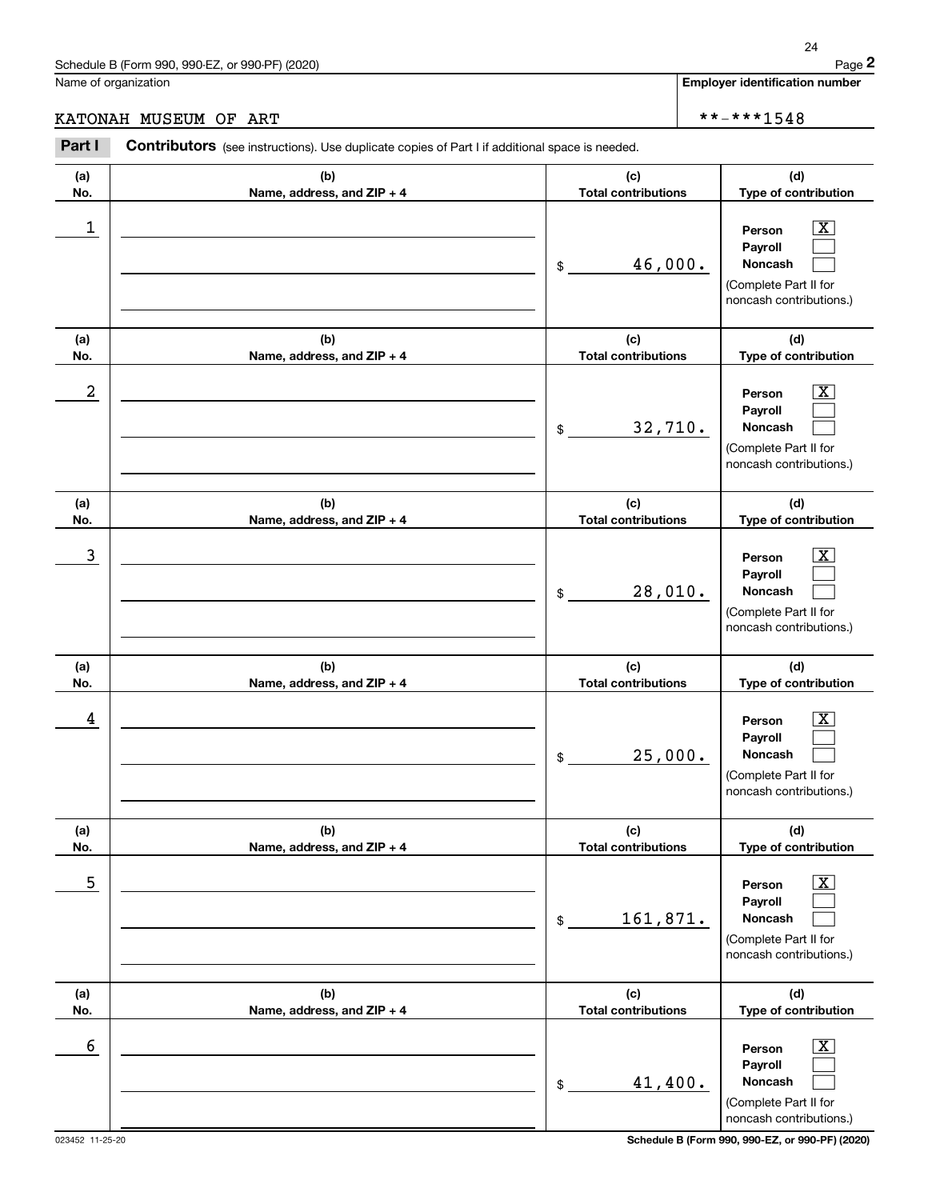Schedule B (Form 990, 990-EZ, or 990-PF) (2020)

Name of organization: KATONAH MUSEUM OF ART

Employer identification number: **-***1548

**Part I** **Contributors** (see instructions). Use duplicate copies of Part I if additional space is needed.

| (a) No. | (b) Name, address, and ZIP + 4 | (c) Total contributions | (d) Type of contribution |
|---|---|---|---|
| 1 | | $ 46,000. | Person [X] Payroll [ ] Noncash [ ] (Complete Part II for noncash contributions.) |
| 2 | | $ 32,710. | Person [X] Payroll [ ] Noncash [ ] (Complete Part II for noncash contributions.) |
| 3 | | $ 28,010. | Person [X] Payroll [ ] Noncash [ ] (Complete Part II for noncash contributions.) |
| 4 | | $ 25,000. | Person [X] Payroll [ ] Noncash [ ] (Complete Part II for noncash contributions.) |
| 5 | | $ 161,871. | Person [X] Payroll [ ] Noncash [ ] (Complete Part II for noncash contributions.) |
| 6 | | $ 41,400. | Person [X] Payroll [ ] Noncash [ ] (Complete Part II for noncash contributions.) |

023452 11-25-20 Schedule B (Form 990, 990-EZ, or 990-PF) (2020)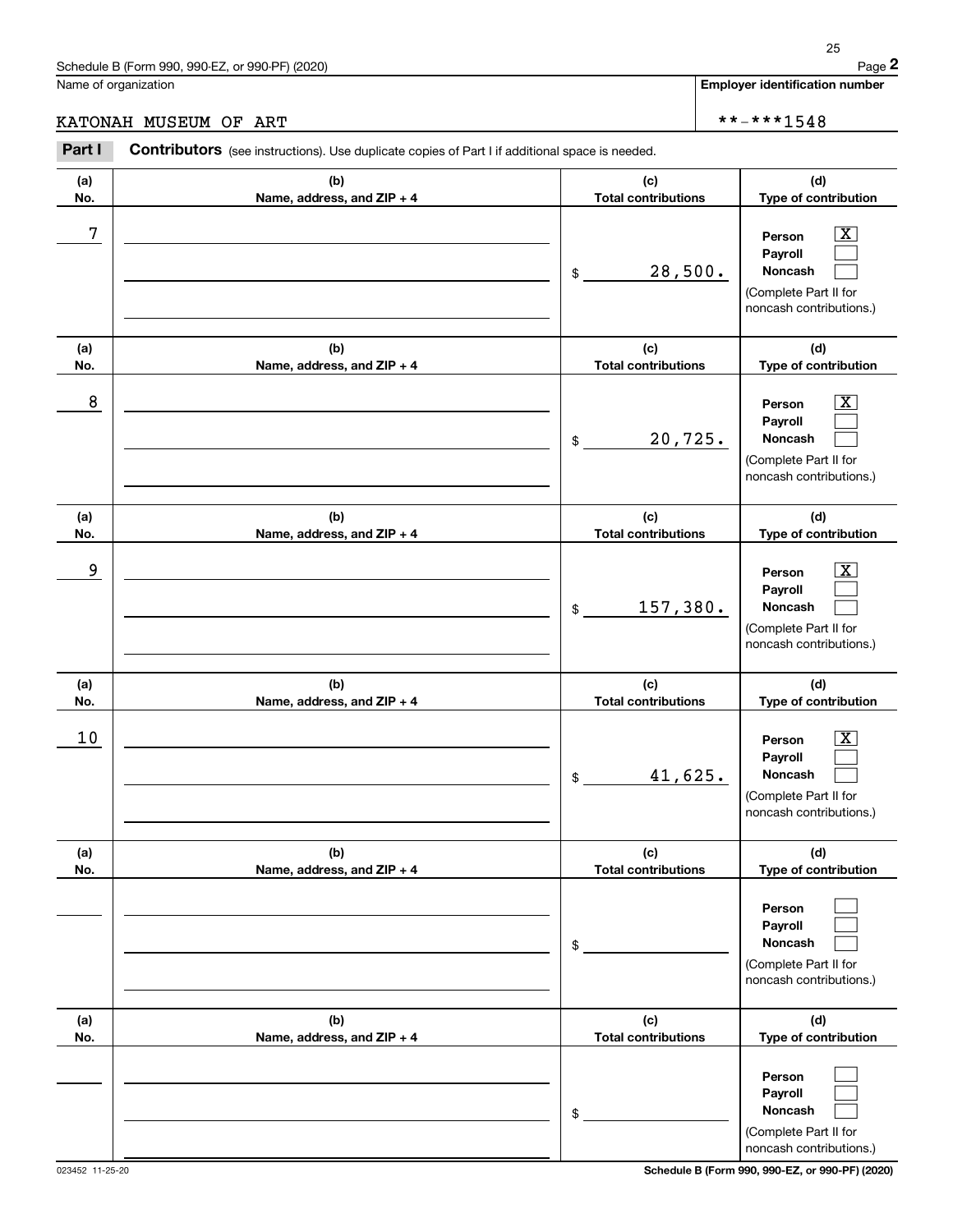Schedule B (Form 990, 990-EZ, or 990-PF) (2020) Page **2**

Name of organization: KATONAH MUSEUM OF ART

**Employer identification number**: **-***1548

**Part I** **Contributors** (see instructions). Use duplicate copies of Part I if additional space is needed.

| (a) No. | (b) Name, address, and ZIP + 4 | (c) Total contributions | (d) Type of contribution |
|---|---|---|---|
| 7 | | $ 28,500. | Person [X] Payroll [ ] Noncash [ ] (Complete Part II for noncash contributions.) |
| 8 | | $ 20,725. | Person [X] Payroll [ ] Noncash [ ] (Complete Part II for noncash contributions.) |
| 9 | | $ 157,380. | Person [X] Payroll [ ] Noncash [ ] (Complete Part II for noncash contributions.) |
| 10 | | $ 41,625. | Person [X] Payroll [ ] Noncash [ ] (Complete Part II for noncash contributions.) |
| | | $ | Person [ ] Payroll [ ] Noncash [ ] (Complete Part II for noncash contributions.) |
| | | $ | Person [ ] Payroll [ ] Noncash [ ] (Complete Part II for noncash contributions.) |

023452 11-25-20 **Schedule B (Form 990, 990-EZ, or 990-PF) (2020)**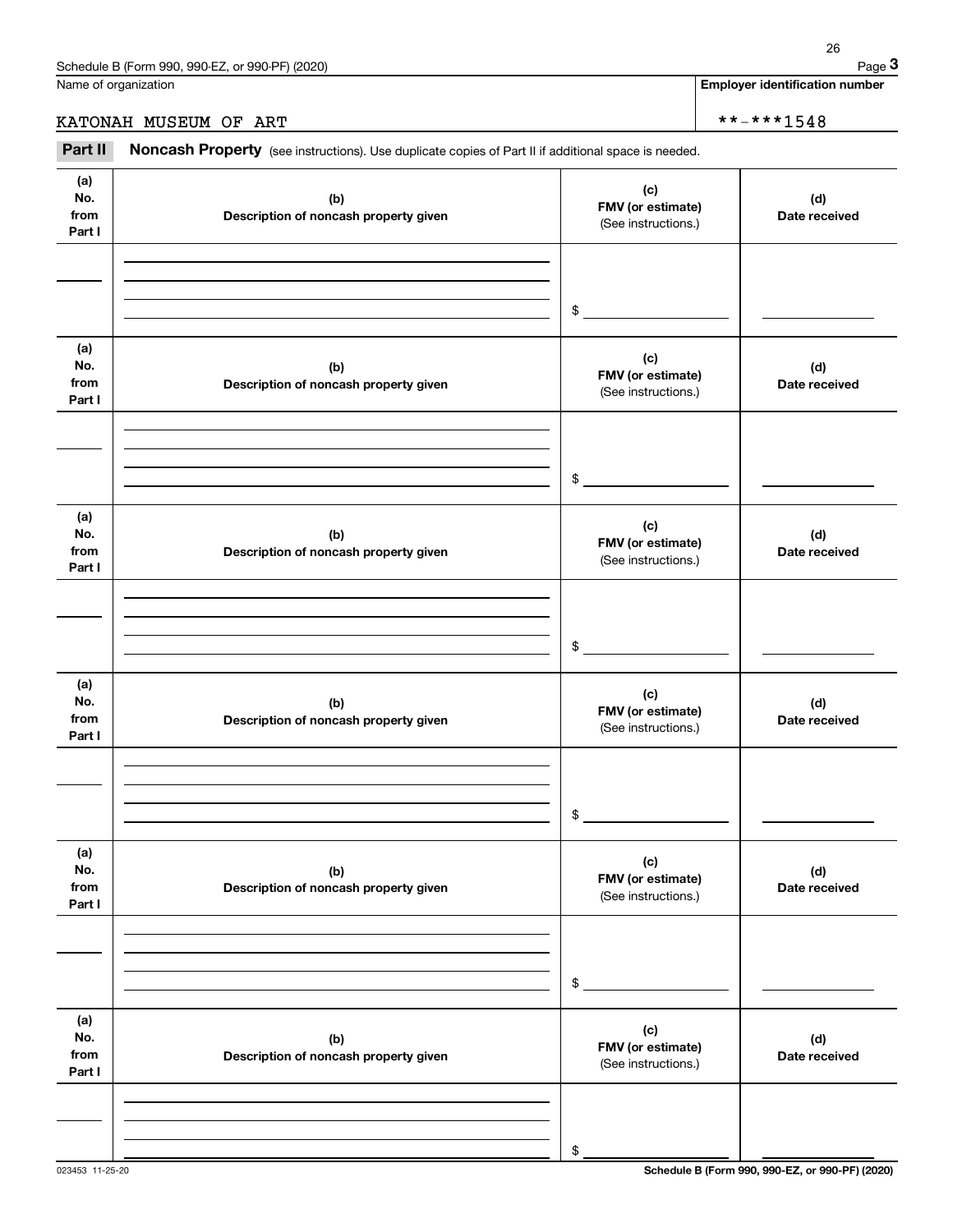Name of organization | Employer identification number

KATONAH MUSEUM OF ART | **-***1548

**Part II** **Noncash Property** (see instructions). Use duplicate copies of Part II if additional space is needed.

| (a) No. from Part I | (b) Description of noncash property given | (c) FMV (or estimate) (See instructions.) | (d) Date received |
|---|---|---|---|
| | | $ | |

| (a) No. from Part I | (b) Description of noncash property given | (c) FMV (or estimate) (See instructions.) | (d) Date received |
|---|---|---|---|
| | | $ | |

| (a) No. from Part I | (b) Description of noncash property given | (c) FMV (or estimate) (See instructions.) | (d) Date received |
|---|---|---|---|
| | | $ | |

| (a) No. from Part I | (b) Description of noncash property given | (c) FMV (or estimate) (See instructions.) | (d) Date received |
|---|---|---|---|
| | | $ | |

| (a) No. from Part I | (b) Description of noncash property given | (c) FMV (or estimate) (See instructions.) | (d) Date received |
|---|---|---|---|
| | | $ | |

| (a) No. from Part I | (b) Description of noncash property given | (c) FMV (or estimate) (See instructions.) | (d) Date received |
|---|---|---|---|
| | | $ | |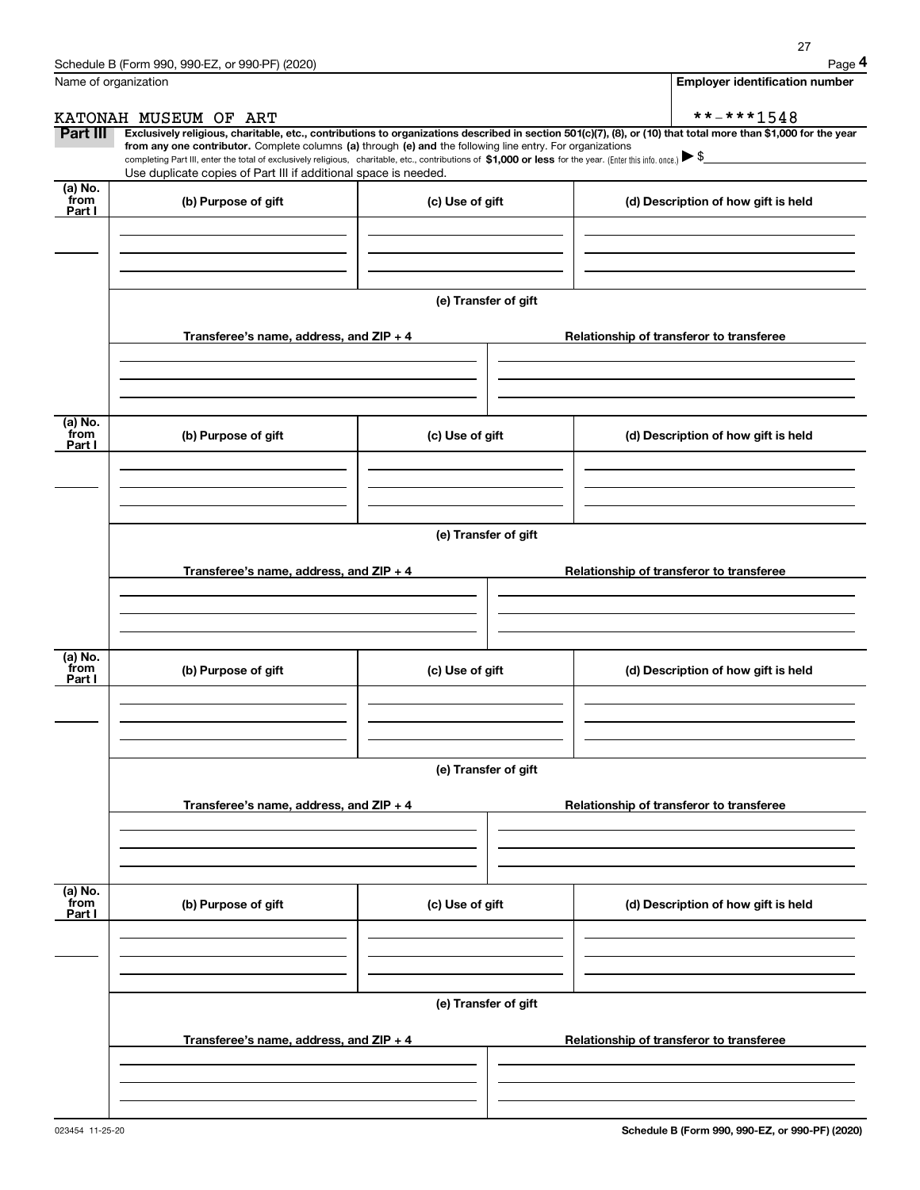Name of organization

KATONAH MUSEUM OF ART

**Employer identification number**

**-***1548

**Part III** **Exclusively religious, charitable, etc., contributions to organizations described in section 501(c)(7), (8), or (10) that total more than $1,000 for the year from any one contributor.** Complete columns **(a)** through **(e) and** the following line entry. For organizations completing Part III, enter the total of exclusively religious, charitable, etc., contributions of **$1,000 or less** for the year. (Enter this info. once.) ▶ $

Use duplicate copies of Part III if additional space is needed.

| (a) No. from Part I | (b) Purpose of gift | (c) Use of gift | (d) Description of how gift is held |
|---|---|---|---|
| | | | |

**(e) Transfer of gift**

| Transferee's name, address, and ZIP + 4 | Relationship of transferor to transferee |
|---|---|
| | |

| (a) No. from Part I | (b) Purpose of gift | (c) Use of gift | (d) Description of how gift is held |
|---|---|---|---|
| | | | |

**(e) Transfer of gift**

| Transferee's name, address, and ZIP + 4 | Relationship of transferor to transferee |
|---|---|
| | |

| (a) No. from Part I | (b) Purpose of gift | (c) Use of gift | (d) Description of how gift is held |
|---|---|---|---|
| | | | |

**(e) Transfer of gift**

| Transferee's name, address, and ZIP + 4 | Relationship of transferor to transferee |
|---|---|
| | |

| (a) No. from Part I | (b) Purpose of gift | (c) Use of gift | (d) Description of how gift is held |
|---|---|---|---|
| | | | |

**(e) Transfer of gift**

| Transferee's name, address, and ZIP + 4 | Relationship of transferor to transferee |
|---|---|
| | |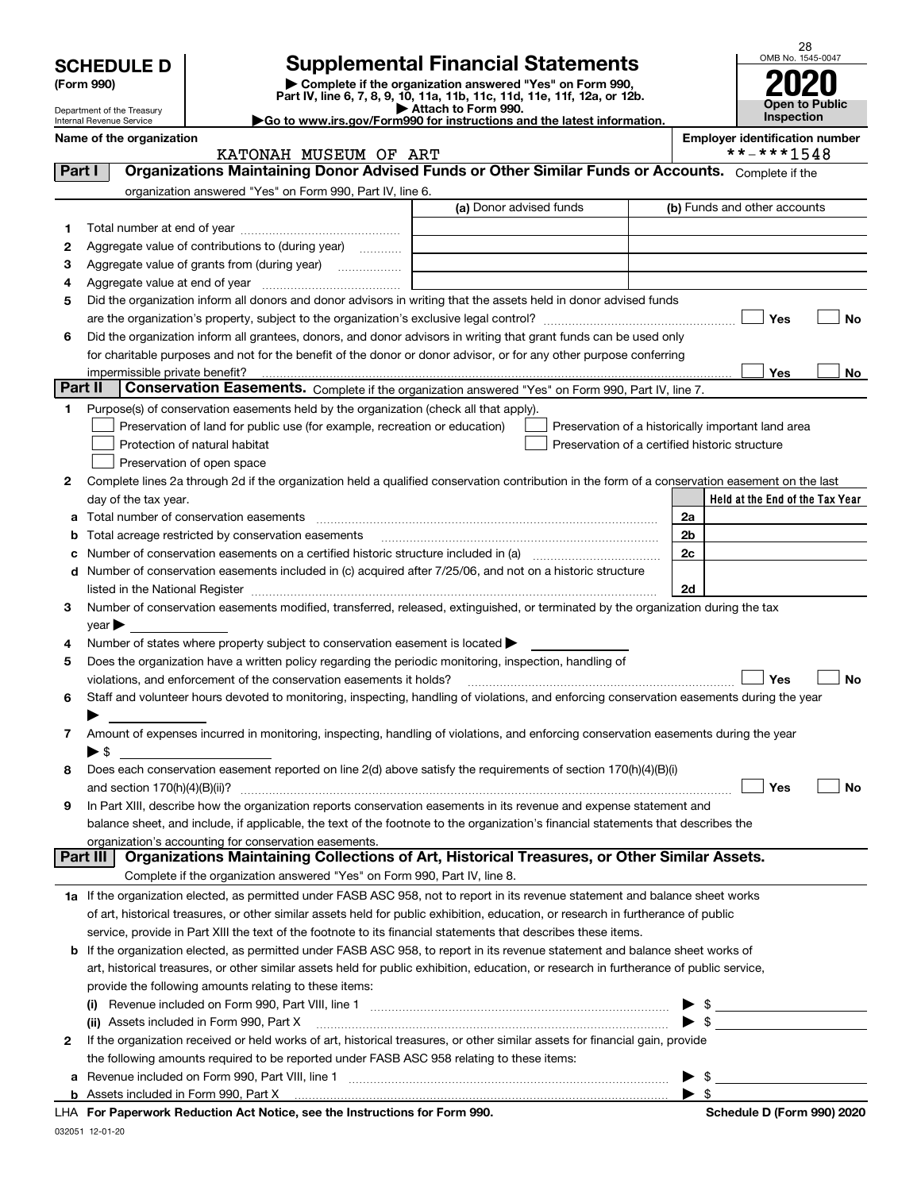# SCHEDULE D (Form 990)

Department of the Treasury
Internal Revenue Service

## Supplemental Financial Statements

▶ Complete if the organization answered "Yes" on Form 990, Part IV, line 6, 7, 8, 9, 10, 11a, 11b, 11c, 11d, 11e, 11f, 12a, or 12b.
▶ Attach to Form 990.
▶Go to www.irs.gov/Form990 for instructions and the latest information.

OMB No. 1545-0047

**2020**

**Open to Public Inspection**

Name of the organization: KATONAH MUSEUM OF ART

Employer identification number: **-***1548

### Part I — Organizations Maintaining Donor Advised Funds or Other Similar Funds or Accounts. Complete if the organization answered "Yes" on Form 990, Part IV, line 6.

| | | (a) Donor advised funds | (b) Funds and other accounts |
|---|---|---|---|
| 1 | Total number at end of year | | |
| 2 | Aggregate value of contributions to (during year) | | |
| 3 | Aggregate value of grants from (during year) | | |
| 4 | Aggregate value at end of year | | |

5 Did the organization inform all donors and donor advisors in writing that the assets held in donor advised funds are the organization's property, subject to the organization's exclusive legal control? ☐ Yes ☐ No

6 Did the organization inform all grantees, donors, and donor advisors in writing that grant funds can be used only for charitable purposes and not for the benefit of the donor or donor advisor, or for any other purpose conferring impermissible private benefit? ☐ Yes ☐ No

### Part II — Conservation Easements. Complete if the organization answered "Yes" on Form 990, Part IV, line 7.

1 Purpose(s) of conservation easements held by the organization (check all that apply).

☐ Preservation of land for public use (for example, recreation or education)
☐ Protection of natural habitat
☐ Preservation of open space
☐ Preservation of a historically important land area
☐ Preservation of a certified historic structure

2 Complete lines 2a through 2d if the organization held a qualified conservation contribution in the form of a conservation easement on the last day of the tax year.

| | | | Held at the End of the Tax Year |
|---|---|---|---|
| a | Total number of conservation easements | 2a | |
| b | Total acreage restricted by conservation easements | 2b | |
| c | Number of conservation easements on a certified historic structure included in (a) | 2c | |
| d | Number of conservation easements included in (c) acquired after 7/25/06, and not on a historic structure listed in the National Register | 2d | |

3 Number of conservation easements modified, transferred, released, extinguished, or terminated by the organization during the tax year ▶

4 Number of states where property subject to conservation easement is located ▶

5 Does the organization have a written policy regarding the periodic monitoring, inspection, handling of violations, and enforcement of the conservation easements it holds? ☐ Yes ☐ No

6 Staff and volunteer hours devoted to monitoring, inspecting, handling of violations, and enforcing conservation easements during the year ▶

7 Amount of expenses incurred in monitoring, inspecting, handling of violations, and enforcing conservation easements during the year ▶ $

8 Does each conservation easement reported on line 2(d) above satisfy the requirements of section 170(h)(4)(B)(i) and section 170(h)(4)(B)(ii)? ☐ Yes ☐ No

9 In Part XIII, describe how the organization reports conservation easements in its revenue and expense statement and balance sheet, and include, if applicable, the text of the footnote to the organization's financial statements that describes the organization's accounting for conservation easements.

### Part III — Organizations Maintaining Collections of Art, Historical Treasures, or Other Similar Assets. Complete if the organization answered "Yes" on Form 990, Part IV, line 8.

1a If the organization elected, as permitted under FASB ASC 958, not to report in its revenue statement and balance sheet works of art, historical treasures, or other similar assets held for public exhibition, education, or research in furtherance of public service, provide in Part XIII the text of the footnote to its financial statements that describes these items.

b If the organization elected, as permitted under FASB ASC 958, to report in its revenue statement and balance sheet works of art, historical treasures, or other similar assets held for public exhibition, education, or research in furtherance of public service, provide the following amounts relating to these items:

(i) Revenue included on Form 990, Part VIII, line 1 ▶ $

(ii) Assets included in Form 990, Part X ▶ $

2 If the organization received or held works of art, historical treasures, or other similar assets for financial gain, provide the following amounts required to be reported under FASB ASC 958 relating to these items:

a Revenue included on Form 990, Part VIII, line 1 ▶ $

b Assets included in Form 990, Part X ▶ $

LHA For Paperwork Reduction Act Notice, see the Instructions for Form 990. Schedule D (Form 990) 2020

032051 12-01-20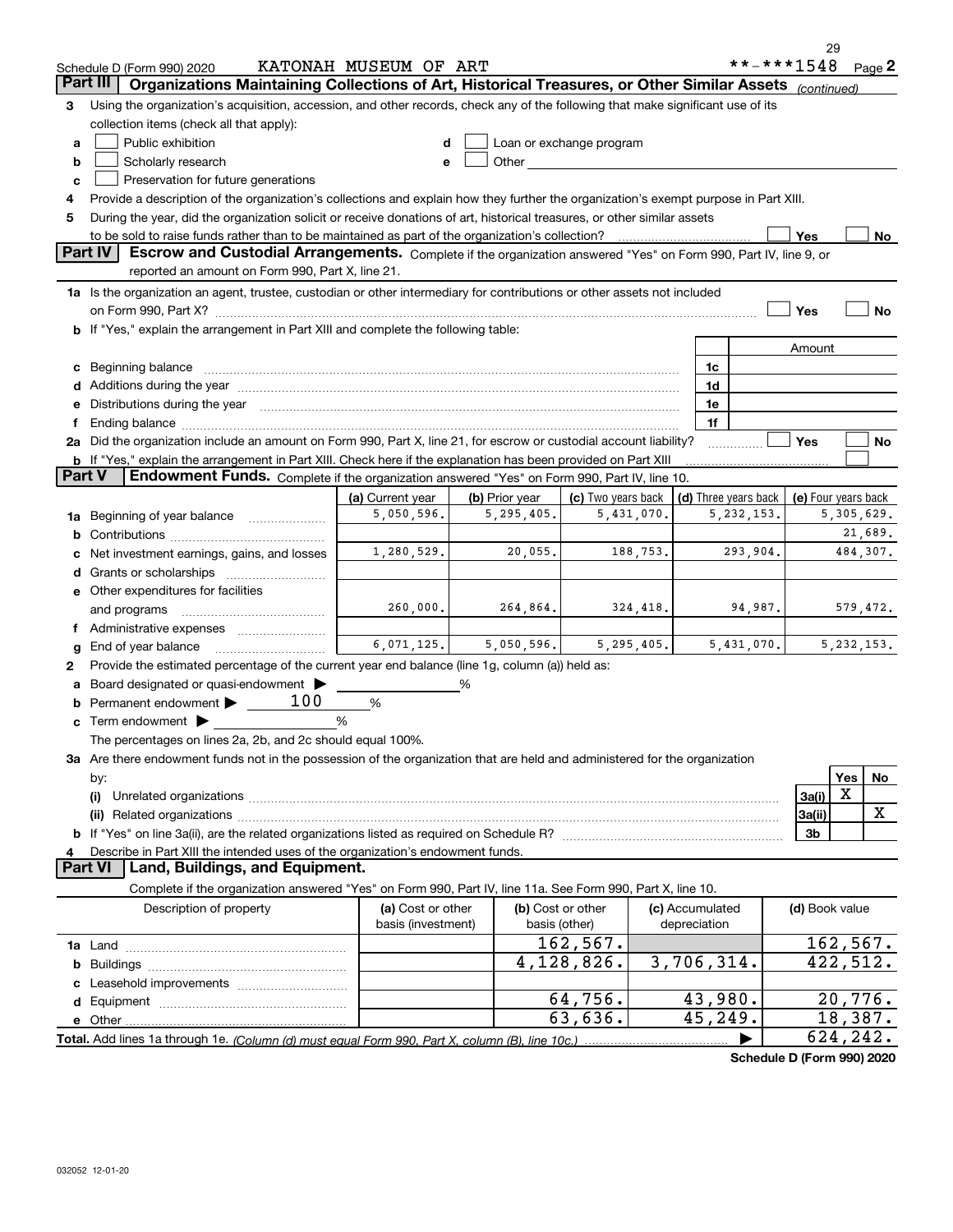Schedule D (Form 990) 2020 KATONAH MUSEUM OF ART **-***1548 Page 2

## Part III Organizations Maintaining Collections of Art, Historical Treasures, or Other Similar Assets *(continued)*

3 Using the organization's acquisition, accession, and other records, check any of the following that make significant use of its collection items (check all that apply):

a ☐ Public exhibition  d ☐ Loan or exchange program
b ☐ Scholarly research  e ☐ Other
c ☐ Preservation for future generations

4 Provide a description of the organization's collections and explain how they further the organization's exempt purpose in Part XIII.

5 During the year, did the organization solicit or receive donations of art, historical treasures, or other similar assets to be sold to raise funds rather than to be maintained as part of the organization's collection? ☐ Yes ☐ No

## Part IV Escrow and Custodial Arrangements.

Complete if the organization answered "Yes" on Form 990, Part IV, line 9, or reported an amount on Form 990, Part X, line 21.

1a Is the organization an agent, trustee, custodian or other intermediary for contributions or other assets not included on Form 990, Part X? ☐ Yes ☐ No

b If "Yes," explain the arrangement in Part XIII and complete the following table:

| | | Amount |
|---|---|---|
| c Beginning balance | 1c | |
| d Additions during the year | 1d | |
| e Distributions during the year | 1e | |
| f Ending balance | 1f | |

2a Did the organization include an amount on Form 990, Part X, line 21, for escrow or custodial account liability? ☐ Yes ☐ No

b If "Yes," explain the arrangement in Part XIII. Check here if the explanation has been provided on Part XIII ☐

## Part V Endowment Funds.

Complete if the organization answered "Yes" on Form 990, Part IV, line 10.

| | (a) Current year | (b) Prior year | (c) Two years back | (d) Three years back | (e) Four years back |
|---|---|---|---|---|---|
| 1a Beginning of year balance | 5,050,596. | 5,295,405. | 5,431,070. | 5,232,153. | 5,305,629. |
| b Contributions | | | | | 21,689. |
| c Net investment earnings, gains, and losses | 1,280,529. | 20,055. | 188,753. | 293,904. | 484,307. |
| d Grants or scholarships | | | | | |
| e Other expenditures for facilities and programs | 260,000. | 264,864. | 324,418. | 94,987. | 579,472. |
| f Administrative expenses | | | | | |
| g End of year balance | 6,071,125. | 5,050,596. | 5,295,405. | 5,431,070. | 5,232,153. |

2 Provide the estimated percentage of the current year end balance (line 1g, column (a)) held as:

a Board designated or quasi-endowment ▶ %
b Permanent endowment ▶ 100 %
c Term endowment ▶ %

The percentages on lines 2a, 2b, and 2c should equal 100%.

3a Are there endowment funds not in the possession of the organization that are held and administered for the organization by:

| | | Yes | No |
|---|---|---|---|
| (i) Unrelated organizations | 3a(i) | X | |
| (ii) Related organizations | 3a(ii) | | X |
| b If "Yes" on line 3a(ii), are the related organizations listed as required on Schedule R? | 3b | | |

4 Describe in Part XIII the intended uses of the organization's endowment funds.

## Part VI Land, Buildings, and Equipment.

Complete if the organization answered "Yes" on Form 990, Part IV, line 11a. See Form 990, Part X, line 10.

| Description of property | (a) Cost or other basis (investment) | (b) Cost or other basis (other) | (c) Accumulated depreciation | (d) Book value |
|---|---|---|---|---|
| 1a Land | | 162,567. | | 162,567. |
| b Buildings | | 4,128,826. | 3,706,314. | 422,512. |
| c Leasehold improvements | | | | |
| d Equipment | | 64,756. | 43,980. | 20,776. |
| e Other | | 63,636. | 45,249. | 18,387. |
| **Total.** Add lines 1a through 1e. *(Column (d) must equal Form 990, Part X, column (B), line 10c.)* | | | ▶ | 624,242. |

**Schedule D (Form 990) 2020**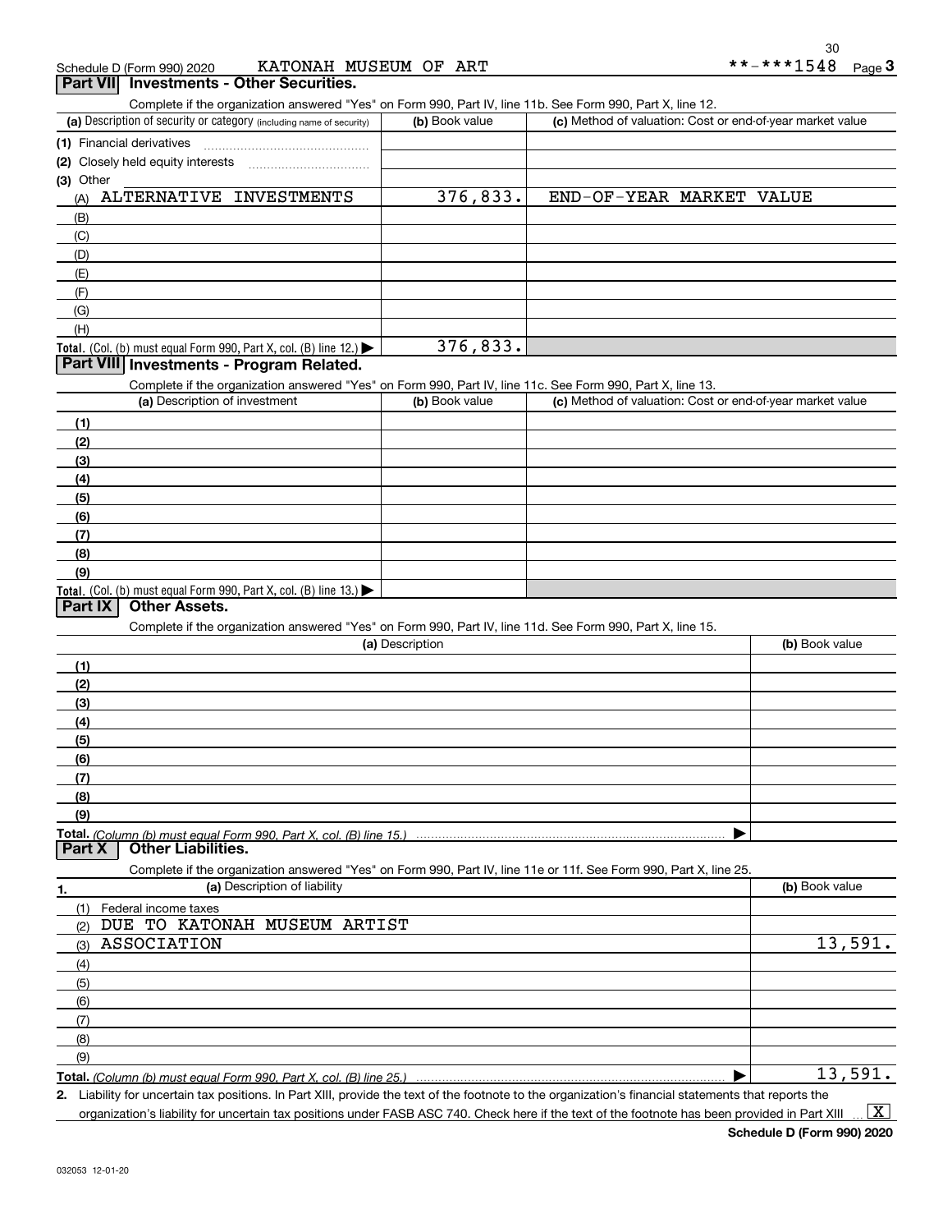Schedule D (Form 990) 2020 KATONAH MUSEUM OF ART **-***1548 Page 3

## Part VII Investments - Other Securities.

Complete if the organization answered "Yes" on Form 990, Part IV, line 11b. See Form 990, Part X, line 12.

| (a) Description of security or category (including name of security) | (b) Book value | (c) Method of valuation: Cost or end-of-year market value |
|---|---|---|
| (1) Financial derivatives | | |
| (2) Closely held equity interests | | |
| (3) Other | | |
| (A) ALTERNATIVE INVESTMENTS | 376,833. | END-OF-YEAR MARKET VALUE |
| (B) | | |
| (C) | | |
| (D) | | |
| (E) | | |
| (F) | | |
| (G) | | |
| (H) | | |
| **Total.** (Col. (b) must equal Form 990, Part X, col. (B) line 12.) ▶ | 376,833. | |

## Part VIII Investments - Program Related.

Complete if the organization answered "Yes" on Form 990, Part IV, line 11c. See Form 990, Part X, line 13.

| (a) Description of investment | (b) Book value | (c) Method of valuation: Cost or end-of-year market value |
|---|---|---|
| (1) | | |
| (2) | | |
| (3) | | |
| (4) | | |
| (5) | | |
| (6) | | |
| (7) | | |
| (8) | | |
| (9) | | |
| **Total.** (Col. (b) must equal Form 990, Part X, col. (B) line 13.) ▶ | | |

## Part IX Other Assets.

Complete if the organization answered "Yes" on Form 990, Part IV, line 11d. See Form 990, Part X, line 15.

| (a) Description | (b) Book value |
|---|---|
| (1) | |
| (2) | |
| (3) | |
| (4) | |
| (5) | |
| (6) | |
| (7) | |
| (8) | |
| (9) | |
| **Total.** *(Column (b) must equal Form 990, Part X, col. (B) line 15.)* ▶ | |

## Part X Other Liabilities.

Complete if the organization answered "Yes" on Form 990, Part IV, line 11e or 11f. See Form 990, Part X, line 25.

| 1. (a) Description of liability | (b) Book value |
|---|---|
| (1) Federal income taxes | |
| (2) DUE TO KATONAH MUSEUM ARTIST | |
| (3) ASSOCIATION | 13,591. |
| (4) | |
| (5) | |
| (6) | |
| (7) | |
| (8) | |
| (9) | |
| **Total.** *(Column (b) must equal Form 990, Part X, col. (B) line 25.)* ▶ | 13,591. |

2. Liability for uncertain tax positions. In Part XIII, provide the text of the footnote to the organization's financial statements that reports the organization's liability for uncertain tax positions under FASB ASC 740. Check here if the text of the footnote has been provided in Part XIII ... [X]

**Schedule D (Form 990) 2020**

032053 12-01-20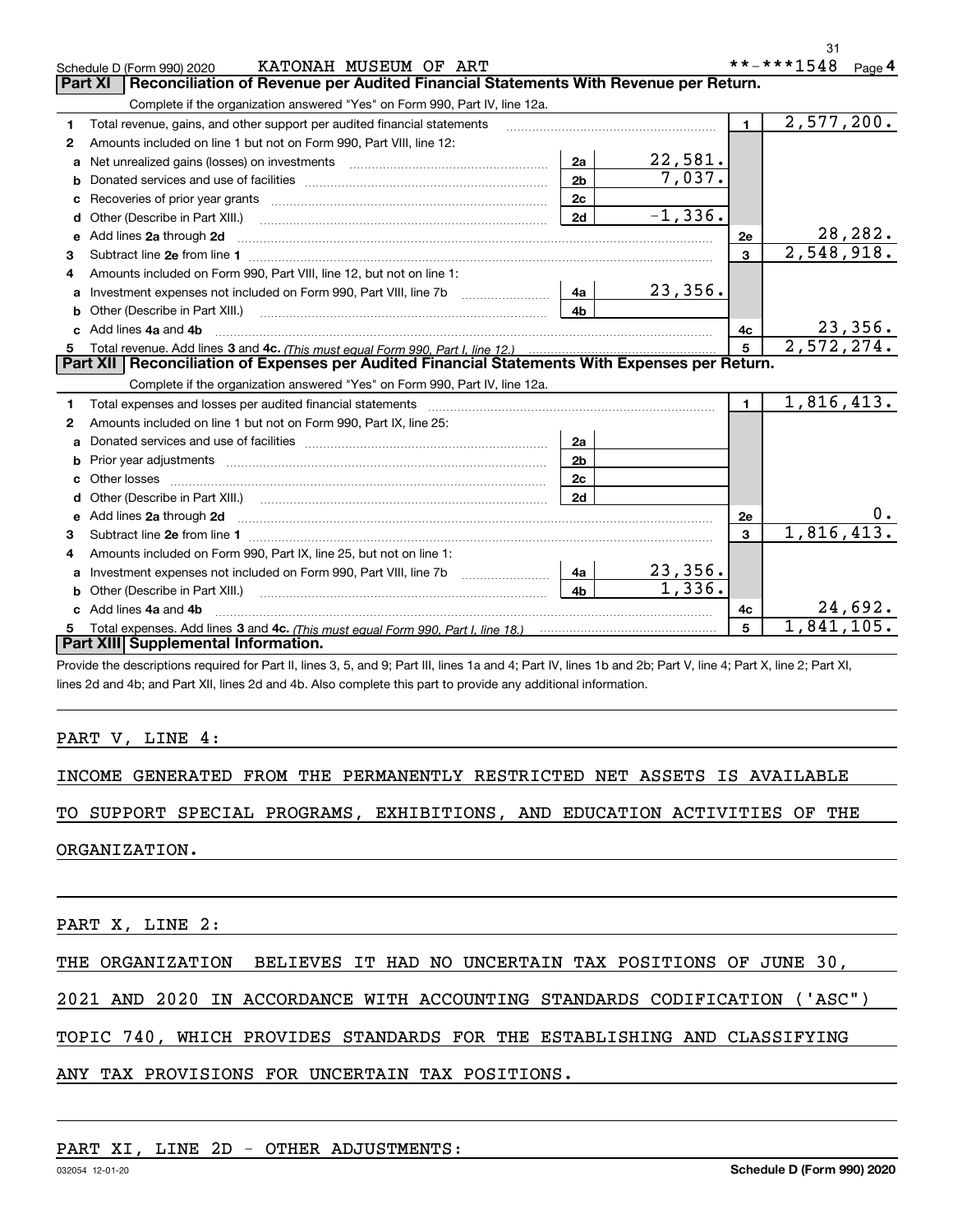Schedule D (Form 990) 2020 KATONAH MUSEUM OF ART **-***1548 Page 4

## Part XI Reconciliation of Revenue per Audited Financial Statements With Revenue per Return.

Complete if the organization answered "Yes" on Form 990, Part IV, line 12a.

| | | | | | |
|---|---|---|---|---|---|
| 1 | Total revenue, gains, and other support per audited financial statements | | | 1 | 2,577,200. |
| 2 | Amounts included on line 1 but not on Form 990, Part VIII, line 12: | | | | |
| a | Net unrealized gains (losses) on investments | 2a | 22,581. | | |
| b | Donated services and use of facilities | 2b | 7,037. | | |
| c | Recoveries of prior year grants | 2c | | | |
| d | Other (Describe in Part XIII.) | 2d | -1,336. | | |
| e | Add lines 2a through 2d | | | 2e | 28,282. |
| 3 | Subtract line 2e from line 1 | | | 3 | 2,548,918. |
| 4 | Amounts included on Form 990, Part VIII, line 12, but not on line 1: | | | | |
| a | Investment expenses not included on Form 990, Part VIII, line 7b | 4a | 23,356. | | |
| b | Other (Describe in Part XIII.) | 4b | | | |
| c | Add lines 4a and 4b | | | 4c | 23,356. |
| 5 | Total revenue. Add lines 3 and 4c. *(This must equal Form 990, Part I, line 12.)* | | | 5 | 2,572,274. |

## Part XII Reconciliation of Expenses per Audited Financial Statements With Expenses per Return.

Complete if the organization answered "Yes" on Form 990, Part IV, line 12a.

| | | | | | |
|---|---|---|---|---|---|
| 1 | Total expenses and losses per audited financial statements | | | 1 | 1,816,413. |
| 2 | Amounts included on line 1 but not on Form 990, Part IX, line 25: | | | | |
| a | Donated services and use of facilities | 2a | | | |
| b | Prior year adjustments | 2b | | | |
| c | Other losses | 2c | | | |
| d | Other (Describe in Part XIII.) | 2d | | | |
| e | Add lines 2a through 2d | | | 2e | 0. |
| 3 | Subtract line 2e from line 1 | | | 3 | 1,816,413. |
| 4 | Amounts included on Form 990, Part IX, line 25, but not on line 1: | | | | |
| a | Investment expenses not included on Form 990, Part VIII, line 7b | 4a | 23,356. | | |
| b | Other (Describe in Part XIII.) | 4b | 1,336. | | |
| c | Add lines 4a and 4b | | | 4c | 24,692. |
| 5 | Total expenses. Add lines 3 and 4c. *(This must equal Form 990, Part I, line 18.)* | | | 5 | 1,841,105. |

## Part XIII Supplemental Information.

Provide the descriptions required for Part II, lines 3, 5, and 9; Part III, lines 1a and 4; Part IV, lines 1b and 2b; Part V, line 4; Part X, line 2; Part XI, lines 2d and 4b; and Part XII, lines 2d and 4b. Also complete this part to provide any additional information.

PART V, LINE 4:

INCOME GENERATED FROM THE PERMANENTLY RESTRICTED NET ASSETS IS AVAILABLE TO SUPPORT SPECIAL PROGRAMS, EXHIBITIONS, AND EDUCATION ACTIVITIES OF THE ORGANIZATION.

PART X, LINE 2:

THE ORGANIZATION BELIEVES IT HAD NO UNCERTAIN TAX POSITIONS OF JUNE 30, 2021 AND 2020 IN ACCORDANCE WITH ACCOUNTING STANDARDS CODIFICATION ('ASC") TOPIC 740, WHICH PROVIDES STANDARDS FOR THE ESTABLISHING AND CLASSIFYING ANY TAX PROVISIONS FOR UNCERTAIN TAX POSITIONS.

PART XI, LINE 2D - OTHER ADJUSTMENTS:

032054 12-01-20 Schedule D (Form 990) 2020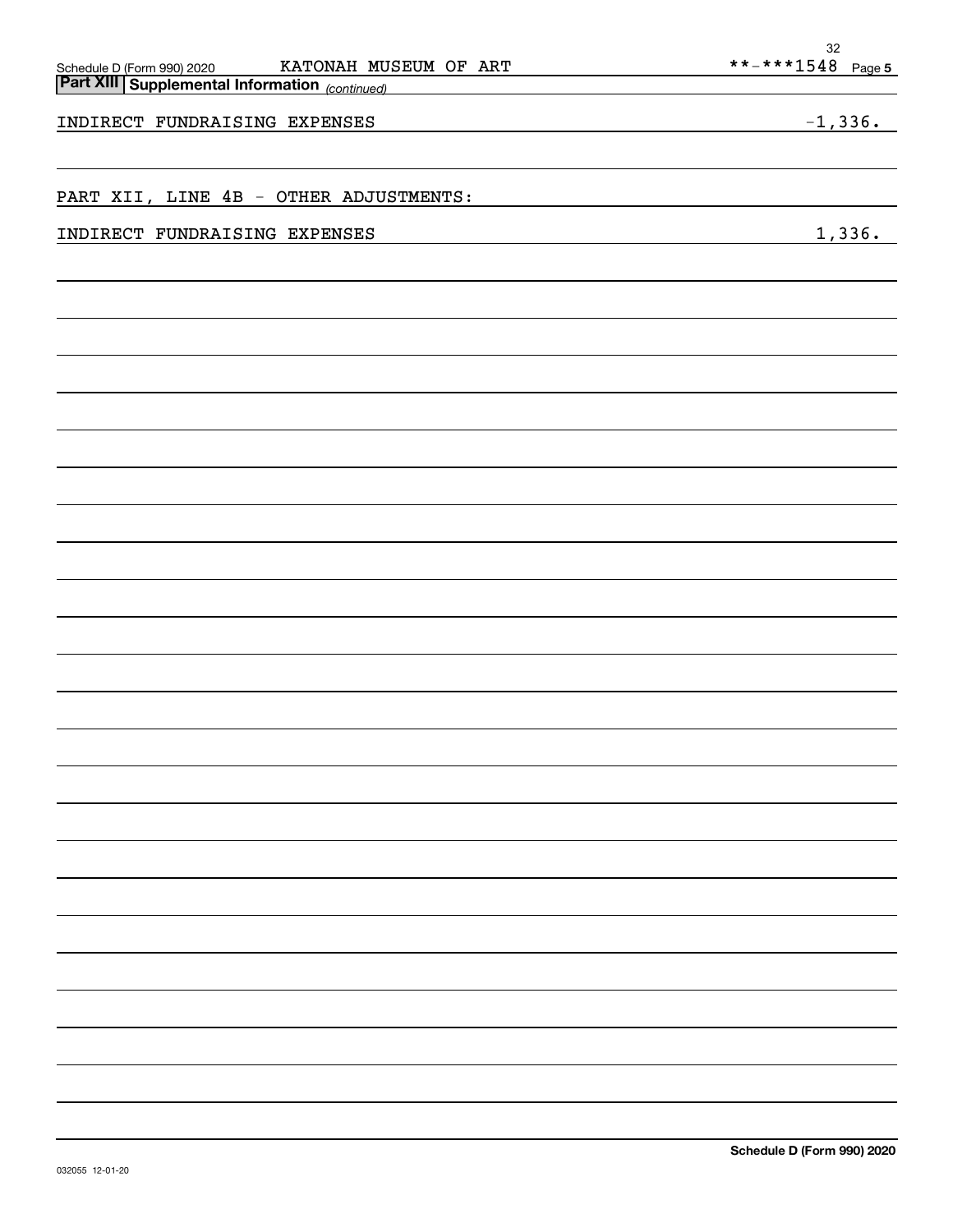## Part XIII Supplemental Information *(continued)*

| | |
|---|---|
| INDIRECT FUNDRAISING EXPENSES | -1,336. |
| | |
| PART XII, LINE 4B - OTHER ADJUSTMENTS: | |
| INDIRECT FUNDRAISING EXPENSES | 1,336. |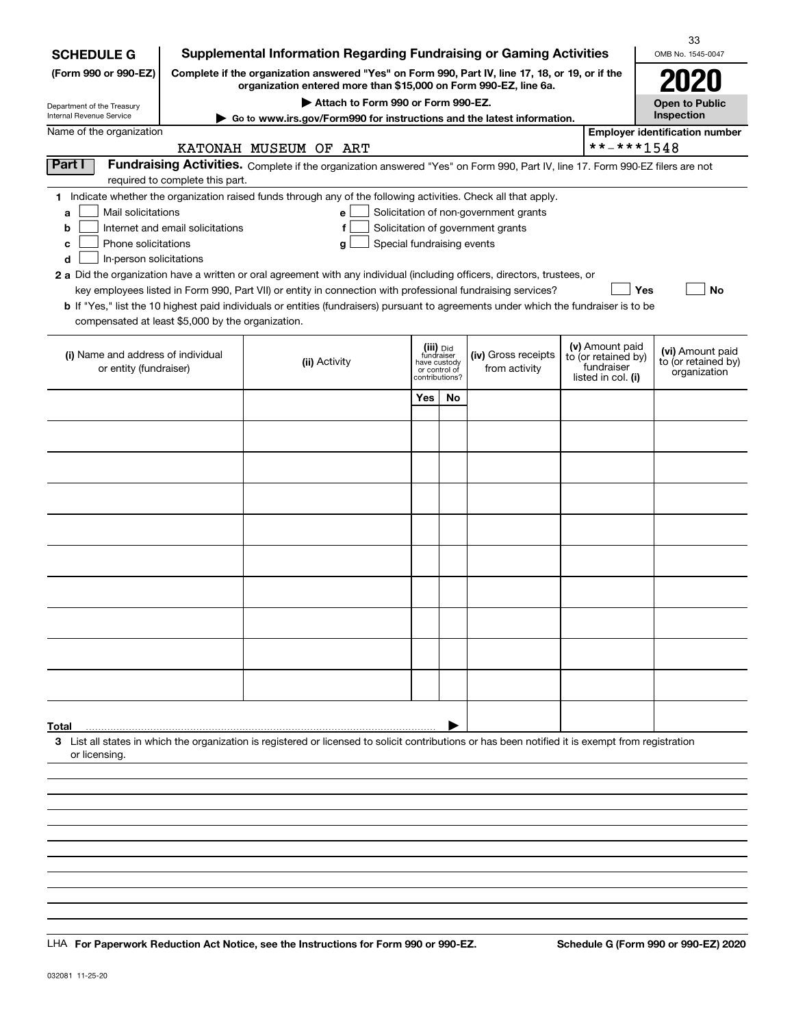**SCHEDULE G**
**(Form 990 or 990-EZ)**

Department of the Treasury
Internal Revenue Service

# Supplemental Information Regarding Fundraising or Gaming Activities

**Complete if the organization answered "Yes" on Form 990, Part IV, line 17, 18, or 19, or if the organization entered more than $15,000 on Form 990-EZ, line 6a.**

**▶ Attach to Form 990 or Form 990-EZ.**

**▶ Go to www.irs.gov/Form990 for instructions and the latest information.**

OMB No. 1545-0047

**2020**

**Open to Public Inspection**

Name of the organization: KATONAH MUSEUM OF ART

**Employer identification number:** **-***1548

**Part I — Fundraising Activities.** Complete if the organization answered "Yes" on Form 990, Part IV, line 17. Form 990-EZ filers are not required to complete this part.

**1** Indicate whether the organization raised funds through any of the following activities. Check all that apply.

- **a** ☐ Mail solicitations
- **b** ☐ Internet and email solicitations
- **c** ☐ Phone solicitations
- **d** ☐ In-person solicitations
- **e** ☐ Solicitation of non-government grants
- **f** ☐ Solicitation of government grants
- **g** ☐ Special fundraising events

**2 a** Did the organization have a written or oral agreement with any individual (including officers, directors, trustees, or key employees listed in Form 990, Part VII) or entity in connection with professional fundraising services? ☐ **Yes** ☐ **No**

**b** If "Yes," list the 10 highest paid individuals or entities (fundraisers) pursuant to agreements under which the fundraiser is to be compensated at least $5,000 by the organization.

| (i) Name and address of individual or entity (fundraiser) | (ii) Activity | (iii) Did fundraiser have custody or control of contributions? Yes | No | (iv) Gross receipts from activity | (v) Amount paid to (or retained by) fundraiser listed in col. (i) | (vi) Amount paid to (or retained by) organization |
|---|---|---|---|---|---|---|
| | | | | | | |
| | | | | | | |
| | | | | | | |
| | | | | | | |
| | | | | | | |
| | | | | | | |
| | | | | | | |
| | | | | | | |
| | | | | | | |
| | | | | | | |
| **Total** ▶ | | | | | | |

**3** List all states in which the organization is registered or licensed to solicit contributions or has been notified it is exempt from registration or licensing.

LHA **For Paperwork Reduction Act Notice, see the Instructions for Form 990 or 990-EZ.**

**Schedule G (Form 990 or 990-EZ) 2020**

032081 11-25-20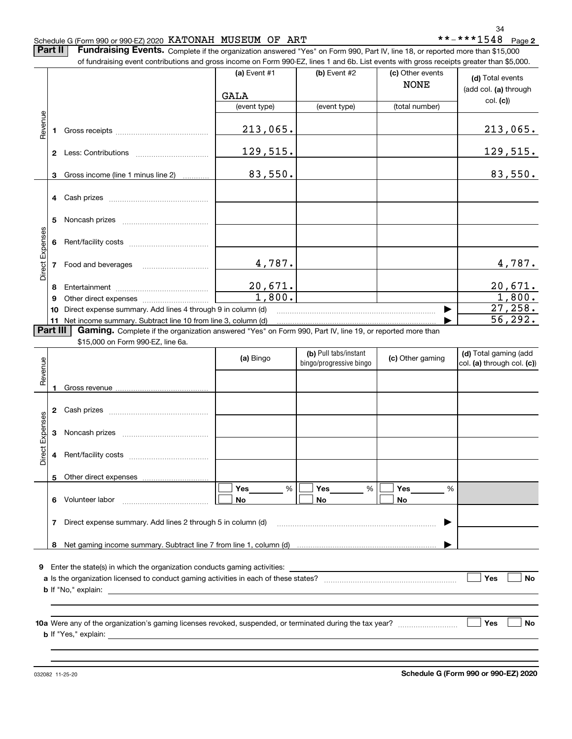Schedule G (Form 990 or 990-EZ) 2020 KATONAH MUSEUM OF ART **-***1548 Page 2

**Part II | Fundraising Events.** Complete if the organization answered "Yes" on Form 990, Part IV, line 18, or reported more than $15,000 of fundraising event contributions and gross income on Form 990-EZ, lines 1 and 6b. List events with gross receipts greater than $5,000.

| | | (a) Event #1 | (b) Event #2 | (c) Other events | (d) Total events (add col. (a) through col. (c)) |
|---|---|---|---|---|---|
| | | GALA | | NONE | |
| | | (event type) | (event type) | (total number) | |
| Revenue | 1 Gross receipts | 213,065. | | | 213,065. |
| | 2 Less: Contributions | 129,515. | | | 129,515. |
| | 3 Gross income (line 1 minus line 2) | 83,550. | | | 83,550. |
| Direct Expenses | 4 Cash prizes | | | | |
| | 5 Noncash prizes | | | | |
| | 6 Rent/facility costs | | | | |
| | 7 Food and beverages | 4,787. | | | 4,787. |
| | 8 Entertainment | 20,671. | | | 20,671. |
| | 9 Other direct expenses | 1,800. | | | 1,800. |
| | 10 Direct expense summary. Add lines 4 through 9 in column (d) | | | ▶ | 27,258. |
| | 11 Net income summary. Subtract line 10 from line 3, column (d) | | | ▶ | 56,292. |

**Part III | Gaming.** Complete if the organization answered "Yes" on Form 990, Part IV, line 19, or reported more than $15,000 on Form 990-EZ, line 6a.

| | | (a) Bingo | (b) Pull tabs/instant bingo/progressive bingo | (c) Other gaming | (d) Total gaming (add col. (a) through col. (c)) |
|---|---|---|---|---|---|
| Revenue | 1 Gross revenue | | | | |
| Direct Expenses | 2 Cash prizes | | | | |
| | 3 Noncash prizes | | | | |
| | 4 Rent/facility costs | | | | |
| | 5 Other direct expenses | | | | |
| | 6 Volunteer labor | ☐ Yes ____ % ☐ No | ☐ Yes ____ % ☐ No | ☐ Yes ____ % ☐ No | |
| | 7 Direct expense summary. Add lines 2 through 5 in column (d) | | | ▶ | |
| | 8 Net gaming income summary. Subtract line 7 from line 1, column (d) | | | ▶ | |

**9** Enter the state(s) in which the organization conducts gaming activities: ______

**a** Is the organization licensed to conduct gaming activities in each of these states? ☐ Yes ☐ No

**b** If "No," explain: ______

**10a** Were any of the organization's gaming licenses revoked, suspended, or terminated during the tax year? ☐ Yes ☐ No

**b** If "Yes," explain: ______

032082 11-25-20 **Schedule G (Form 990 or 990-EZ) 2020**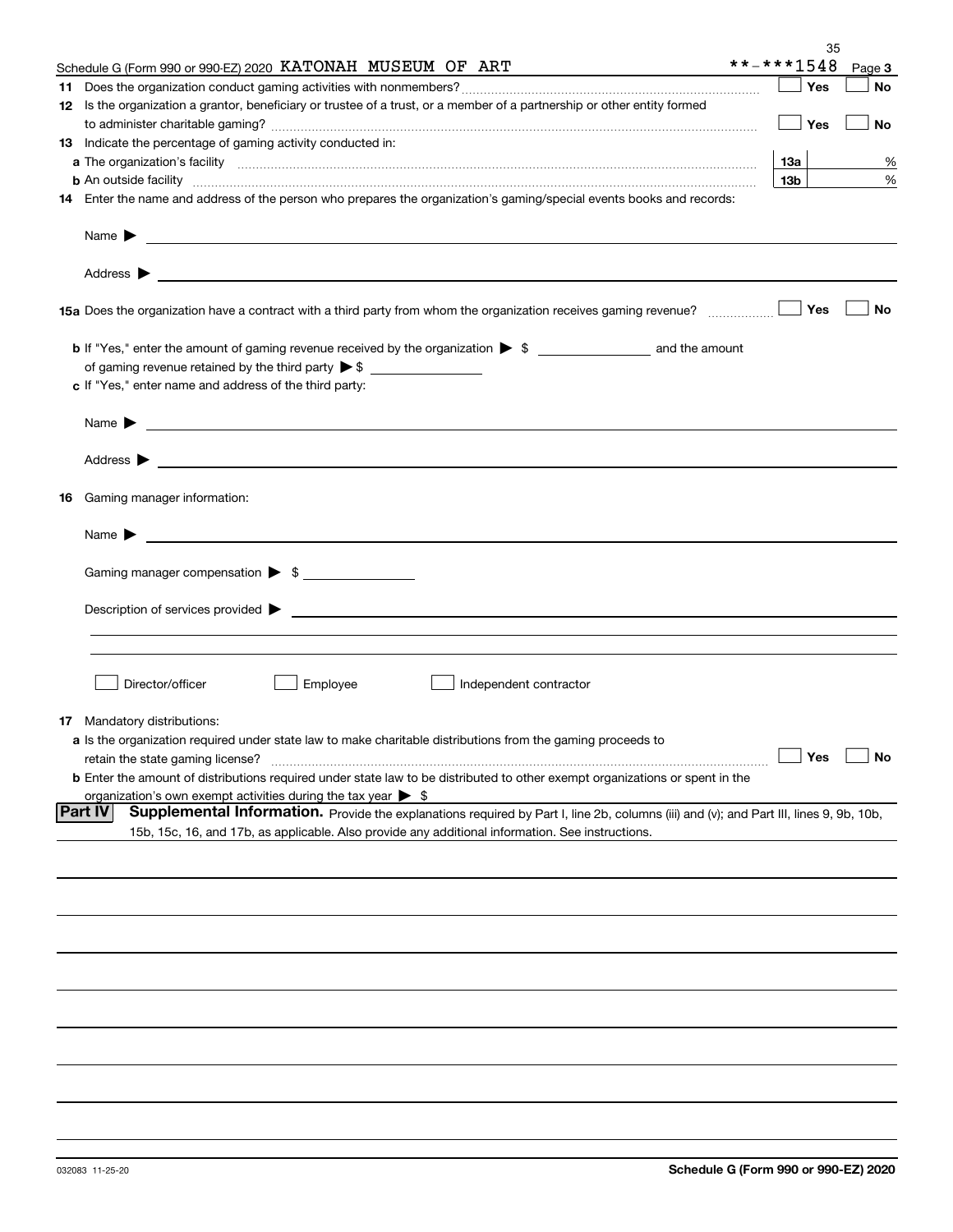Schedule G (Form 990 or 990-EZ) 2020 KATONAH MUSEUM OF ART **-***1548 Page 3

**11** Does the organization conduct gaming activities with nonmembers? ☐ Yes ☐ No

**12** Is the organization a grantor, beneficiary or trustee of a trust, or a member of a partnership or other entity formed to administer charitable gaming? ☐ Yes ☐ No

**13** Indicate the percentage of gaming activity conducted in:

**a** The organization's facility **13a** %

**b** An outside facility **13b** %

**14** Enter the name and address of the person who prepares the organization's gaming/special events books and records:

Name ▶

Address ▶

**15a** Does the organization have a contract with a third party from whom the organization receives gaming revenue? ☐ Yes ☐ No

**b** If "Yes," enter the amount of gaming revenue received by the organization ▶ $ ______ and the amount of gaming revenue retained by the third party ▶ $ ______

**c** If "Yes," enter name and address of the third party:

Name ▶

Address ▶

**16** Gaming manager information:

Name ▶

Gaming manager compensation ▶ $

Description of services provided ▶

☐ Director/officer ☐ Employee ☐ Independent contractor

**17** Mandatory distributions:

**a** Is the organization required under state law to make charitable distributions from the gaming proceeds to retain the state gaming license? ☐ Yes ☐ No

**b** Enter the amount of distributions required under state law to be distributed to other exempt organizations or spent in the organization's own exempt activities during the tax year ▶ $

**Part IV** **Supplemental Information.** Provide the explanations required by Part I, line 2b, columns (iii) and (v); and Part III, lines 9, 9b, 10b, 15b, 15c, 16, and 17b, as applicable. Also provide any additional information. See instructions.

032083 11-25-20 **Schedule G (Form 990 or 990-EZ) 2020**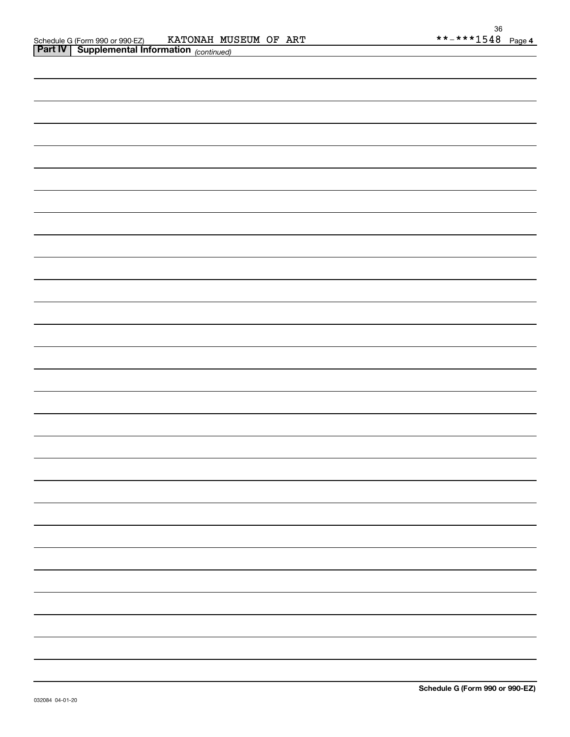Schedule G (Form 990 or 990-EZ) KATONAH MUSEUM OF ART **-***1548 Page 4

**Part IV | Supplemental Information** *(continued)*

**Schedule G (Form 990 or 990-EZ)**

032084 04-01-20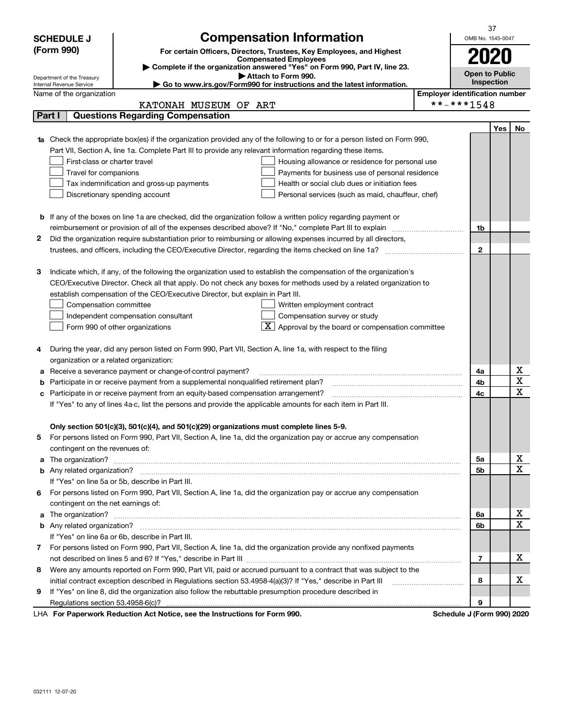**SCHEDULE J (Form 990)**

Department of the Treasury
Internal Revenue Service

# Compensation Information

**For certain Officers, Directors, Trustees, Key Employees, and Highest Compensated Employees**

▶ **Complete if the organization answered "Yes" on Form 990, Part IV, line 23.**

▶ **Attach to Form 990.**

▶ **Go to www.irs.gov/Form990 for instructions and the latest information.**

OMB No. 1545-0047

**2020**

**Open to Public Inspection**

Name of the organization: KATONAH MUSEUM OF ART

Employer identification number: \*\*-\*\*\*1548

## Part I Questions Regarding Compensation

| | | | Yes | No |
|---|---|---|---|---|
| **1a** | Check the appropriate box(es) if the organization provided any of the following to or for a person listed on Form 990, Part VII, Section A, line 1a. Complete Part III to provide any relevant information regarding these items.<br>☐ First-class or charter travel ☐ Housing allowance or residence for personal use<br>☐ Travel for companions ☐ Payments for business use of personal residence<br>☐ Tax indemnification and gross-up payments ☐ Health or social club dues or initiation fees<br>☐ Discretionary spending account ☐ Personal services (such as maid, chauffeur, chef) | | | |
| **b** | If any of the boxes on line 1a are checked, did the organization follow a written policy regarding payment or reimbursement or provision of all of the expenses described above? If "No," complete Part III to explain | 1b | | |
| **2** | Did the organization require substantiation prior to reimbursing or allowing expenses incurred by all directors, trustees, and officers, including the CEO/Executive Director, regarding the items checked on line 1a? | 2 | | |
| **3** | Indicate which, if any, of the following the organization used to establish the compensation of the organization's CEO/Executive Director. Check all that apply. Do not check any boxes for methods used by a related organization to establish compensation of the CEO/Executive Director, but explain in Part III.<br>☐ Compensation committee ☐ Written employment contract<br>☐ Independent compensation consultant ☐ Compensation survey or study<br>☐ Form 990 of other organizations ☒ Approval by the board or compensation committee | | | |
| **4** | During the year, did any person listed on Form 990, Part VII, Section A, line 1a, with respect to the filing organization or a related organization: | | | |
| **a** | Receive a severance payment or change-of-control payment? | 4a | | X |
| **b** | Participate in or receive payment from a supplemental nonqualified retirement plan? | 4b | | X |
| **c** | Participate in or receive payment from an equity-based compensation arrangement? | 4c | | X |
| | If "Yes" to any of lines 4a-c, list the persons and provide the applicable amounts for each item in Part III. | | | |
| | **Only section 501(c)(3), 501(c)(4), and 501(c)(29) organizations must complete lines 5-9.** | | | |
| **5** | For persons listed on Form 990, Part VII, Section A, line 1a, did the organization pay or accrue any compensation contingent on the revenues of: | | | |
| **a** | The organization? | 5a | | X |
| **b** | Any related organization? | 5b | | X |
| | If "Yes" on line 5a or 5b, describe in Part III. | | | |
| **6** | For persons listed on Form 990, Part VII, Section A, line 1a, did the organization pay or accrue any compensation contingent on the net earnings of: | | | |
| **a** | The organization? | 6a | | X |
| **b** | Any related organization? | 6b | | X |
| | If "Yes" on line 6a or 6b, describe in Part III. | | | |
| **7** | For persons listed on Form 990, Part VII, Section A, line 1a, did the organization provide any nonfixed payments not described on lines 5 and 6? If "Yes," describe in Part III | 7 | | X |
| **8** | Were any amounts reported on Form 990, Part VII, paid or accrued pursuant to a contract that was subject to the initial contract exception described in Regulations section 53.4958-4(a)(3)? If "Yes," describe in Part III | 8 | | X |
| **9** | If "Yes" on line 8, did the organization also follow the rebuttable presumption procedure described in Regulations section 53.4958-6(c)? | 9 | | |

LHA **For Paperwork Reduction Act Notice, see the Instructions for Form 990.** **Schedule J (Form 990) 2020**

032111 12-07-20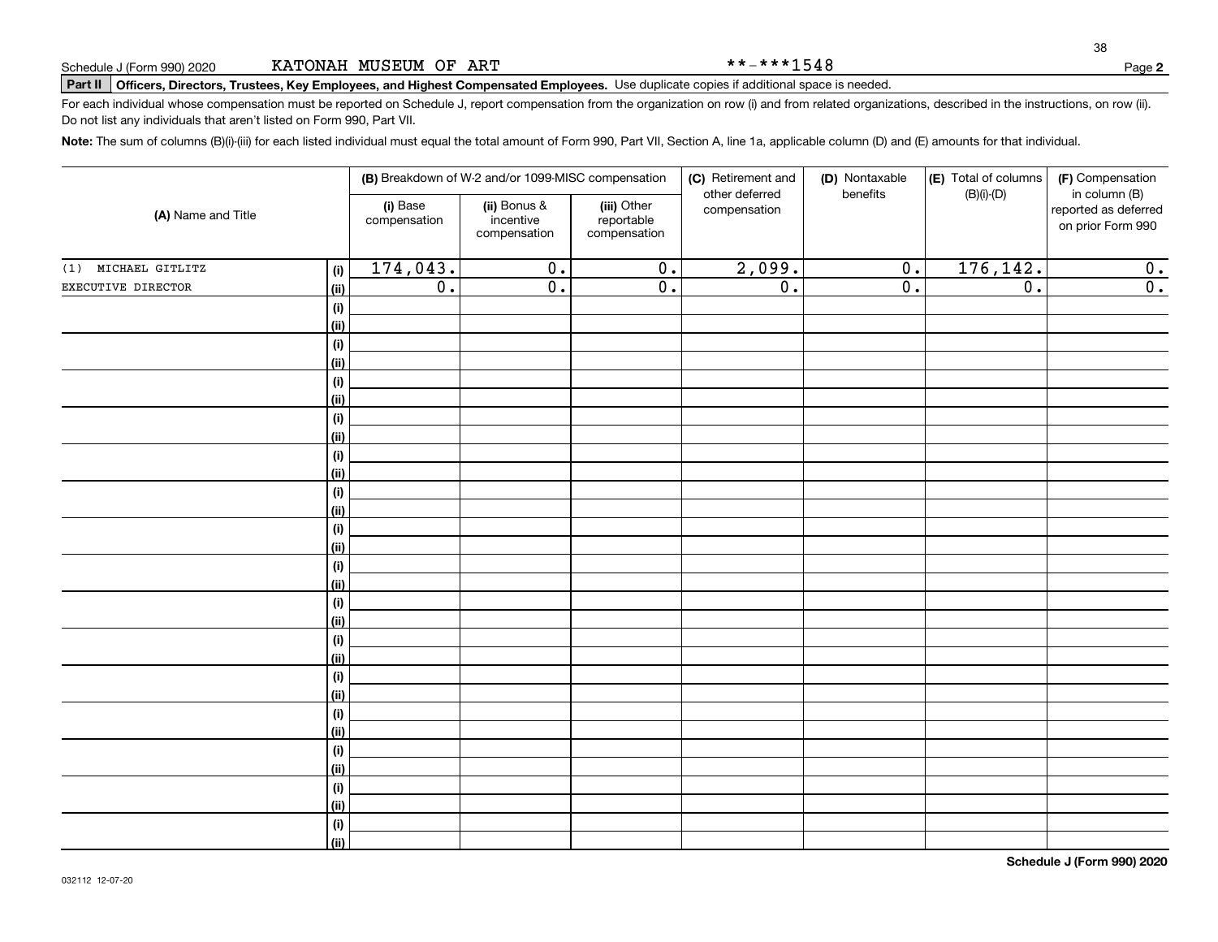Schedule J (Form 990) 2020 KATONAH MUSEUM OF ART **-***1548 Page **2**

**Part II** **Officers, Directors, Trustees, Key Employees, and Highest Compensated Employees.** Use duplicate copies if additional space is needed.

For each individual whose compensation must be reported on Schedule J, report compensation from the organization on row (i) and from related organizations, described in the instructions, on row (ii). Do not list any individuals that aren't listed on Form 990, Part VII.

**Note:** The sum of columns (B)(i)-(iii) for each listed individual must equal the total amount of Form 990, Part VII, Section A, line 1a, applicable column (D) and (E) amounts for that individual.

| (A) Name and Title | | (B) Breakdown of W-2 and/or 1099-MISC compensation | | | (C) Retirement and other deferred compensation | (D) Nontaxable benefits | (E) Total of columns (B)(i)-(D) | (F) Compensation in column (B) reported as deferred on prior Form 990 |
|---|---|---|---|---|---|---|---|---|
| | | (i) Base compensation | (ii) Bonus & incentive compensation | (iii) Other reportable compensation | | | | |
| (1) MICHAEL GITLITZ | (i) | 174,043. | 0. | 0. | 2,099. | 0. | 176,142. | 0. |
| EXECUTIVE DIRECTOR | (ii) | 0. | 0. | 0. | 0. | 0. | 0. | 0. |
| | (i) | | | | | | | |
| | (ii) | | | | | | | |
| | (i) | | | | | | | |
| | (ii) | | | | | | | |
| | (i) | | | | | | | |
| | (ii) | | | | | | | |
| | (i) | | | | | | | |
| | (ii) | | | | | | | |
| | (i) | | | | | | | |
| | (ii) | | | | | | | |
| | (i) | | | | | | | |
| | (ii) | | | | | | | |
| | (i) | | | | | | | |
| | (ii) | | | | | | | |
| | (i) | | | | | | | |
| | (ii) | | | | | | | |
| | (i) | | | | | | | |
| | (ii) | | | | | | | |
| | (i) | | | | | | | |
| | (ii) | | | | | | | |
| | (i) | | | | | | | |
| | (ii) | | | | | | | |
| | (i) | | | | | | | |
| | (ii) | | | | | | | |
| | (i) | | | | | | | |
| | (ii) | | | | | | | |
| | (i) | | | | | | | |
| | (ii) | | | | | | | |
| | (i) | | | | | | | |
| | (ii) | | | | | | | |

**Schedule J (Form 990) 2020**

032112 12-07-20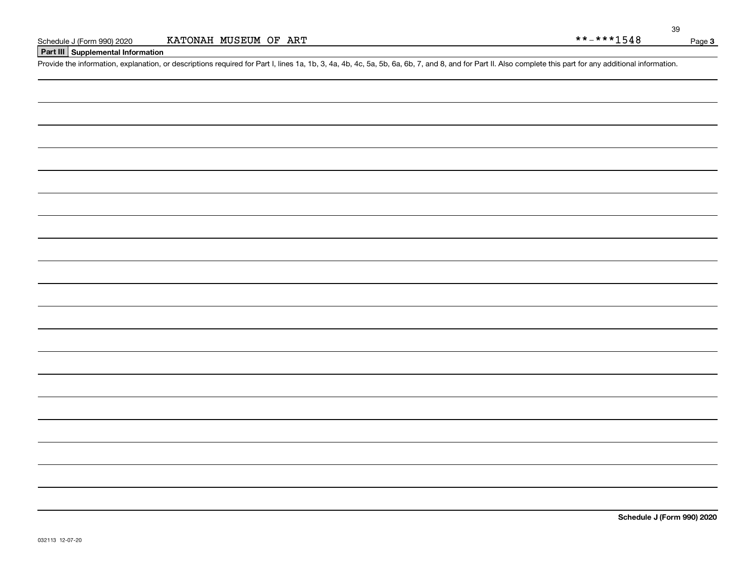Schedule J (Form 990) 2020 KATONAH MUSEUM OF ART **-***1548 Page **3**

## Part III Supplemental Information

Provide the information, explanation, or descriptions required for Part I, lines 1a, 1b, 3, 4a, 4b, 4c, 5a, 5b, 6a, 6b, 7, and 8, and for Part II. Also complete this part for any additional information.

**Schedule J (Form 990) 2020**

032113 12-07-20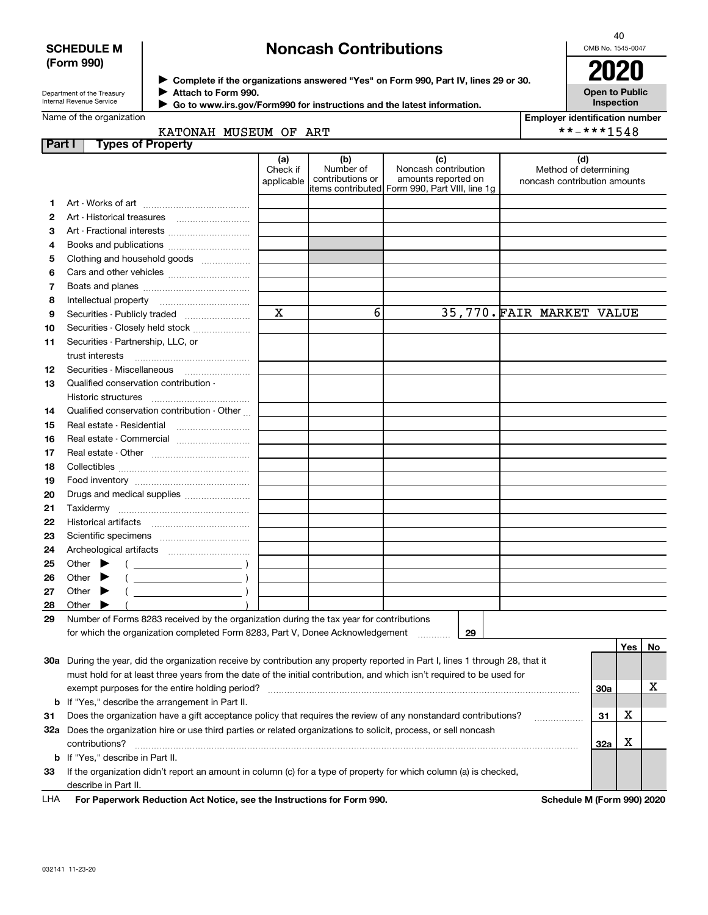**SCHEDULE M (Form 990)**

Department of the Treasury
Internal Revenue Service

# Noncash Contributions

▶ Complete if the organizations answered "Yes" on Form 990, Part IV, lines 29 or 30.
▶ Attach to Form 990.
▶ Go to www.irs.gov/Form990 for instructions and the latest information.

OMB No. 1545-0047

**2020**

**Open to Public Inspection**

Name of the organization: KATONAH MUSEUM OF ART

Employer identification number: **-***1548

## Part I Types of Property

| | | (a) Check if applicable | (b) Number of contributions or items contributed | (c) Noncash contribution amounts reported on Form 990, Part VIII, line 1g | (d) Method of determining noncash contribution amounts |
|---|---|---|---|---|---|
| 1 | Art - Works of art | | | | |
| 2 | Art - Historical treasures | | | | |
| 3 | Art - Fractional interests | | | | |
| 4 | Books and publications | | | | |
| 5 | Clothing and household goods | | | | |
| 6 | Cars and other vehicles | | | | |
| 7 | Boats and planes | | | | |
| 8 | Intellectual property | | | | |
| 9 | Securities - Publicly traded | X | 6 | 35,770. | FAIR MARKET VALUE |
| 10 | Securities - Closely held stock | | | | |
| 11 | Securities - Partnership, LLC, or trust interests | | | | |
| 12 | Securities - Miscellaneous | | | | |
| 13 | Qualified conservation contribution - Historic structures | | | | |
| 14 | Qualified conservation contribution - Other | | | | |
| 15 | Real estate - Residential | | | | |
| 16 | Real estate - Commercial | | | | |
| 17 | Real estate - Other | | | | |
| 18 | Collectibles | | | | |
| 19 | Food inventory | | | | |
| 20 | Drugs and medical supplies | | | | |
| 21 | Taxidermy | | | | |
| 22 | Historical artifacts | | | | |
| 23 | Scientific specimens | | | | |
| 24 | Archeological artifacts | | | | |
| 25 | Other ▶ ( ) | | | | |
| 26 | Other ▶ ( ) | | | | |
| 27 | Other ▶ ( ) | | | | |
| 28 | Other ▶ ( ) | | | | |

29 Number of Forms 8283 received by the organization during the tax year for contributions for which the organization completed Form 8283, Part V, Donee Acknowledgement ..... 29

| | | | Yes | No |
|---|---|---|---|---|
| 30a | During the year, did the organization receive by contribution any property reported in Part I, lines 1 through 28, that it must hold for at least three years from the date of the initial contribution, and which isn't required to be used for exempt purposes for the entire holding period? | 30a | | X |
| b | If "Yes," describe the arrangement in Part II. | | | |
| 31 | Does the organization have a gift acceptance policy that requires the review of any nonstandard contributions? | 31 | X | |
| 32a | Does the organization hire or use third parties or related organizations to solicit, process, or sell noncash contributions? | 32a | X | |
| b | If "Yes," describe in Part II. | | | |
| 33 | If the organization didn't report an amount in column (c) for a type of property for which column (a) is checked, describe in Part II. | | | |

LHA **For Paperwork Reduction Act Notice, see the Instructions for Form 990.** **Schedule M (Form 990) 2020**

032141 11-23-20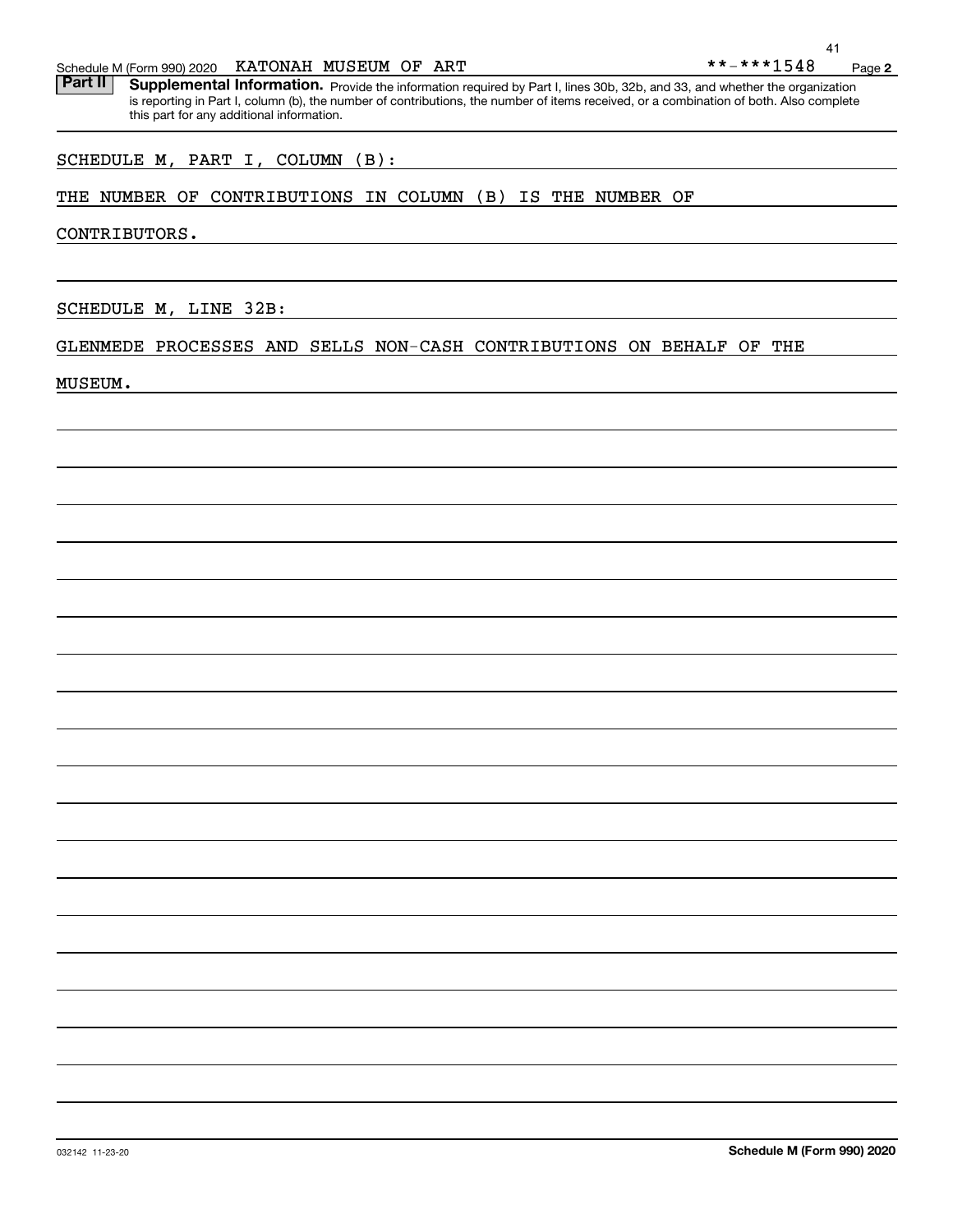Schedule M (Form 990) 2020 KATONAH MUSEUM OF ART **-***1548

**Part II** **Supplemental Information.** Provide the information required by Part I, lines 30b, 32b, and 33, and whether the organization is reporting in Part I, column (b), the number of contributions, the number of items received, or a combination of both. Also complete this part for any additional information.

SCHEDULE M, PART I, COLUMN (B):

THE NUMBER OF CONTRIBUTIONS IN COLUMN (B) IS THE NUMBER OF CONTRIBUTORS.

SCHEDULE M, LINE 32B:

GLENMEDE PROCESSES AND SELLS NON-CASH CONTRIBUTIONS ON BEHALF OF THE MUSEUM.

032142 11-23-20 **Schedule M (Form 990) 2020**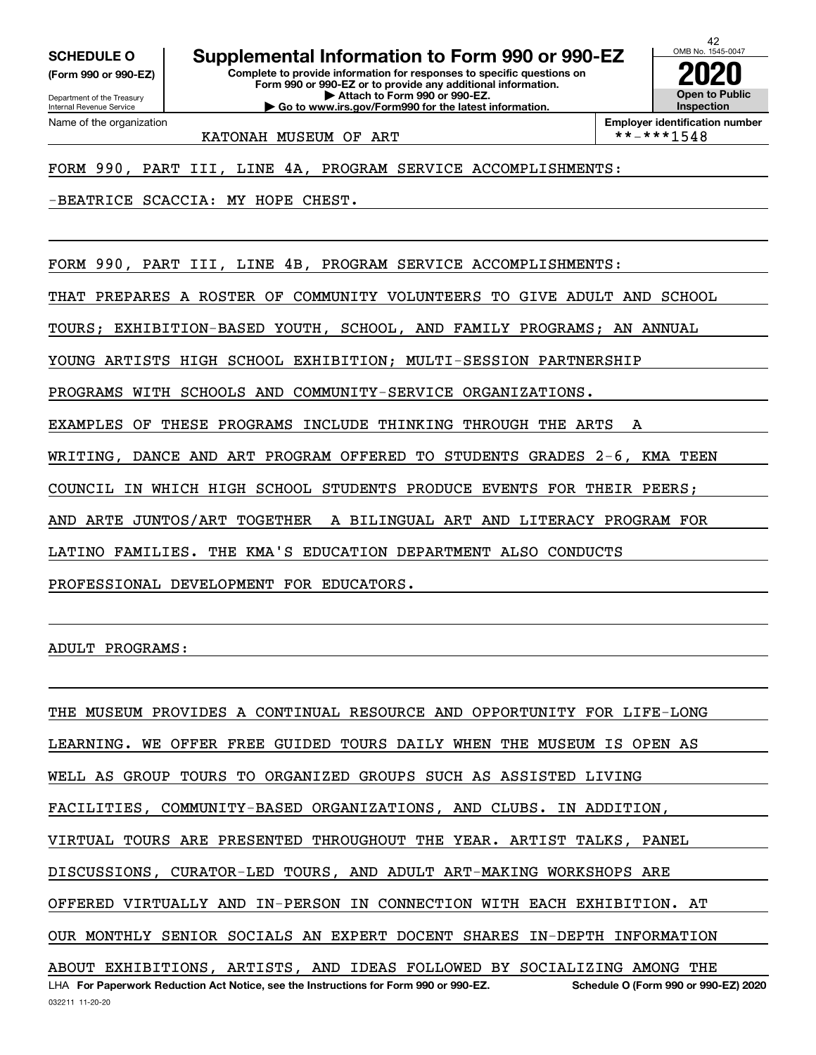**SCHEDULE O (Form 990 or 990-EZ)**

Department of the Treasury
Internal Revenue Service

# Supplemental Information to Form 990 or 990-EZ

**Complete to provide information for responses to specific questions on Form 990 or 990-EZ or to provide any additional information.**
**▶ Attach to Form 990 or 990-EZ.**
**▶ Go to www.irs.gov/Form990 for the latest information.**

OMB No. 1545-0047

**2020**

**Open to Public Inspection**

Name of the organization: KATONAH MUSEUM OF ART

**Employer identification number:** **-***1548

FORM 990, PART III, LINE 4A, PROGRAM SERVICE ACCOMPLISHMENTS:

-BEATRICE SCACCIA: MY HOPE CHEST.

FORM 990, PART III, LINE 4B, PROGRAM SERVICE ACCOMPLISHMENTS:

THAT PREPARES A ROSTER OF COMMUNITY VOLUNTEERS TO GIVE ADULT AND SCHOOL TOURS; EXHIBITION-BASED YOUTH, SCHOOL, AND FAMILY PROGRAMS; AN ANNUAL YOUNG ARTISTS HIGH SCHOOL EXHIBITION; MULTI-SESSION PARTNERSHIP PROGRAMS WITH SCHOOLS AND COMMUNITY-SERVICE ORGANIZATIONS. EXAMPLES OF THESE PROGRAMS INCLUDE THINKING THROUGH THE ARTS A WRITING, DANCE AND ART PROGRAM OFFERED TO STUDENTS GRADES 2-6, KMA TEEN COUNCIL IN WHICH HIGH SCHOOL STUDENTS PRODUCE EVENTS FOR THEIR PEERS; AND ARTE JUNTOS/ART TOGETHER A BILINGUAL ART AND LITERACY PROGRAM FOR LATINO FAMILIES. THE KMA'S EDUCATION DEPARTMENT ALSO CONDUCTS PROFESSIONAL DEVELOPMENT FOR EDUCATORS.

ADULT PROGRAMS:

THE MUSEUM PROVIDES A CONTINUAL RESOURCE AND OPPORTUNITY FOR LIFE-LONG LEARNING. WE OFFER FREE GUIDED TOURS DAILY WHEN THE MUSEUM IS OPEN AS WELL AS GROUP TOURS TO ORGANIZED GROUPS SUCH AS ASSISTED LIVING FACILITIES, COMMUNITY-BASED ORGANIZATIONS, AND CLUBS. IN ADDITION, VIRTUAL TOURS ARE PRESENTED THROUGHOUT THE YEAR. ARTIST TALKS, PANEL DISCUSSIONS, CURATOR-LED TOURS, AND ADULT ART-MAKING WORKSHOPS ARE OFFERED VIRTUALLY AND IN-PERSON IN CONNECTION WITH EACH EXHIBITION. AT OUR MONTHLY SENIOR SOCIALS AN EXPERT DOCENT SHARES IN-DEPTH INFORMATION ABOUT EXHIBITIONS, ARTISTS, AND IDEAS FOLLOWED BY SOCIALIZING AMONG THE

LHA **For Paperwork Reduction Act Notice, see the Instructions for Form 990 or 990-EZ.** **Schedule O (Form 990 or 990-EZ) 2020**

032211 11-20-20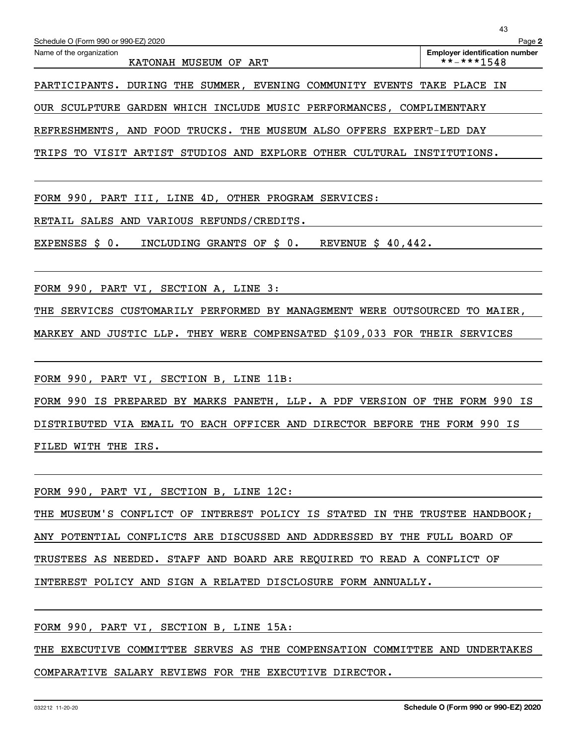Schedule O (Form 990 or 990-EZ) 2020

Name of the organization: KATONAH MUSEUM OF ART

Employer identification number: **-***1548

PARTICIPANTS. DURING THE SUMMER, EVENING COMMUNITY EVENTS TAKE PLACE IN OUR SCULPTURE GARDEN WHICH INCLUDE MUSIC PERFORMANCES, COMPLIMENTARY REFRESHMENTS, AND FOOD TRUCKS. THE MUSEUM ALSO OFFERS EXPERT-LED DAY TRIPS TO VISIT ARTIST STUDIOS AND EXPLORE OTHER CULTURAL INSTITUTIONS.

FORM 990, PART III, LINE 4D, OTHER PROGRAM SERVICES:

RETAIL SALES AND VARIOUS REFUNDS/CREDITS.

EXPENSES $ 0. INCLUDING GRANTS OF $ 0. REVENUE $ 40,442.

FORM 990, PART VI, SECTION A, LINE 3:

THE SERVICES CUSTOMARILY PERFORMED BY MANAGEMENT WERE OUTSOURCED TO MAIER, MARKEY AND JUSTIC LLP. THEY WERE COMPENSATED $109,033 FOR THEIR SERVICES

FORM 990, PART VI, SECTION B, LINE 11B:

FORM 990 IS PREPARED BY MARKS PANETH, LLP. A PDF VERSION OF THE FORM 990 IS DISTRIBUTED VIA EMAIL TO EACH OFFICER AND DIRECTOR BEFORE THE FORM 990 IS FILED WITH THE IRS.

FORM 990, PART VI, SECTION B, LINE 12C:

THE MUSEUM'S CONFLICT OF INTEREST POLICY IS STATED IN THE TRUSTEE HANDBOOK; ANY POTENTIAL CONFLICTS ARE DISCUSSED AND ADDRESSED BY THE FULL BOARD OF TRUSTEES AS NEEDED. STAFF AND BOARD ARE REQUIRED TO READ A CONFLICT OF INTEREST POLICY AND SIGN A RELATED DISCLOSURE FORM ANNUALLY.

FORM 990, PART VI, SECTION B, LINE 15A:

THE EXECUTIVE COMMITTEE SERVES AS THE COMPENSATION COMMITTEE AND UNDERTAKES COMPARATIVE SALARY REVIEWS FOR THE EXECUTIVE DIRECTOR.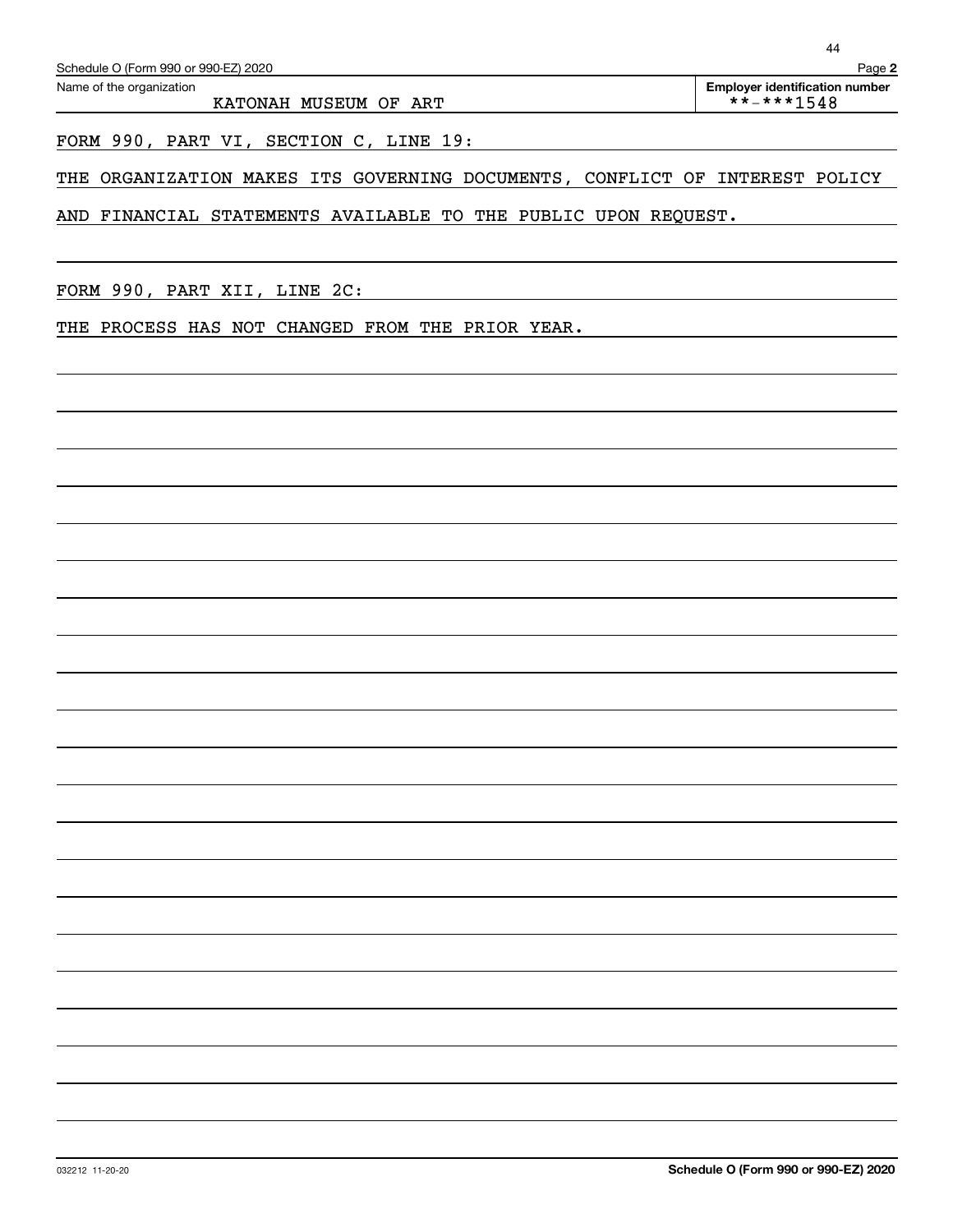Schedule O (Form 990 or 990-EZ) 2020 Page **2**

Name of the organization: KATONAH MUSEUM OF ART

**Employer identification number**: **-***1548

FORM 990, PART VI, SECTION C, LINE 19:

THE ORGANIZATION MAKES ITS GOVERNING DOCUMENTS, CONFLICT OF INTEREST POLICY AND FINANCIAL STATEMENTS AVAILABLE TO THE PUBLIC UPON REQUEST.

FORM 990, PART XII, LINE 2C:

THE PROCESS HAS NOT CHANGED FROM THE PRIOR YEAR.

032212 11-20-20 **Schedule O (Form 990 or 990-EZ) 2020**